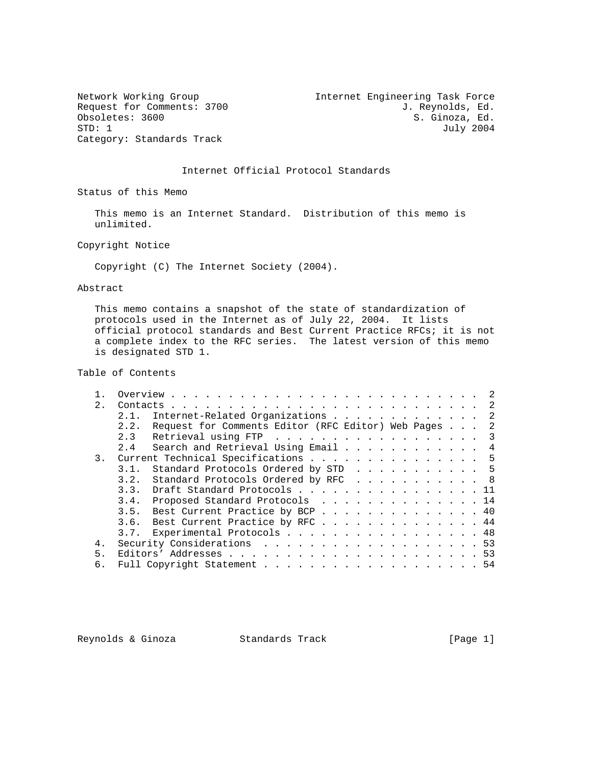Network Working Group — Internet Engineering Task Force
Request for Comments: 3700 — J. Reynolds, Ed.
Obsoletes: 3600 — S. Ginoza, Ed.
STD: 1 — July 2004
Category: Standards Track

# Internet Official Protocol Standards

## Status of this Memo

This memo is an Internet Standard. Distribution of this memo is unlimited.

## Copyright Notice

Copyright (C) The Internet Society (2004).

## Abstract

This memo contains a snapshot of the state of standardization of protocols used in the Internet as of July 22, 2004. It lists official protocol standards and Best Current Practice RFCs; it is not a complete index to the RFC series. The latest version of this memo is designated STD 1.

## Table of Contents

```
   1.  Overview . . . . . . . . . . . . . . . . . . . . . . . . . . .  2
   2.  Contacts . . . . . . . . . . . . . . . . . . . . . . . . . . .  2
       2.1.  Internet-Related Organizations . . . . . . . . . . . . .  2
       2.2.  Request for Comments Editor (RFC Editor) Web Pages . . .  2
       2.3   Retrieval using FTP  . . . . . . . . . . . . . . . . . .  3
       2.4   Search and Retrieval Using Email . . . . . . . . . . . .  4
   3.  Current Technical Specifications . . . . . . . . . . . . . . .  5
       3.1.  Standard Protocols Ordered by STD  . . . . . . . . . . .  5
       3.2.  Standard Protocols Ordered by RFC  . . . . . . . . . . .  8
       3.3.  Draft Standard Protocols . . . . . . . . . . . . . . . . 11
       3.4.  Proposed Standard Protocols  . . . . . . . . . . . . . . 14
       3.5.  Best Current Practice by BCP . . . . . . . . . . . . . . 40
       3.6.  Best Current Practice by RFC . . . . . . . . . . . . . . 44
       3.7.  Experimental Protocols . . . . . . . . . . . . . . . . . 48
   4.  Security Considerations  . . . . . . . . . . . . . . . . . . . 53
   5.  Editors' Addresses . . . . . . . . . . . . . . . . . . . . . . 53
   6.  Full Copyright Statement . . . . . . . . . . . . . . . . . . . 54
```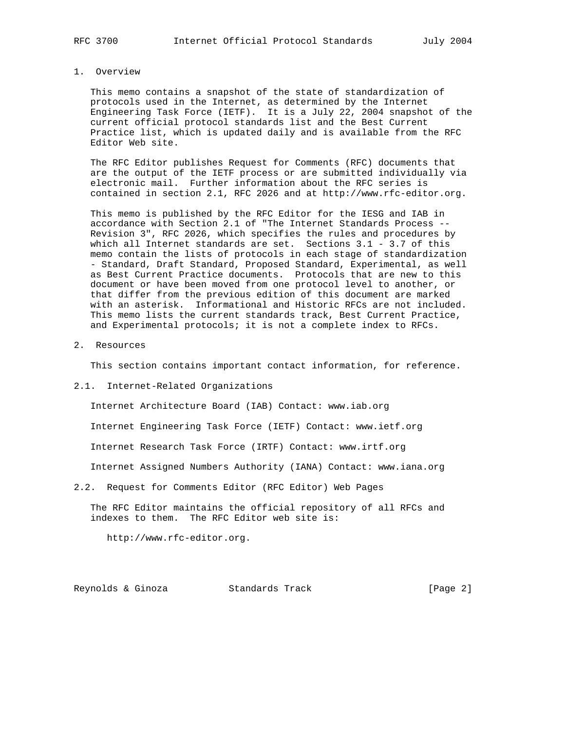## 1. Overview

This memo contains a snapshot of the state of standardization of protocols used in the Internet, as determined by the Internet Engineering Task Force (IETF). It is a July 22, 2004 snapshot of the current official protocol standards list and the Best Current Practice list, which is updated daily and is available from the RFC Editor Web site.

The RFC Editor publishes Request for Comments (RFC) documents that are the output of the IETF process or are submitted individually via electronic mail. Further information about the RFC series is contained in section 2.1, RFC 2026 and at http://www.rfc-editor.org.

This memo is published by the RFC Editor for the IESG and IAB in accordance with Section 2.1 of "The Internet Standards Process -- Revision 3", RFC 2026, which specifies the rules and procedures by which all Internet standards are set. Sections 3.1 - 3.7 of this memo contain the lists of protocols in each stage of standardization - Standard, Draft Standard, Proposed Standard, Experimental, as well as Best Current Practice documents. Protocols that are new to this document or have been moved from one protocol level to another, or that differ from the previous edition of this document are marked with an asterisk. Informational and Historic RFCs are not included. This memo lists the current standards track, Best Current Practice, and Experimental protocols; it is not a complete index to RFCs.

## 2. Resources

This section contains important contact information, for reference.

### 2.1. Internet-Related Organizations

Internet Architecture Board (IAB) Contact: www.iab.org

Internet Engineering Task Force (IETF) Contact: www.ietf.org

Internet Research Task Force (IRTF) Contact: www.irtf.org

Internet Assigned Numbers Authority (IANA) Contact: www.iana.org

### 2.2. Request for Comments Editor (RFC Editor) Web Pages

The RFC Editor maintains the official repository of all RFCs and indexes to them. The RFC Editor web site is:

http://www.rfc-editor.org.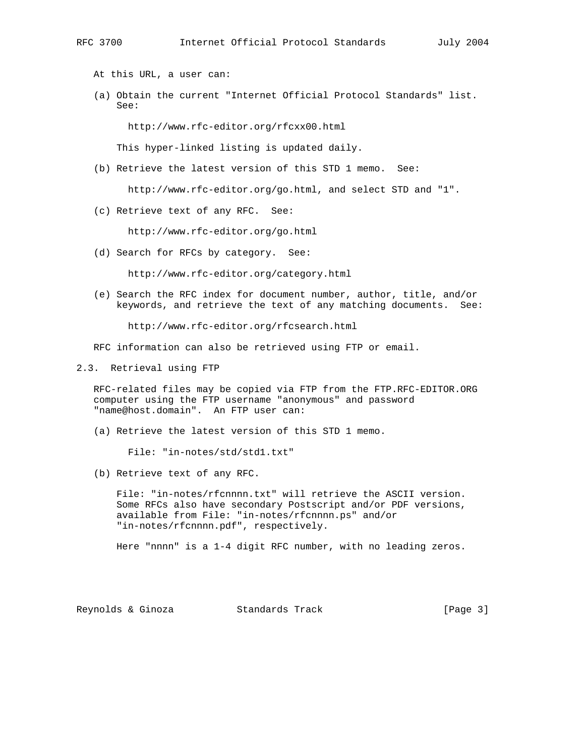At this URL, a user can:

(a) Obtain the current "Internet Official Protocol Standards" list. See:

http://www.rfc-editor.org/rfcxx00.html

This hyper-linked listing is updated daily.

(b) Retrieve the latest version of this STD 1 memo. See:

http://www.rfc-editor.org/go.html, and select STD and "1".

(c) Retrieve text of any RFC. See:

http://www.rfc-editor.org/go.html

(d) Search for RFCs by category. See:

http://www.rfc-editor.org/category.html

(e) Search the RFC index for document number, author, title, and/or keywords, and retrieve the text of any matching documents. See:

http://www.rfc-editor.org/rfcsearch.html

RFC information can also be retrieved using FTP or email.

## 2.3. Retrieval using FTP

RFC-related files may be copied via FTP from the FTP.RFC-EDITOR.ORG computer using the FTP username "anonymous" and password "name@host.domain". An FTP user can:

(a) Retrieve the latest version of this STD 1 memo.

File: "in-notes/std/std1.txt"

(b) Retrieve text of any RFC.

File: "in-notes/rfcnnnn.txt" will retrieve the ASCII version. Some RFCs also have secondary Postscript and/or PDF versions, available from File: "in-notes/rfcnnnn.ps" and/or "in-notes/rfcnnnn.pdf", respectively.

Here "nnnn" is a 1-4 digit RFC number, with no leading zeros.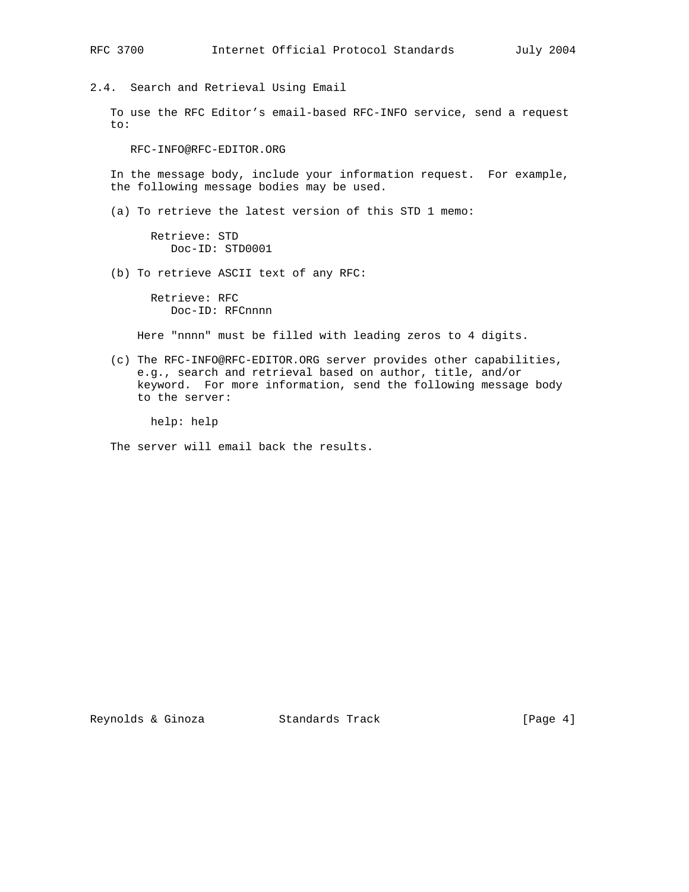## 2.4. Search and Retrieval Using Email

To use the RFC Editor's email-based RFC-INFO service, send a request to:

RFC-INFO@RFC-EDITOR.ORG

In the message body, include your information request. For example, the following message bodies may be used.

(a) To retrieve the latest version of this STD 1 memo:

```
Retrieve: STD
   Doc-ID: STD0001
```

(b) To retrieve ASCII text of any RFC:

```
Retrieve: RFC
   Doc-ID: RFCnnnn
```

Here "nnnn" must be filled with leading zeros to 4 digits.

(c) The RFC-INFO@RFC-EDITOR.ORG server provides other capabilities, e.g., search and retrieval based on author, title, and/or keyword. For more information, send the following message body to the server:

```
help: help
```

The server will email back the results.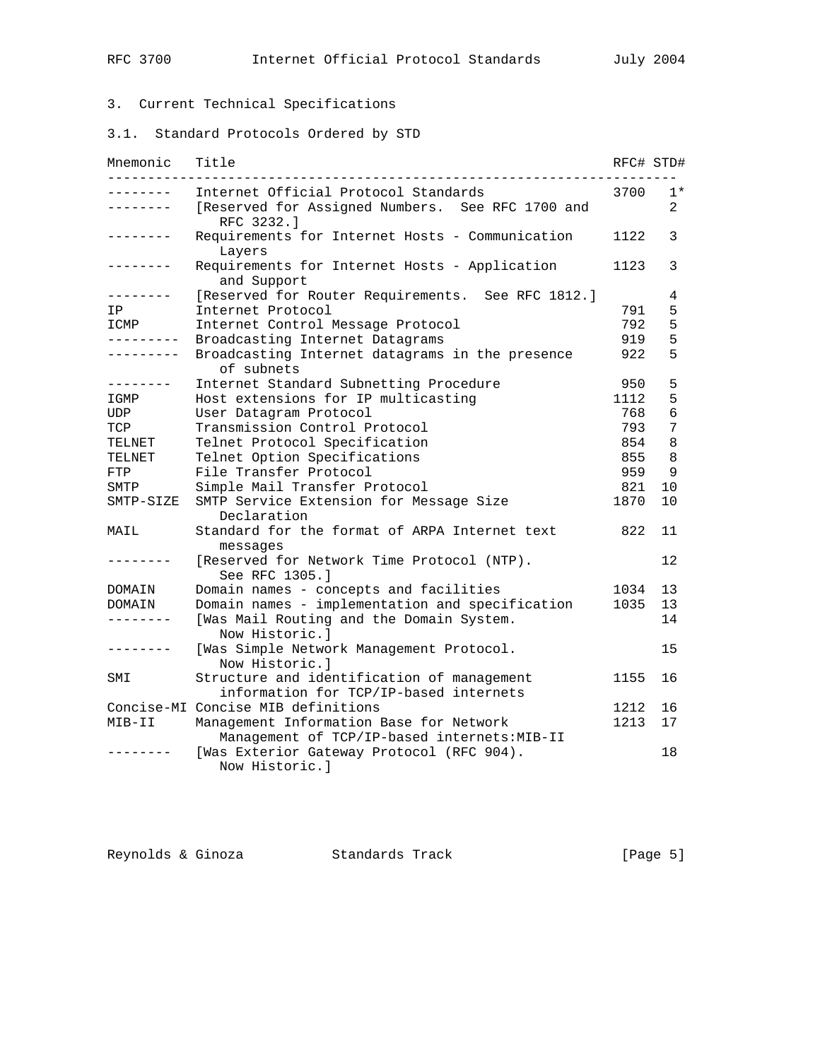## 3. Current Technical Specifications

### 3.1. Standard Protocols Ordered by STD

| Mnemonic | Title | RFC# | STD# |
|---|---|---|---|
| -------- | Internet Official Protocol Standards | 3700 | 1* |
| -------- | [Reserved for Assigned Numbers. See RFC 1700 and RFC 3232.] | | 2 |
| -------- | Requirements for Internet Hosts - Communication Layers | 1122 | 3 |
| -------- | Requirements for Internet Hosts - Application and Support | 1123 | 3 |
| -------- | [Reserved for Router Requirements. See RFC 1812.] | | 4 |
| IP | Internet Protocol | 791 | 5 |
| ICMP | Internet Control Message Protocol | 792 | 5 |
| --------- | Broadcasting Internet Datagrams | 919 | 5 |
| --------- | Broadcasting Internet datagrams in the presence of subnets | 922 | 5 |
| -------- | Internet Standard Subnetting Procedure | 950 | 5 |
| IGMP | Host extensions for IP multicasting | 1112 | 5 |
| UDP | User Datagram Protocol | 768 | 6 |
| TCP | Transmission Control Protocol | 793 | 7 |
| TELNET | Telnet Protocol Specification | 854 | 8 |
| TELNET | Telnet Option Specifications | 855 | 8 |
| FTP | File Transfer Protocol | 959 | 9 |
| SMTP | Simple Mail Transfer Protocol | 821 | 10 |
| SMTP-SIZE | SMTP Service Extension for Message Size Declaration | 1870 | 10 |
| MAIL | Standard for the format of ARPA Internet text messages | 822 | 11 |
| -------- | [Reserved for Network Time Protocol (NTP). See RFC 1305.] | | 12 |
| DOMAIN | Domain names - concepts and facilities | 1034 | 13 |
| DOMAIN | Domain names - implementation and specification | 1035 | 13 |
| -------- | [Was Mail Routing and the Domain System. Now Historic.] | | 14 |
| -------- | [Was Simple Network Management Protocol. Now Historic.] | | 15 |
| SMI | Structure and identification of management information for TCP/IP-based internets | 1155 | 16 |
| Concise-MI | Concise MIB definitions | 1212 | 16 |
| MIB-II | Management Information Base for Network Management of TCP/IP-based internets:MIB-II | 1213 | 17 |
| -------- | [Was Exterior Gateway Protocol (RFC 904). Now Historic.] | | 18 |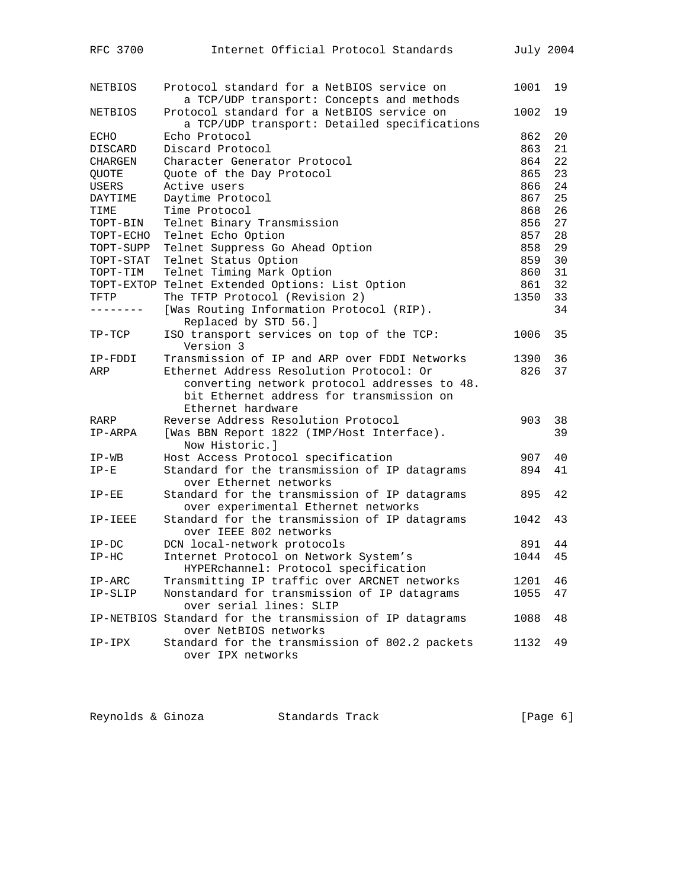| | | | |
|---|---|---|---|
| NETBIOS | Protocol standard for a NetBIOS service on a TCP/UDP transport: Concepts and methods | 1001 | 19 |
| NETBIOS | Protocol standard for a NetBIOS service on a TCP/UDP transport: Detailed specifications | 1002 | 19 |
| ECHO | Echo Protocol | 862 | 20 |
| DISCARD | Discard Protocol | 863 | 21 |
| CHARGEN | Character Generator Protocol | 864 | 22 |
| QUOTE | Quote of the Day Protocol | 865 | 23 |
| USERS | Active users | 866 | 24 |
| DAYTIME | Daytime Protocol | 867 | 25 |
| TIME | Time Protocol | 868 | 26 |
| TOPT-BIN | Telnet Binary Transmission | 856 | 27 |
| TOPT-ECHO | Telnet Echo Option | 857 | 28 |
| TOPT-SUPP | Telnet Suppress Go Ahead Option | 858 | 29 |
| TOPT-STAT | Telnet Status Option | 859 | 30 |
| TOPT-TIM | Telnet Timing Mark Option | 860 | 31 |
| TOPT-EXTOP | Telnet Extended Options: List Option | 861 | 32 |
| TFTP | The TFTP Protocol (Revision 2) | 1350 | 33 |
| -------- | [Was Routing Information Protocol (RIP). Replaced by STD 56.] | | 34 |
| TP-TCP | ISO transport services on top of the TCP: Version 3 | 1006 | 35 |
| IP-FDDI | Transmission of IP and ARP over FDDI Networks | 1390 | 36 |
| ARP | Ethernet Address Resolution Protocol: Or converting network protocol addresses to 48.bit Ethernet address for transmission on Ethernet hardware | 826 | 37 |
| RARP | Reverse Address Resolution Protocol | 903 | 38 |
| IP-ARPA | [Was BBN Report 1822 (IMP/Host Interface). Now Historic.] | | 39 |
| IP-WB | Host Access Protocol specification | 907 | 40 |
| IP-E | Standard for the transmission of IP datagrams over Ethernet networks | 894 | 41 |
| IP-EE | Standard for the transmission of IP datagrams over experimental Ethernet networks | 895 | 42 |
| IP-IEEE | Standard for the transmission of IP datagrams over IEEE 802 networks | 1042 | 43 |
| IP-DC | DCN local-network protocols | 891 | 44 |
| IP-HC | Internet Protocol on Network System's HYPERchannel: Protocol specification | 1044 | 45 |
| IP-ARC | Transmitting IP traffic over ARCNET networks | 1201 | 46 |
| IP-SLIP | Nonstandard for transmission of IP datagrams over serial lines: SLIP | 1055 | 47 |
| IP-NETBIOS | Standard for the transmission of IP datagrams over NetBIOS networks | 1088 | 48 |
| IP-IPX | Standard for the transmission of 802.2 packets over IPX networks | 1132 | 49 |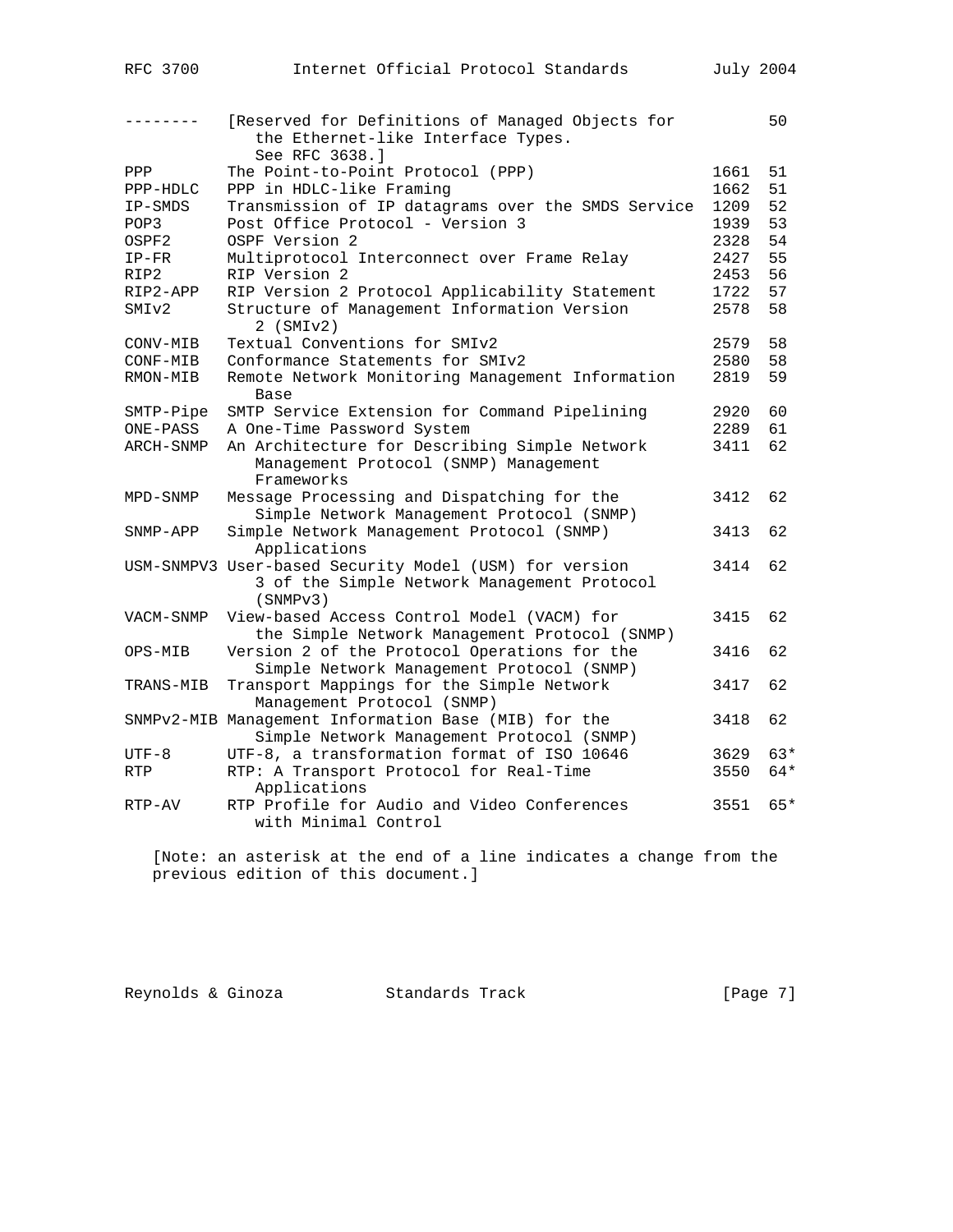| | | | |
|---|---|---|---|
| -------- | [Reserved for Definitions of Managed Objects for the Ethernet-like Interface Types. See RFC 3638.] | | 50 |
| PPP | The Point-to-Point Protocol (PPP) | 1661 | 51 |
| PPP-HDLC | PPP in HDLC-like Framing | 1662 | 51 |
| IP-SMDS | Transmission of IP datagrams over the SMDS Service | 1209 | 52 |
| POP3 | Post Office Protocol - Version 3 | 1939 | 53 |
| OSPF2 | OSPF Version 2 | 2328 | 54 |
| IP-FR | Multiprotocol Interconnect over Frame Relay | 2427 | 55 |
| RIP2 | RIP Version 2 | 2453 | 56 |
| RIP2-APP | RIP Version 2 Protocol Applicability Statement | 1722 | 57 |
| SMIv2 | Structure of Management Information Version 2 (SMIv2) | 2578 | 58 |
| CONV-MIB | Textual Conventions for SMIv2 | 2579 | 58 |
| CONF-MIB | Conformance Statements for SMIv2 | 2580 | 58 |
| RMON-MIB | Remote Network Monitoring Management Information Base | 2819 | 59 |
| SMTP-Pipe | SMTP Service Extension for Command Pipelining | 2920 | 60 |
| ONE-PASS | A One-Time Password System | 2289 | 61 |
| ARCH-SNMP | An Architecture for Describing Simple Network Management Protocol (SNMP) Management Frameworks | 3411 | 62 |
| MPD-SNMP | Message Processing and Dispatching for the Simple Network Management Protocol (SNMP) | 3412 | 62 |
| SNMP-APP | Simple Network Management Protocol (SNMP) Applications | 3413 | 62 |
| USM-SNMPV3 | User-based Security Model (USM) for version 3 of the Simple Network Management Protocol (SNMPv3) | 3414 | 62 |
| VACM-SNMP | View-based Access Control Model (VACM) for the Simple Network Management Protocol (SNMP) | 3415 | 62 |
| OPS-MIB | Version 2 of the Protocol Operations for the Simple Network Management Protocol (SNMP) | 3416 | 62 |
| TRANS-MIB | Transport Mappings for the Simple Network Management Protocol (SNMP) | 3417 | 62 |
| SNMPv2-MIB | Management Information Base (MIB) for the Simple Network Management Protocol (SNMP) | 3418 | 62 |
| UTF-8 | UTF-8, a transformation format of ISO 10646 | 3629 | 63* |
| RTP | RTP: A Transport Protocol for Real-Time Applications | 3550 | 64* |
| RTP-AV | RTP Profile for Audio and Video Conferences with Minimal Control | 3551 | 65* |

[Note: an asterisk at the end of a line indicates a change from the previous edition of this document.]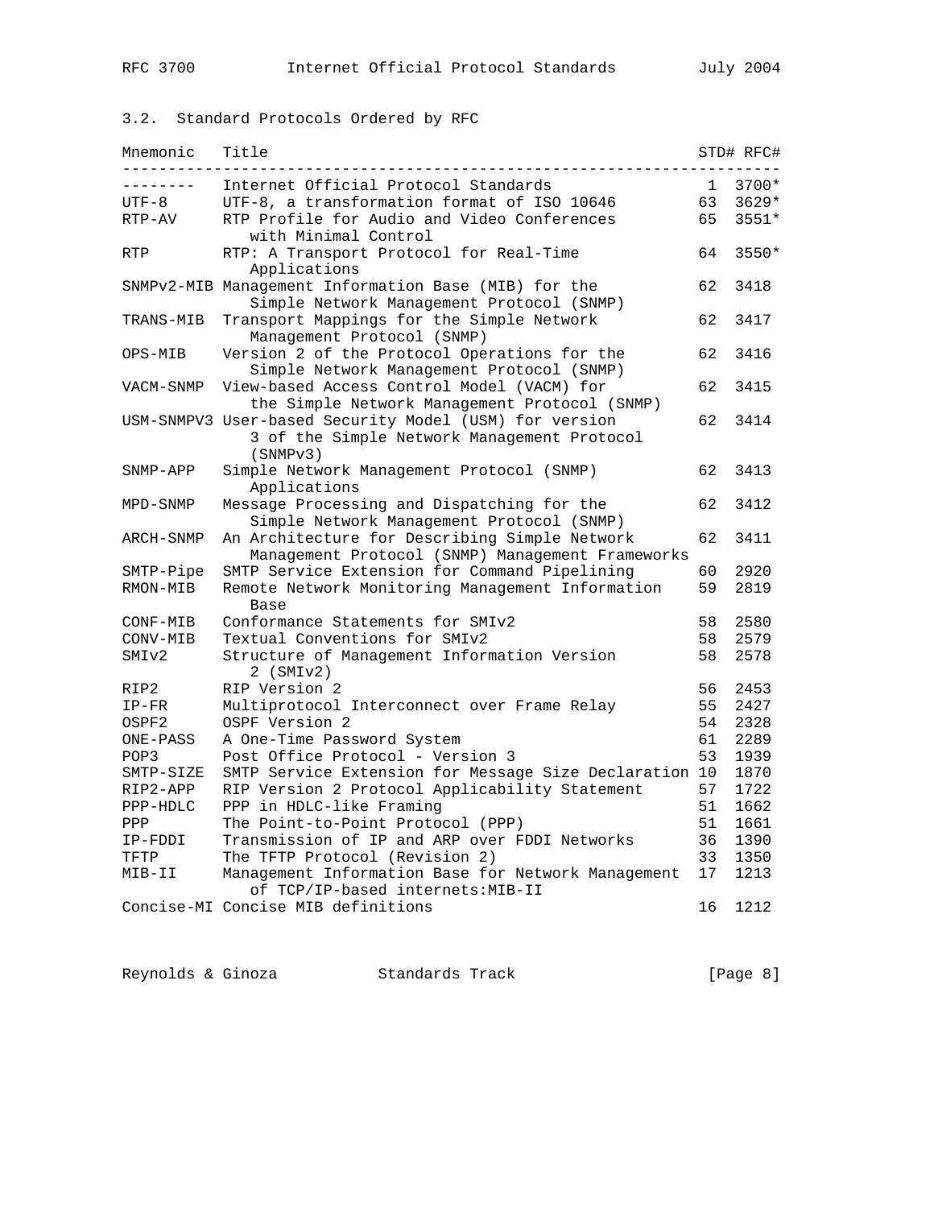### 3.2. Standard Protocols Ordered by RFC

| Mnemonic | Title | STD# | RFC# |
|---|---|---|---|
| -------- | Internet Official Protocol Standards | 1 | 3700* |
| UTF-8 | UTF-8, a transformation format of ISO 10646 | 63 | 3629* |
| RTP-AV | RTP Profile for Audio and Video Conferences with Minimal Control | 65 | 3551* |
| RTP | RTP: A Transport Protocol for Real-Time Applications | 64 | 3550* |
| SNMPv2-MIB | Management Information Base (MIB) for the Simple Network Management Protocol (SNMP) | 62 | 3418 |
| TRANS-MIB | Transport Mappings for the Simple Network Management Protocol (SNMP) | 62 | 3417 |
| OPS-MIB | Version 2 of the Protocol Operations for the Simple Network Management Protocol (SNMP) | 62 | 3416 |
| VACM-SNMP | View-based Access Control Model (VACM) for the Simple Network Management Protocol (SNMP) | 62 | 3415 |
| USM-SNMPV3 | User-based Security Model (USM) for version 3 of the Simple Network Management Protocol (SNMPv3) | 62 | 3414 |
| SNMP-APP | Simple Network Management Protocol (SNMP) Applications | 62 | 3413 |
| MPD-SNMP | Message Processing and Dispatching for the Simple Network Management Protocol (SNMP) | 62 | 3412 |
| ARCH-SNMP | An Architecture for Describing Simple Network Management Protocol (SNMP) Management Frameworks | 62 | 3411 |
| SMTP-Pipe | SMTP Service Extension for Command Pipelining | 60 | 2920 |
| RMON-MIB | Remote Network Monitoring Management Information Base | 59 | 2819 |
| CONF-MIB | Conformance Statements for SMIv2 | 58 | 2580 |
| CONV-MIB | Textual Conventions for SMIv2 | 58 | 2579 |
| SMIv2 | Structure of Management Information Version 2 (SMIv2) | 58 | 2578 |
| RIP2 | RIP Version 2 | 56 | 2453 |
| IP-FR | Multiprotocol Interconnect over Frame Relay | 55 | 2427 |
| OSPF2 | OSPF Version 2 | 54 | 2328 |
| ONE-PASS | A One-Time Password System | 61 | 2289 |
| POP3 | Post Office Protocol - Version 3 | 53 | 1939 |
| SMTP-SIZE | SMTP Service Extension for Message Size Declaration | 10 | 1870 |
| RIP2-APP | RIP Version 2 Protocol Applicability Statement | 57 | 1722 |
| PPP-HDLC | PPP in HDLC-like Framing | 51 | 1662 |
| PPP | The Point-to-Point Protocol (PPP) | 51 | 1661 |
| IP-FDDI | Transmission of IP and ARP over FDDI Networks | 36 | 1390 |
| TFTP | The TFTP Protocol (Revision 2) | 33 | 1350 |
| MIB-II | Management Information Base for Network Management of TCP/IP-based internets:MIB-II | 17 | 1213 |
| Concise-MI | Concise MIB definitions | 16 | 1212 |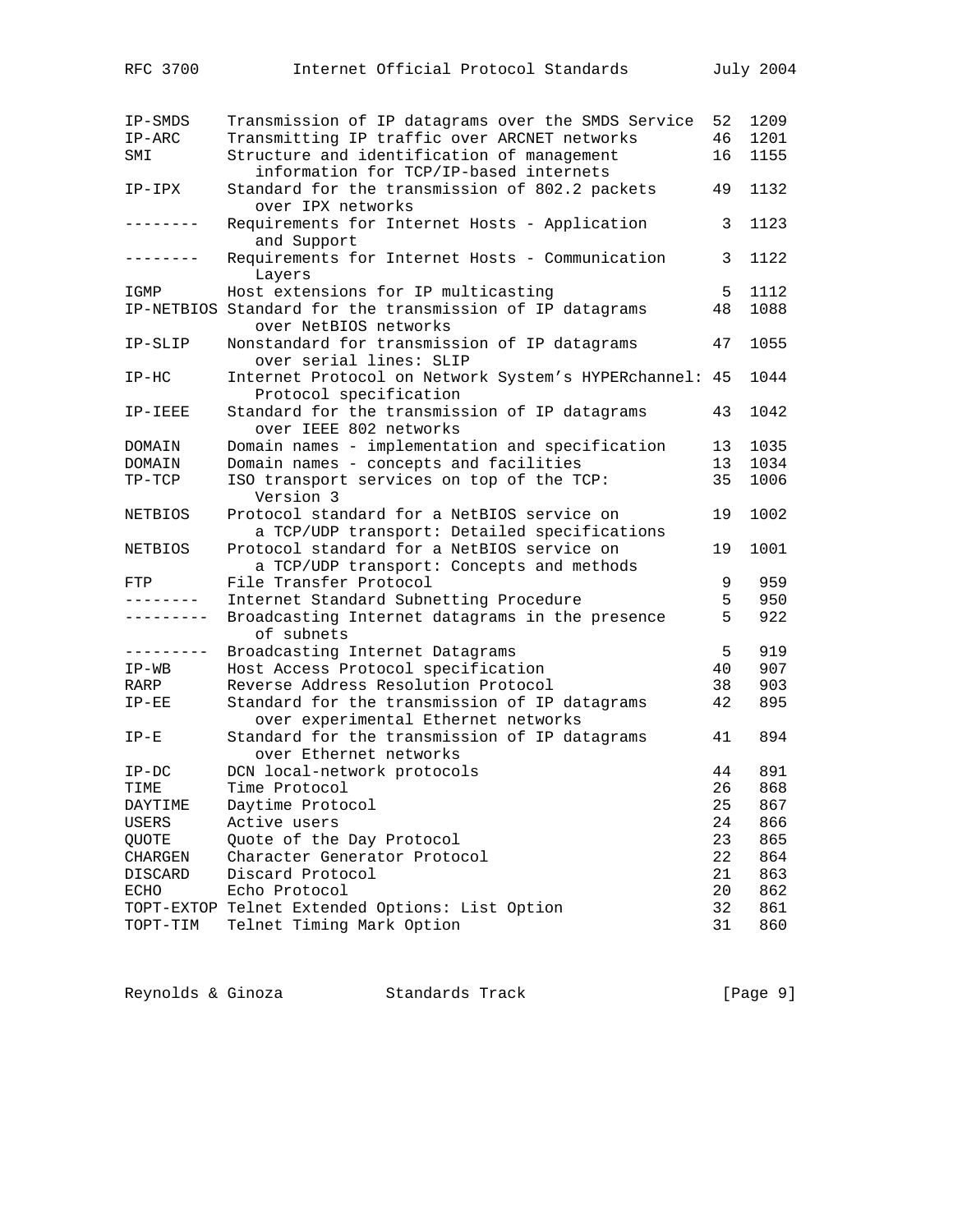| | | | |
|---|---|---|---|
| IP-SMDS | Transmission of IP datagrams over the SMDS Service | 52 | 1209 |
| IP-ARC | Transmitting IP traffic over ARCNET networks | 46 | 1201 |
| SMI | Structure and identification of management information for TCP/IP-based internets | 16 | 1155 |
| IP-IPX | Standard for the transmission of 802.2 packets over IPX networks | 49 | 1132 |
| -------- | Requirements for Internet Hosts - Application and Support | 3 | 1123 |
| -------- | Requirements for Internet Hosts - Communication Layers | 3 | 1122 |
| IGMP | Host extensions for IP multicasting | 5 | 1112 |
| IP-NETBIOS | Standard for the transmission of IP datagrams over NetBIOS networks | 48 | 1088 |
| IP-SLIP | Nonstandard for transmission of IP datagrams over serial lines: SLIP | 47 | 1055 |
| IP-HC | Internet Protocol on Network System's HYPERchannel: Protocol specification | 45 | 1044 |
| IP-IEEE | Standard for the transmission of IP datagrams over IEEE 802 networks | 43 | 1042 |
| DOMAIN | Domain names - implementation and specification | 13 | 1035 |
| DOMAIN | Domain names - concepts and facilities | 13 | 1034 |
| TP-TCP | ISO transport services on top of the TCP: Version 3 | 35 | 1006 |
| NETBIOS | Protocol standard for a NetBIOS service on a TCP/UDP transport: Detailed specifications | 19 | 1002 |
| NETBIOS | Protocol standard for a NetBIOS service on a TCP/UDP transport: Concepts and methods | 19 | 1001 |
| FTP | File Transfer Protocol | 9 | 959 |
| -------- | Internet Standard Subnetting Procedure | 5 | 950 |
| --------- | Broadcasting Internet datagrams in the presence of subnets | 5 | 922 |
| --------- | Broadcasting Internet Datagrams | 5 | 919 |
| IP-WB | Host Access Protocol specification | 40 | 907 |
| RARP | Reverse Address Resolution Protocol | 38 | 903 |
| IP-EE | Standard for the transmission of IP datagrams over experimental Ethernet networks | 42 | 895 |
| IP-E | Standard for the transmission of IP datagrams over Ethernet networks | 41 | 894 |
| IP-DC | DCN local-network protocols | 44 | 891 |
| TIME | Time Protocol | 26 | 868 |
| DAYTIME | Daytime Protocol | 25 | 867 |
| USERS | Active users | 24 | 866 |
| QUOTE | Quote of the Day Protocol | 23 | 865 |
| CHARGEN | Character Generator Protocol | 22 | 864 |
| DISCARD | Discard Protocol | 21 | 863 |
| ECHO | Echo Protocol | 20 | 862 |
| TOPT-EXTOP | Telnet Extended Options: List Option | 32 | 861 |
| TOPT-TIM | Telnet Timing Mark Option | 31 | 860 |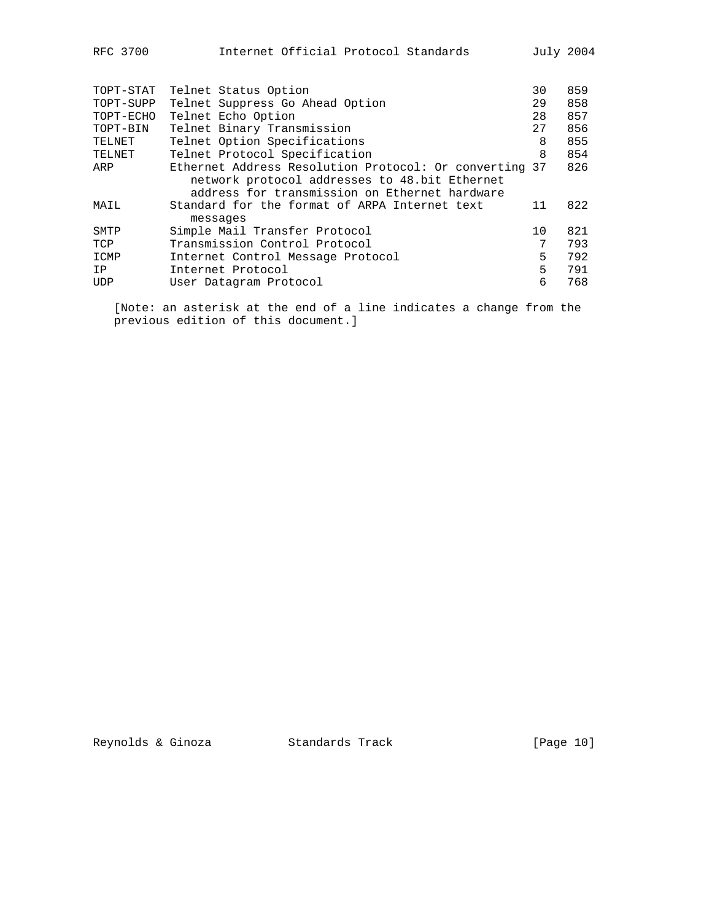| | | | |
|---|---|---|---|
| TOPT-STAT | Telnet Status Option | 30 | 859 |
| TOPT-SUPP | Telnet Suppress Go Ahead Option | 29 | 858 |
| TOPT-ECHO | Telnet Echo Option | 28 | 857 |
| TOPT-BIN | Telnet Binary Transmission | 27 | 856 |
| TELNET | Telnet Option Specifications | 8 | 855 |
| TELNET | Telnet Protocol Specification | 8 | 854 |
| ARP | Ethernet Address Resolution Protocol: Or converting network protocol addresses to 48.bit Ethernet address for transmission on Ethernet hardware | 37 | 826 |
| MAIL | Standard for the format of ARPA Internet text messages | 11 | 822 |
| SMTP | Simple Mail Transfer Protocol | 10 | 821 |
| TCP | Transmission Control Protocol | 7 | 793 |
| ICMP | Internet Control Message Protocol | 5 | 792 |
| IP | Internet Protocol | 5 | 791 |
| UDP | User Datagram Protocol | 6 | 768 |

[Note: an asterisk at the end of a line indicates a change from the previous edition of this document.]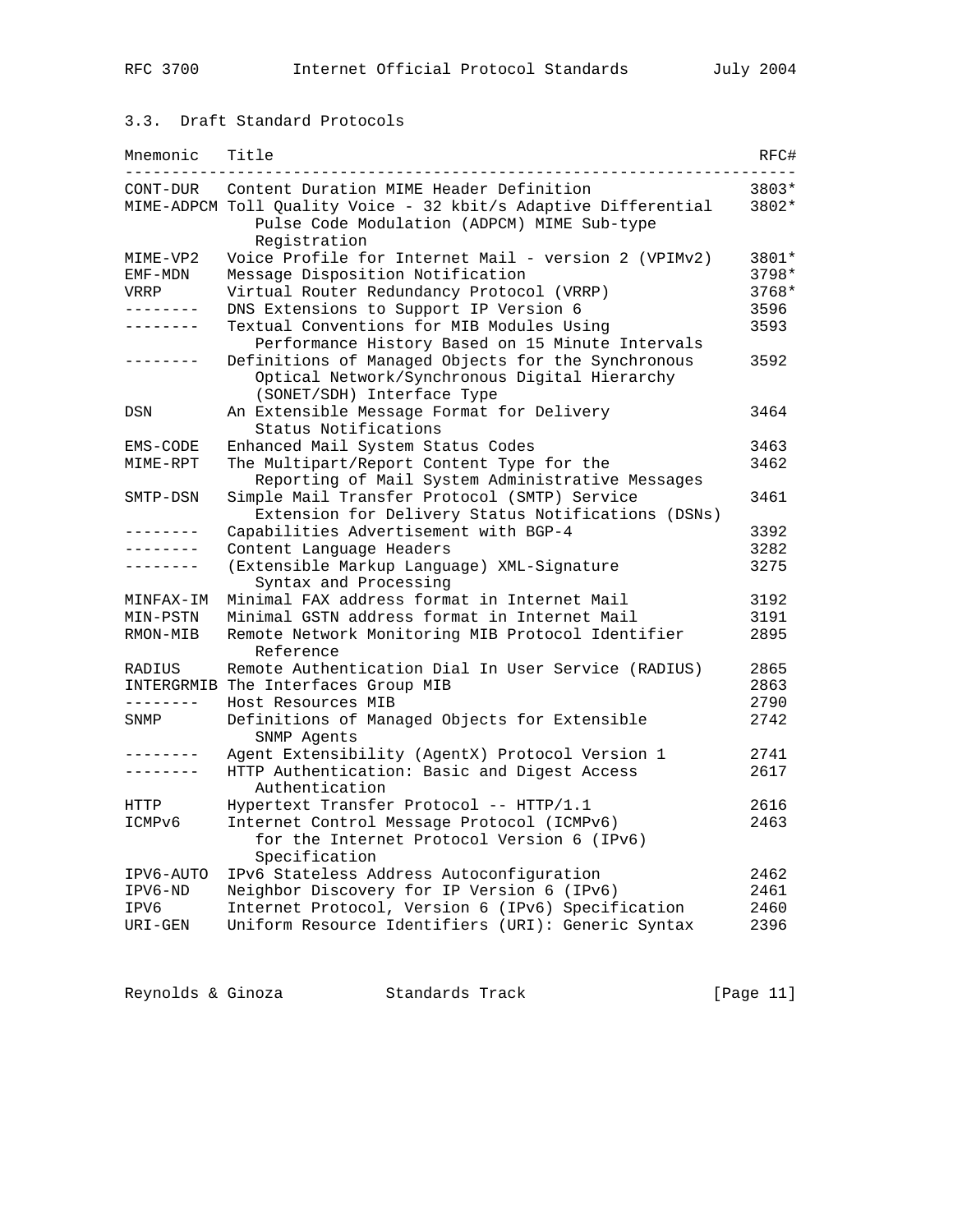### 3.3. Draft Standard Protocols

| Mnemonic | Title | RFC# |
|---|---|---|
| CONT-DUR | Content Duration MIME Header Definition | 3803* |
| MIME-ADPCM | Toll Quality Voice - 32 kbit/s Adaptive Differential Pulse Code Modulation (ADPCM) MIME Sub-type Registration | 3802* |
| MIME-VP2 | Voice Profile for Internet Mail - version 2 (VPIMv2) | 3801* |
| EMF-MDN | Message Disposition Notification | 3798* |
| VRRP | Virtual Router Redundancy Protocol (VRRP) | 3768* |
| -------- | DNS Extensions to Support IP Version 6 | 3596 |
| -------- | Textual Conventions for MIB Modules Using Performance History Based on 15 Minute Intervals | 3593 |
| -------- | Definitions of Managed Objects for the Synchronous Optical Network/Synchronous Digital Hierarchy (SONET/SDH) Interface Type | 3592 |
| DSN | An Extensible Message Format for Delivery Status Notifications | 3464 |
| EMS-CODE | Enhanced Mail System Status Codes | 3463 |
| MIME-RPT | The Multipart/Report Content Type for the Reporting of Mail System Administrative Messages | 3462 |
| SMTP-DSN | Simple Mail Transfer Protocol (SMTP) Service Extension for Delivery Status Notifications (DSNs) | 3461 |
| -------- | Capabilities Advertisement with BGP-4 | 3392 |
| -------- | Content Language Headers | 3282 |
| -------- | (Extensible Markup Language) XML-Signature Syntax and Processing | 3275 |
| MINFAX-IM | Minimal FAX address format in Internet Mail | 3192 |
| MIN-PSTN | Minimal GSTN address format in Internet Mail | 3191 |
| RMON-MIB | Remote Network Monitoring MIB Protocol Identifier Reference | 2895 |
| RADIUS | Remote Authentication Dial In User Service (RADIUS) | 2865 |
| INTERGRMIB | The Interfaces Group MIB | 2863 |
| -------- | Host Resources MIB | 2790 |
| SNMP | Definitions of Managed Objects for Extensible SNMP Agents | 2742 |
| -------- | Agent Extensibility (AgentX) Protocol Version 1 | 2741 |
| -------- | HTTP Authentication: Basic and Digest Access Authentication | 2617 |
| HTTP | Hypertext Transfer Protocol -- HTTP/1.1 | 2616 |
| ICMPv6 | Internet Control Message Protocol (ICMPv6) for the Internet Protocol Version 6 (IPv6) Specification | 2463 |
| IPV6-AUTO | IPv6 Stateless Address Autoconfiguration | 2462 |
| IPV6-ND | Neighbor Discovery for IP Version 6 (IPv6) | 2461 |
| IPV6 | Internet Protocol, Version 6 (IPv6) Specification | 2460 |
| URI-GEN | Uniform Resource Identifiers (URI): Generic Syntax | 2396 |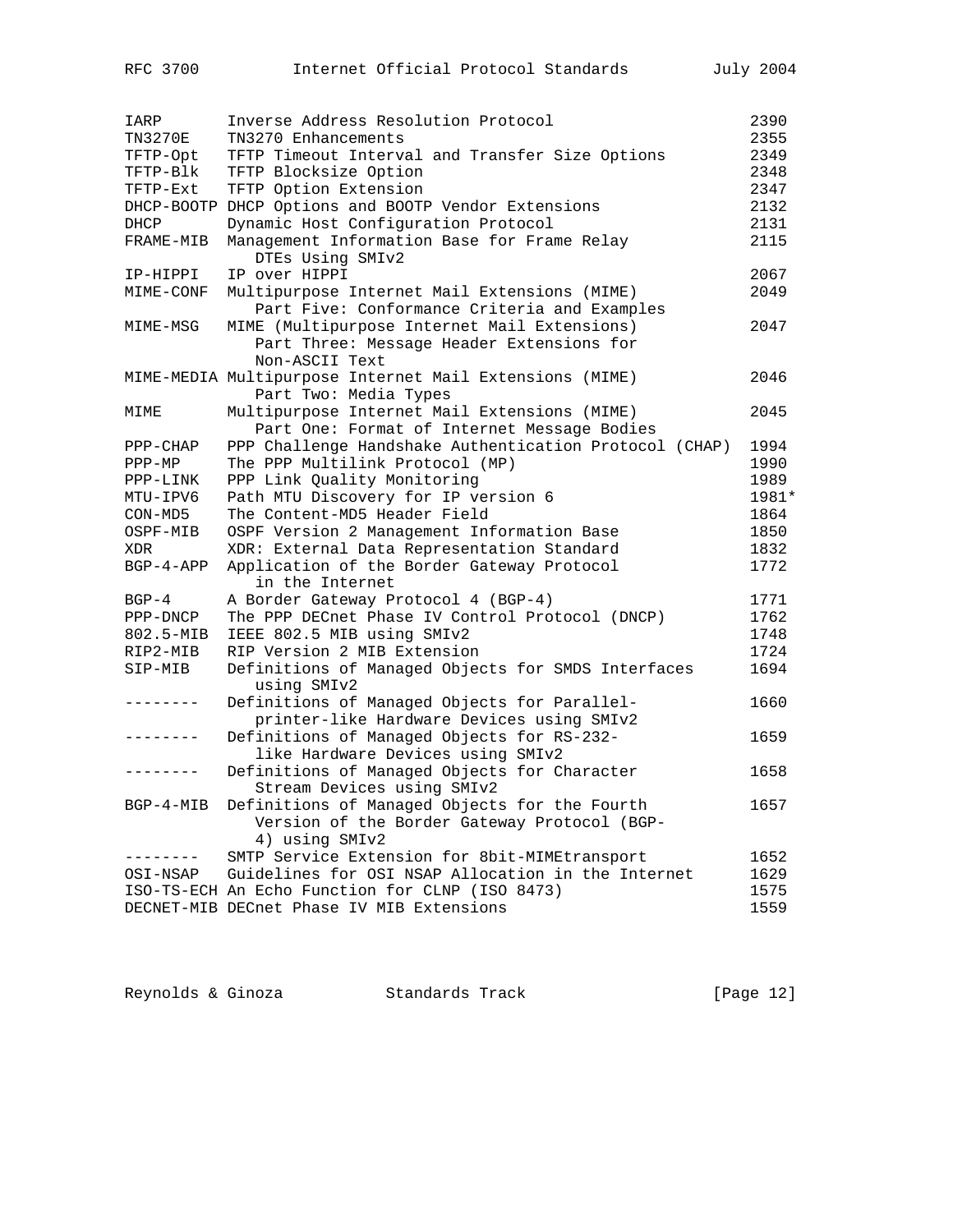| | | |
|---|---|---|
| IARP | Inverse Address Resolution Protocol | 2390 |
| TN3270E | TN3270 Enhancements | 2355 |
| TFTP-Opt | TFTP Timeout Interval and Transfer Size Options | 2349 |
| TFTP-Blk | TFTP Blocksize Option | 2348 |
| TFTP-Ext | TFTP Option Extension | 2347 |
| DHCP-BOOTP | DHCP Options and BOOTP Vendor Extensions | 2132 |
| DHCP | Dynamic Host Configuration Protocol | 2131 |
| FRAME-MIB | Management Information Base for Frame Relay DTEs Using SMIv2 | 2115 |
| IP-HIPPI | IP over HIPPI | 2067 |
| MIME-CONF | Multipurpose Internet Mail Extensions (MIME) Part Five: Conformance Criteria and Examples | 2049 |
| MIME-MSG | MIME (Multipurpose Internet Mail Extensions) Part Three: Message Header Extensions for Non-ASCII Text | 2047 |
| MIME-MEDIA | Multipurpose Internet Mail Extensions (MIME) Part Two: Media Types | 2046 |
| MIME | Multipurpose Internet Mail Extensions (MIME) Part One: Format of Internet Message Bodies | 2045 |
| PPP-CHAP | PPP Challenge Handshake Authentication Protocol (CHAP) | 1994 |
| PPP-MP | The PPP Multilink Protocol (MP) | 1990 |
| PPP-LINK | PPP Link Quality Monitoring | 1989 |
| MTU-IPV6 | Path MTU Discovery for IP version 6 | 1981* |
| CON-MD5 | The Content-MD5 Header Field | 1864 |
| OSPF-MIB | OSPF Version 2 Management Information Base | 1850 |
| XDR | XDR: External Data Representation Standard | 1832 |
| BGP-4-APP | Application of the Border Gateway Protocol in the Internet | 1772 |
| BGP-4 | A Border Gateway Protocol 4 (BGP-4) | 1771 |
| PPP-DNCP | The PPP DECnet Phase IV Control Protocol (DNCP) | 1762 |
| 802.5-MIB | IEEE 802.5 MIB using SMIv2 | 1748 |
| RIP2-MIB | RIP Version 2 MIB Extension | 1724 |
| SIP-MIB | Definitions of Managed Objects for SMDS Interfaces using SMIv2 | 1694 |
| -------- | Definitions of Managed Objects for Parallel-printer-like Hardware Devices using SMIv2 | 1660 |
| -------- | Definitions of Managed Objects for RS-232-like Hardware Devices using SMIv2 | 1659 |
| -------- | Definitions of Managed Objects for Character Stream Devices using SMIv2 | 1658 |
| BGP-4-MIB | Definitions of Managed Objects for the Fourth Version of the Border Gateway Protocol (BGP-4) using SMIv2 | 1657 |
| -------- | SMTP Service Extension for 8bit-MIMEtransport | 1652 |
| OSI-NSAP | Guidelines for OSI NSAP Allocation in the Internet | 1629 |
| ISO-TS-ECH | An Echo Function for CLNP (ISO 8473) | 1575 |
| DECNET-MIB | DECnet Phase IV MIB Extensions | 1559 |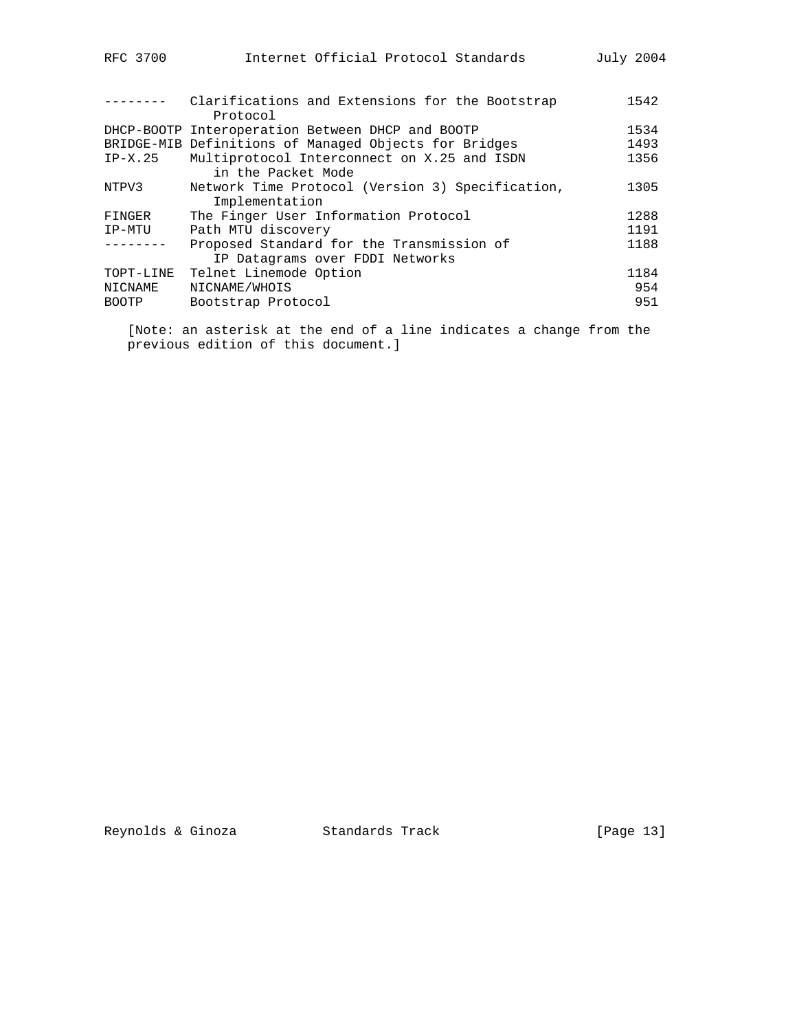| Mnemonic | Title | RFC# |
|---|---|---|
| -------- | Clarifications and Extensions for the Bootstrap Protocol | 1542 |
| DHCP-BOOTP | Interoperation Between DHCP and BOOTP | 1534 |
| BRIDGE-MIB | Definitions of Managed Objects for Bridges | 1493 |
| IP-X.25 | Multiprotocol Interconnect on X.25 and ISDN in the Packet Mode | 1356 |
| NTPV3 | Network Time Protocol (Version 3) Specification, Implementation | 1305 |
| FINGER | The Finger User Information Protocol | 1288 |
| IP-MTU | Path MTU discovery | 1191 |
| -------- | Proposed Standard for the Transmission of IP Datagrams over FDDI Networks | 1188 |
| TOPT-LINE | Telnet Linemode Option | 1184 |
| NICNAME | NICNAME/WHOIS | 954 |
| BOOTP | Bootstrap Protocol | 951 |

[Note: an asterisk at the end of a line indicates a change from the previous edition of this document.]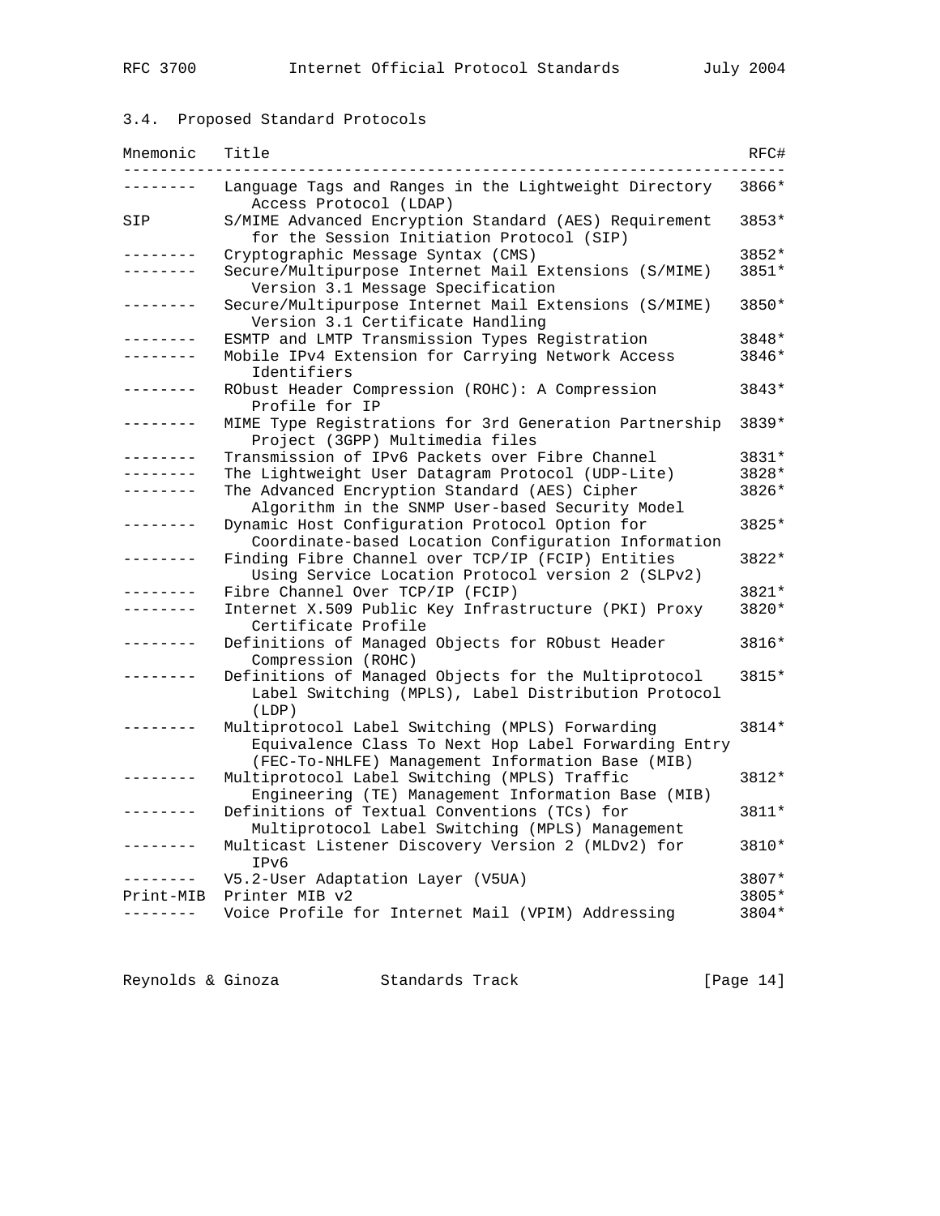### 3.4. Proposed Standard Protocols

| Mnemonic | Title | RFC# |
| --- | --- | --- |
| -------- | Language Tags and Ranges in the Lightweight Directory Access Protocol (LDAP) | 3866* |
| SIP | S/MIME Advanced Encryption Standard (AES) Requirement for the Session Initiation Protocol (SIP) | 3853* |
| -------- | Cryptographic Message Syntax (CMS) | 3852* |
| -------- | Secure/Multipurpose Internet Mail Extensions (S/MIME) Version 3.1 Message Specification | 3851* |
| -------- | Secure/Multipurpose Internet Mail Extensions (S/MIME) Version 3.1 Certificate Handling | 3850* |
| -------- | ESMTP and LMTP Transmission Types Registration | 3848* |
| -------- | Mobile IPv4 Extension for Carrying Network Access Identifiers | 3846* |
| -------- | RObust Header Compression (ROHC): A Compression Profile for IP | 3843* |
| -------- | MIME Type Registrations for 3rd Generation Partnership Project (3GPP) Multimedia files | 3839* |
| -------- | Transmission of IPv6 Packets over Fibre Channel | 3831* |
| -------- | The Lightweight User Datagram Protocol (UDP-Lite) | 3828* |
| -------- | The Advanced Encryption Standard (AES) Cipher Algorithm in the SNMP User-based Security Model | 3826* |
| -------- | Dynamic Host Configuration Protocol Option for Coordinate-based Location Configuration Information | 3825* |
| -------- | Finding Fibre Channel over TCP/IP (FCIP) Entities Using Service Location Protocol version 2 (SLPv2) | 3822* |
| -------- | Fibre Channel Over TCP/IP (FCIP) | 3821* |
| -------- | Internet X.509 Public Key Infrastructure (PKI) Proxy Certificate Profile | 3820* |
| -------- | Definitions of Managed Objects for RObust Header Compression (ROHC) | 3816* |
| -------- | Definitions of Managed Objects for the Multiprotocol Label Switching (MPLS), Label Distribution Protocol (LDP) | 3815* |
| -------- | Multiprotocol Label Switching (MPLS) Forwarding Equivalence Class To Next Hop Label Forwarding Entry (FEC-To-NHLFE) Management Information Base (MIB) | 3814* |
| -------- | Multiprotocol Label Switching (MPLS) Traffic Engineering (TE) Management Information Base (MIB) | 3812* |
| -------- | Definitions of Textual Conventions (TCs) for Multiprotocol Label Switching (MPLS) Management | 3811* |
| -------- | Multicast Listener Discovery Version 2 (MLDv2) for IPv6 | 3810* |
| -------- | V5.2-User Adaptation Layer (V5UA) | 3807* |
| Print-MIB | Printer MIB v2 | 3805* |
| -------- | Voice Profile for Internet Mail (VPIM) Addressing | 3804* |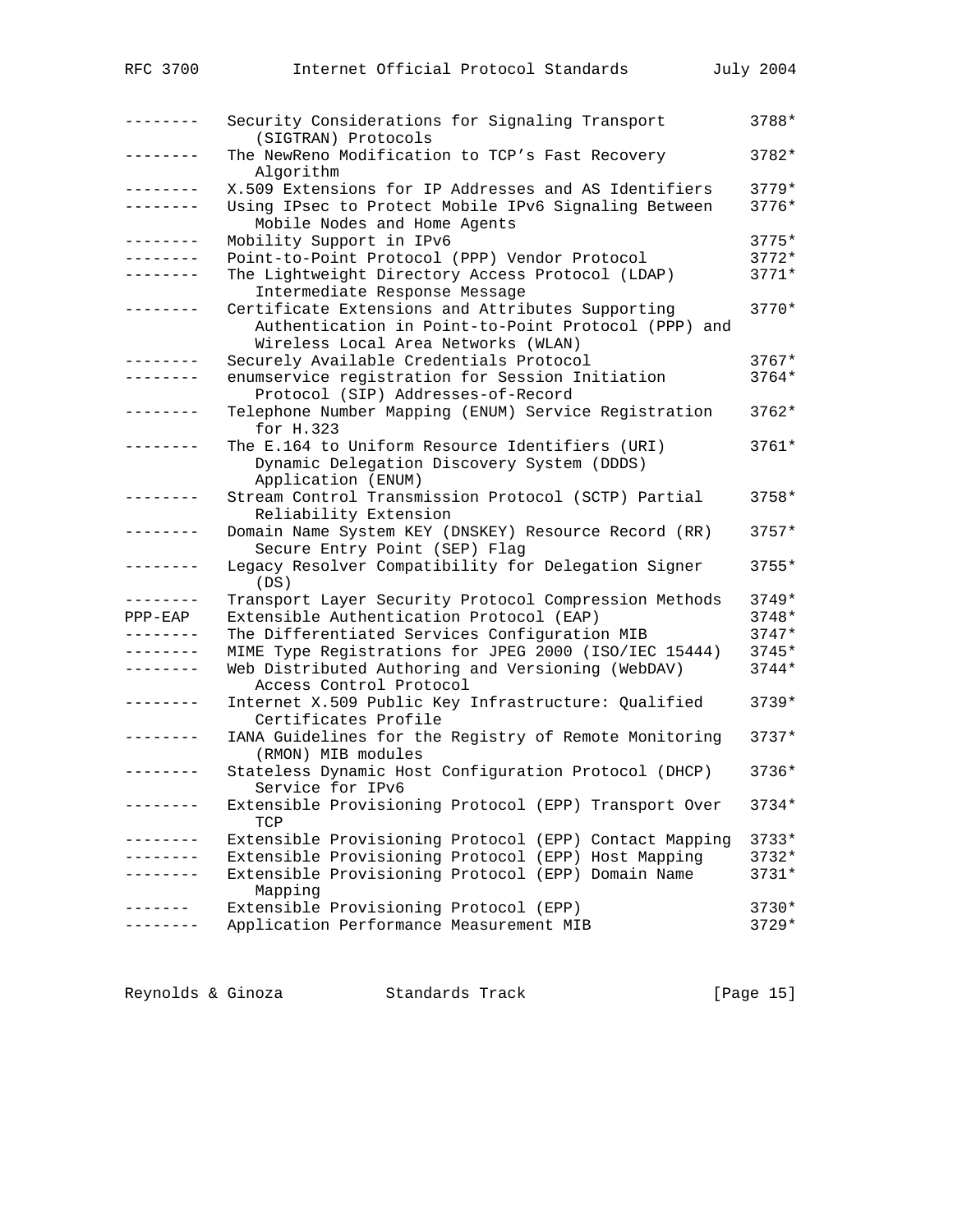| | | |
|---|---|---|
| -------- | Security Considerations for Signaling Transport (SIGTRAN) Protocols | 3788* |
| -------- | The NewReno Modification to TCP's Fast Recovery Algorithm | 3782* |
| -------- | X.509 Extensions for IP Addresses and AS Identifiers | 3779* |
| -------- | Using IPsec to Protect Mobile IPv6 Signaling Between Mobile Nodes and Home Agents | 3776* |
| -------- | Mobility Support in IPv6 | 3775* |
| -------- | Point-to-Point Protocol (PPP) Vendor Protocol | 3772* |
| -------- | The Lightweight Directory Access Protocol (LDAP) Intermediate Response Message | 3771* |
| -------- | Certificate Extensions and Attributes Supporting Authentication in Point-to-Point Protocol (PPP) and Wireless Local Area Networks (WLAN) | 3770* |
| -------- | Securely Available Credentials Protocol | 3767* |
| -------- | enumservice registration for Session Initiation Protocol (SIP) Addresses-of-Record | 3764* |
| -------- | Telephone Number Mapping (ENUM) Service Registration for H.323 | 3762* |
| -------- | The E.164 to Uniform Resource Identifiers (URI) Dynamic Delegation Discovery System (DDDS) Application (ENUM) | 3761* |
| -------- | Stream Control Transmission Protocol (SCTP) Partial Reliability Extension | 3758* |
| -------- | Domain Name System KEY (DNSKEY) Resource Record (RR) Secure Entry Point (SEP) Flag | 3757* |
| -------- | Legacy Resolver Compatibility for Delegation Signer (DS) | 3755* |
| -------- | Transport Layer Security Protocol Compression Methods | 3749* |
| PPP-EAP | Extensible Authentication Protocol (EAP) | 3748* |
| -------- | The Differentiated Services Configuration MIB | 3747* |
| -------- | MIME Type Registrations for JPEG 2000 (ISO/IEC 15444) | 3745* |
| -------- | Web Distributed Authoring and Versioning (WebDAV) Access Control Protocol | 3744* |
| -------- | Internet X.509 Public Key Infrastructure: Qualified Certificates Profile | 3739* |
| -------- | IANA Guidelines for the Registry of Remote Monitoring (RMON) MIB modules | 3737* |
| -------- | Stateless Dynamic Host Configuration Protocol (DHCP) Service for IPv6 | 3736* |
| -------- | Extensible Provisioning Protocol (EPP) Transport Over TCP | 3734* |
| -------- | Extensible Provisioning Protocol (EPP) Contact Mapping | 3733* |
| -------- | Extensible Provisioning Protocol (EPP) Host Mapping | 3732* |
| -------- | Extensible Provisioning Protocol (EPP) Domain Name Mapping | 3731* |
| ------- | Extensible Provisioning Protocol (EPP) | 3730* |
| -------- | Application Performance Measurement MIB | 3729* |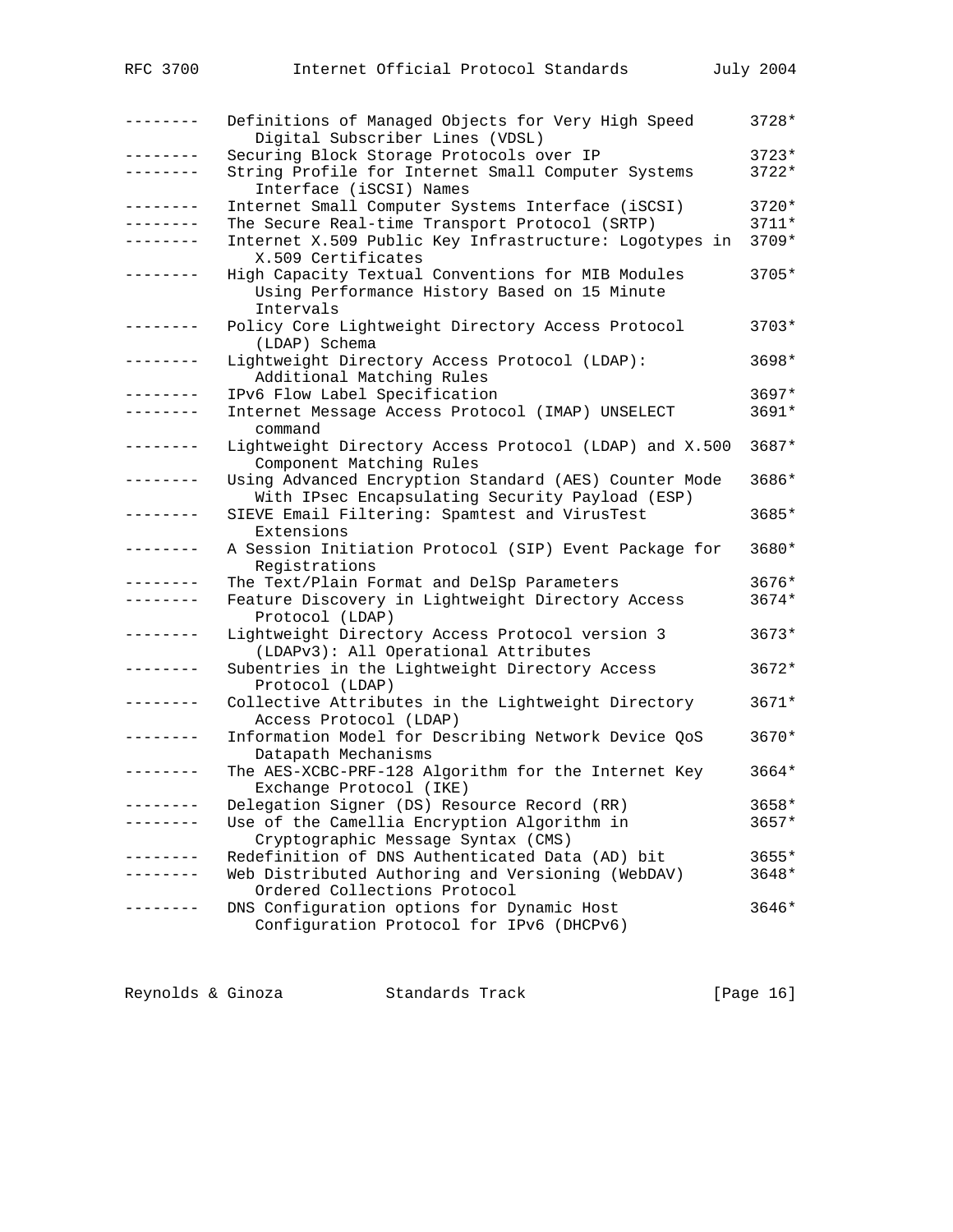| | | |
|---|---|---|
| -------- | Definitions of Managed Objects for Very High Speed Digital Subscriber Lines (VDSL) | 3728* |
| -------- | Securing Block Storage Protocols over IP | 3723* |
| -------- | String Profile for Internet Small Computer Systems Interface (iSCSI) Names | 3722* |
| -------- | Internet Small Computer Systems Interface (iSCSI) | 3720* |
| -------- | The Secure Real-time Transport Protocol (SRTP) | 3711* |
| -------- | Internet X.509 Public Key Infrastructure: Logotypes in X.509 Certificates | 3709* |
| -------- | High Capacity Textual Conventions for MIB Modules Using Performance History Based on 15 Minute Intervals | 3705* |
| -------- | Policy Core Lightweight Directory Access Protocol (LDAP) Schema | 3703* |
| -------- | Lightweight Directory Access Protocol (LDAP): Additional Matching Rules | 3698* |
| -------- | IPv6 Flow Label Specification | 3697* |
| -------- | Internet Message Access Protocol (IMAP) UNSELECT command | 3691* |
| -------- | Lightweight Directory Access Protocol (LDAP) and X.500 Component Matching Rules | 3687* |
| -------- | Using Advanced Encryption Standard (AES) Counter Mode With IPsec Encapsulating Security Payload (ESP) | 3686* |
| -------- | SIEVE Email Filtering: Spamtest and VirusTest Extensions | 3685* |
| -------- | A Session Initiation Protocol (SIP) Event Package for Registrations | 3680* |
| -------- | The Text/Plain Format and DelSp Parameters | 3676* |
| -------- | Feature Discovery in Lightweight Directory Access Protocol (LDAP) | 3674* |
| -------- | Lightweight Directory Access Protocol version 3 (LDAPv3): All Operational Attributes | 3673* |
| -------- | Subentries in the Lightweight Directory Access Protocol (LDAP) | 3672* |
| -------- | Collective Attributes in the Lightweight Directory Access Protocol (LDAP) | 3671* |
| -------- | Information Model for Describing Network Device QoS Datapath Mechanisms | 3670* |
| -------- | The AES-XCBC-PRF-128 Algorithm for the Internet Key Exchange Protocol (IKE) | 3664* |
| -------- | Delegation Signer (DS) Resource Record (RR) | 3658* |
| -------- | Use of the Camellia Encryption Algorithm in Cryptographic Message Syntax (CMS) | 3657* |
| -------- | Redefinition of DNS Authenticated Data (AD) bit | 3655* |
| -------- | Web Distributed Authoring and Versioning (WebDAV) Ordered Collections Protocol | 3648* |
| -------- | DNS Configuration options for Dynamic Host Configuration Protocol for IPv6 (DHCPv6) | 3646* |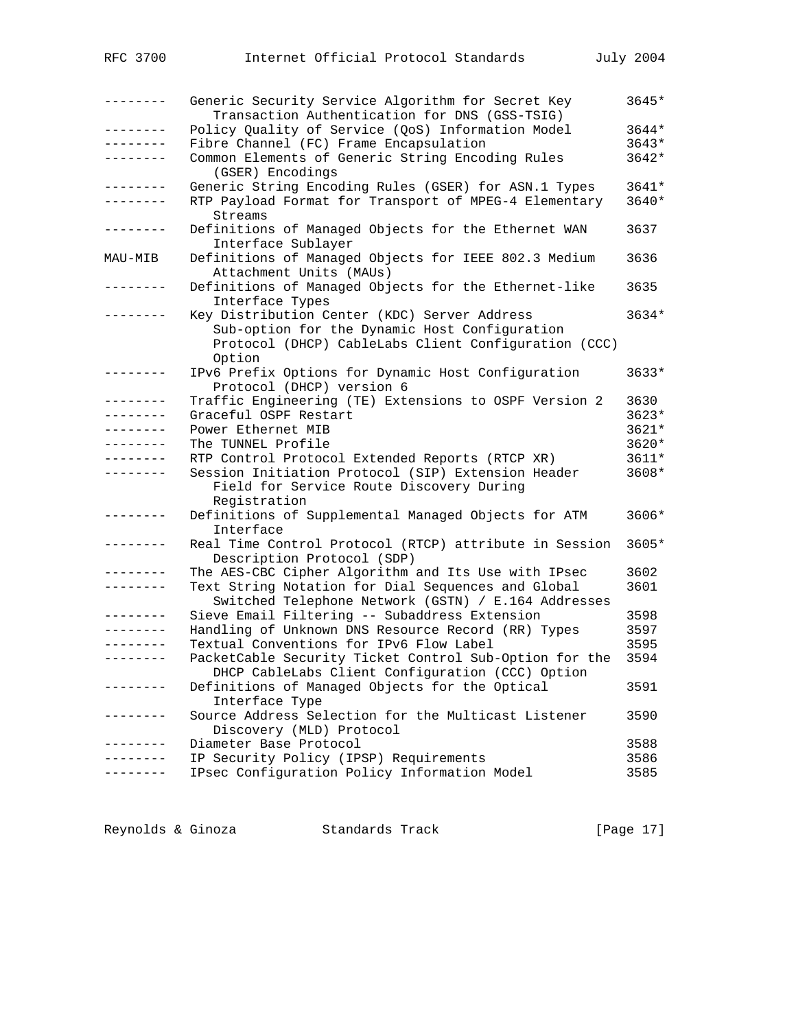| Mnemonic | Title | RFC |
| --- | --- | --- |
| -------- | Generic Security Service Algorithm for Secret Key Transaction Authentication for DNS (GSS-TSIG) | 3645* |
| -------- | Policy Quality of Service (QoS) Information Model | 3644* |
| -------- | Fibre Channel (FC) Frame Encapsulation | 3643* |
| -------- | Common Elements of Generic String Encoding Rules (GSER) Encodings | 3642* |
| -------- | Generic String Encoding Rules (GSER) for ASN.1 Types | 3641* |
| -------- | RTP Payload Format for Transport of MPEG-4 Elementary Streams | 3640* |
| -------- | Definitions of Managed Objects for the Ethernet WAN Interface Sublayer | 3637 |
| MAU-MIB | Definitions of Managed Objects for IEEE 802.3 Medium Attachment Units (MAUs) | 3636 |
| -------- | Definitions of Managed Objects for the Ethernet-like Interface Types | 3635 |
| -------- | Key Distribution Center (KDC) Server Address Sub-option for the Dynamic Host Configuration Protocol (DHCP) CableLabs Client Configuration (CCC) Option | 3634* |
| -------- | IPv6 Prefix Options for Dynamic Host Configuration Protocol (DHCP) version 6 | 3633* |
| -------- | Traffic Engineering (TE) Extensions to OSPF Version 2 | 3630 |
| -------- | Graceful OSPF Restart | 3623* |
| -------- | Power Ethernet MIB | 3621* |
| -------- | The TUNNEL Profile | 3620* |
| -------- | RTP Control Protocol Extended Reports (RTCP XR) | 3611* |
| -------- | Session Initiation Protocol (SIP) Extension Header Field for Service Route Discovery During Registration | 3608* |
| -------- | Definitions of Supplemental Managed Objects for ATM Interface | 3606* |
| -------- | Real Time Control Protocol (RTCP) attribute in Session Description Protocol (SDP) | 3605* |
| -------- | The AES-CBC Cipher Algorithm and Its Use with IPsec | 3602 |
| -------- | Text String Notation for Dial Sequences and Global Switched Telephone Network (GSTN) / E.164 Addresses | 3601 |
| -------- | Sieve Email Filtering -- Subaddress Extension | 3598 |
| -------- | Handling of Unknown DNS Resource Record (RR) Types | 3597 |
| -------- | Textual Conventions for IPv6 Flow Label | 3595 |
| -------- | PacketCable Security Ticket Control Sub-Option for the DHCP CableLabs Client Configuration (CCC) Option | 3594 |
| -------- | Definitions of Managed Objects for the Optical Interface Type | 3591 |
| -------- | Source Address Selection for the Multicast Listener Discovery (MLD) Protocol | 3590 |
| -------- | Diameter Base Protocol | 3588 |
| -------- | IP Security Policy (IPSP) Requirements | 3586 |
| -------- | IPsec Configuration Policy Information Model | 3585 |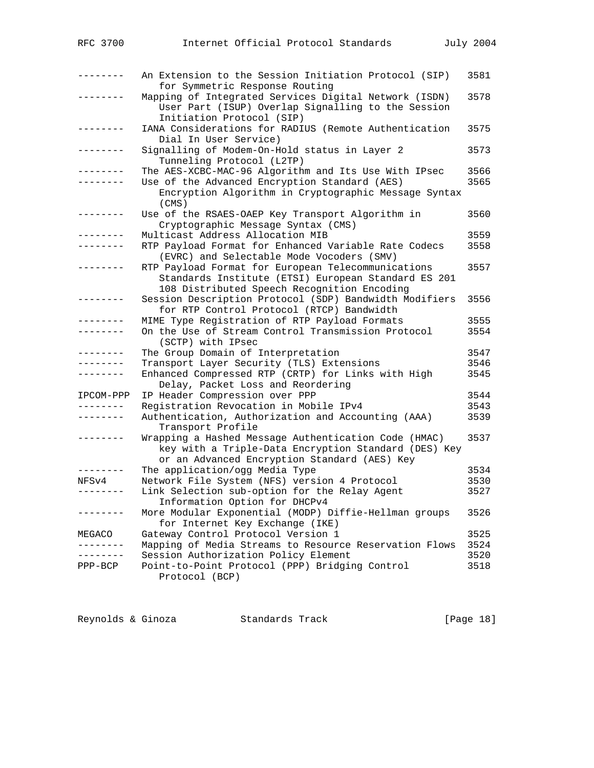| | | |
|---|---|---|
| -------- | An Extension to the Session Initiation Protocol (SIP) for Symmetric Response Routing | 3581 |
| -------- | Mapping of Integrated Services Digital Network (ISDN) User Part (ISUP) Overlap Signalling to the Session Initiation Protocol (SIP) | 3578 |
| -------- | IANA Considerations for RADIUS (Remote Authentication Dial In User Service) | 3575 |
| -------- | Signalling of Modem-On-Hold status in Layer 2 Tunneling Protocol (L2TP) | 3573 |
| -------- | The AES-XCBC-MAC-96 Algorithm and Its Use With IPsec | 3566 |
| -------- | Use of the Advanced Encryption Standard (AES) Encryption Algorithm in Cryptographic Message Syntax (CMS) | 3565 |
| -------- | Use of the RSAES-OAEP Key Transport Algorithm in Cryptographic Message Syntax (CMS) | 3560 |
| -------- | Multicast Address Allocation MIB | 3559 |
| -------- | RTP Payload Format for Enhanced Variable Rate Codecs (EVRC) and Selectable Mode Vocoders (SMV) | 3558 |
| -------- | RTP Payload Format for European Telecommunications Standards Institute (ETSI) European Standard ES 201 108 Distributed Speech Recognition Encoding | 3557 |
| -------- | Session Description Protocol (SDP) Bandwidth Modifiers for RTP Control Protocol (RTCP) Bandwidth | 3556 |
| -------- | MIME Type Registration of RTP Payload Formats | 3555 |
| -------- | On the Use of Stream Control Transmission Protocol (SCTP) with IPsec | 3554 |
| -------- | The Group Domain of Interpretation | 3547 |
| -------- | Transport Layer Security (TLS) Extensions | 3546 |
| -------- | Enhanced Compressed RTP (CRTP) for Links with High Delay, Packet Loss and Reordering | 3545 |
| IPCOM-PPP | IP Header Compression over PPP | 3544 |
| -------- | Registration Revocation in Mobile IPv4 | 3543 |
| -------- | Authentication, Authorization and Accounting (AAA) Transport Profile | 3539 |
| -------- | Wrapping a Hashed Message Authentication Code (HMAC) key with a Triple-Data Encryption Standard (DES) Key or an Advanced Encryption Standard (AES) Key | 3537 |
| -------- | The application/ogg Media Type | 3534 |
| NFSv4 | Network File System (NFS) version 4 Protocol | 3530 |
| -------- | Link Selection sub-option for the Relay Agent Information Option for DHCPv4 | 3527 |
| -------- | More Modular Exponential (MODP) Diffie-Hellman groups for Internet Key Exchange (IKE) | 3526 |
| MEGACO | Gateway Control Protocol Version 1 | 3525 |
| -------- | Mapping of Media Streams to Resource Reservation Flows | 3524 |
| -------- | Session Authorization Policy Element | 3520 |
| PPP-BCP | Point-to-Point Protocol (PPP) Bridging Control Protocol (BCP) | 3518 |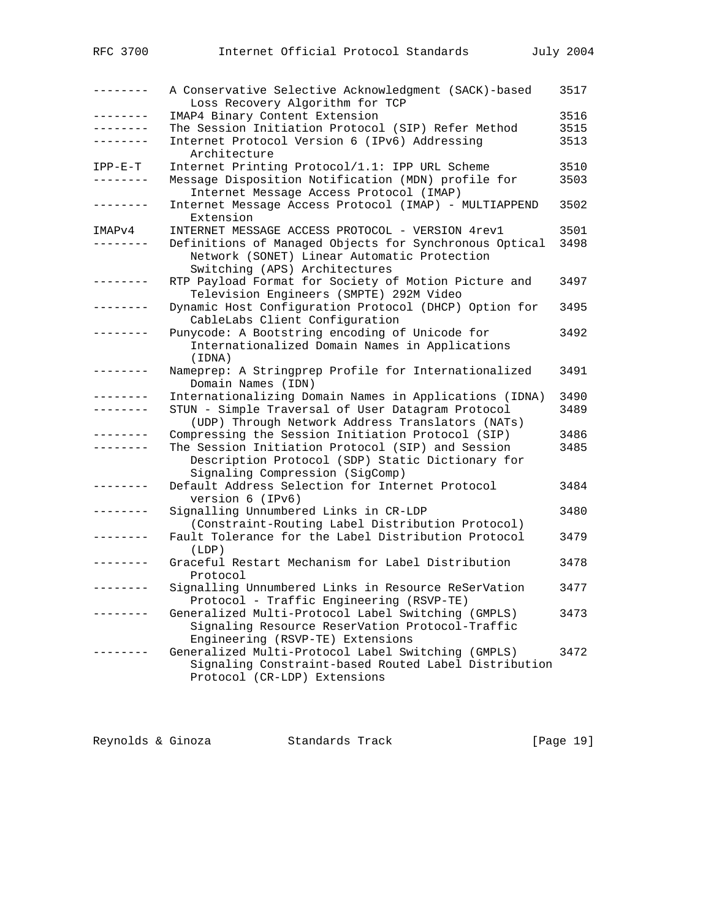| | | |
|---|---|---|
| -------- | A Conservative Selective Acknowledgment (SACK)-based Loss Recovery Algorithm for TCP | 3517 |
| -------- | IMAP4 Binary Content Extension | 3516 |
| -------- | The Session Initiation Protocol (SIP) Refer Method | 3515 |
| -------- | Internet Protocol Version 6 (IPv6) Addressing Architecture | 3513 |
| IPP-E-T | Internet Printing Protocol/1.1: IPP URL Scheme | 3510 |
| -------- | Message Disposition Notification (MDN) profile for Internet Message Access Protocol (IMAP) | 3503 |
| -------- | Internet Message Access Protocol (IMAP) - MULTIAPPEND Extension | 3502 |
| IMAPv4 | INTERNET MESSAGE ACCESS PROTOCOL - VERSION 4rev1 | 3501 |
| -------- | Definitions of Managed Objects for Synchronous Optical Network (SONET) Linear Automatic Protection Switching (APS) Architectures | 3498 |
| -------- | RTP Payload Format for Society of Motion Picture and Television Engineers (SMPTE) 292M Video | 3497 |
| -------- | Dynamic Host Configuration Protocol (DHCP) Option for CableLabs Client Configuration | 3495 |
| -------- | Punycode: A Bootstring encoding of Unicode for Internationalized Domain Names in Applications (IDNA) | 3492 |
| -------- | Nameprep: A Stringprep Profile for Internationalized Domain Names (IDN) | 3491 |
| -------- | Internationalizing Domain Names in Applications (IDNA) | 3490 |
| -------- | STUN - Simple Traversal of User Datagram Protocol (UDP) Through Network Address Translators (NATs) | 3489 |
| -------- | Compressing the Session Initiation Protocol (SIP) | 3486 |
| -------- | The Session Initiation Protocol (SIP) and Session Description Protocol (SDP) Static Dictionary for Signaling Compression (SigComp) | 3485 |
| -------- | Default Address Selection for Internet Protocol version 6 (IPv6) | 3484 |
| -------- | Signalling Unnumbered Links in CR-LDP (Constraint-Routing Label Distribution Protocol) | 3480 |
| -------- | Fault Tolerance for the Label Distribution Protocol (LDP) | 3479 |
| -------- | Graceful Restart Mechanism for Label Distribution Protocol | 3478 |
| -------- | Signalling Unnumbered Links in Resource ReSerVation Protocol - Traffic Engineering (RSVP-TE) | 3477 |
| -------- | Generalized Multi-Protocol Label Switching (GMPLS) Signaling Resource ReserVation Protocol-Traffic Engineering (RSVP-TE) Extensions | 3473 |
| -------- | Generalized Multi-Protocol Label Switching (GMPLS) Signaling Constraint-based Routed Label Distribution Protocol (CR-LDP) Extensions | 3472 |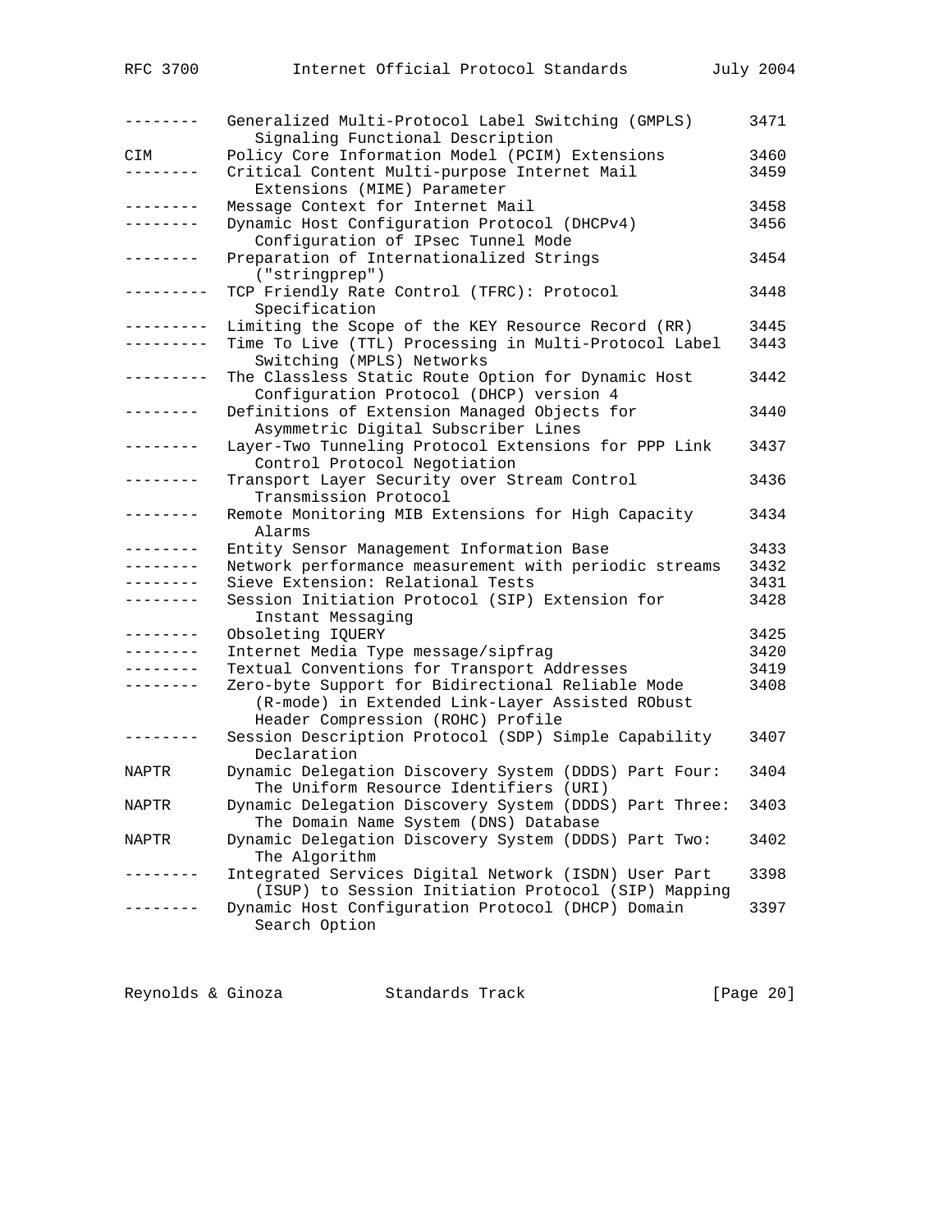| | | |
|---|---|---|
| -------- | Generalized Multi-Protocol Label Switching (GMPLS) Signaling Functional Description | 3471 |
| CIM | Policy Core Information Model (PCIM) Extensions | 3460 |
| -------- | Critical Content Multi-purpose Internet Mail Extensions (MIME) Parameter | 3459 |
| -------- | Message Context for Internet Mail | 3458 |
| -------- | Dynamic Host Configuration Protocol (DHCPv4) Configuration of IPsec Tunnel Mode | 3456 |
| -------- | Preparation of Internationalized Strings ("stringprep") | 3454 |
| --------- | TCP Friendly Rate Control (TFRC): Protocol Specification | 3448 |
| --------- | Limiting the Scope of the KEY Resource Record (RR) | 3445 |
| --------- | Time To Live (TTL) Processing in Multi-Protocol Label Switching (MPLS) Networks | 3443 |
| --------- | The Classless Static Route Option for Dynamic Host Configuration Protocol (DHCP) version 4 | 3442 |
| -------- | Definitions of Extension Managed Objects for Asymmetric Digital Subscriber Lines | 3440 |
| -------- | Layer-Two Tunneling Protocol Extensions for PPP Link Control Protocol Negotiation | 3437 |
| -------- | Transport Layer Security over Stream Control Transmission Protocol | 3436 |
| -------- | Remote Monitoring MIB Extensions for High Capacity Alarms | 3434 |
| -------- | Entity Sensor Management Information Base | 3433 |
| -------- | Network performance measurement with periodic streams | 3432 |
| -------- | Sieve Extension: Relational Tests | 3431 |
| -------- | Session Initiation Protocol (SIP) Extension for Instant Messaging | 3428 |
| -------- | Obsoleting IQUERY | 3425 |
| -------- | Internet Media Type message/sipfrag | 3420 |
| -------- | Textual Conventions for Transport Addresses | 3419 |
| -------- | Zero-byte Support for Bidirectional Reliable Mode (R-mode) in Extended Link-Layer Assisted RObust Header Compression (ROHC) Profile | 3408 |
| -------- | Session Description Protocol (SDP) Simple Capability Declaration | 3407 |
| NAPTR | Dynamic Delegation Discovery System (DDDS) Part Four: The Uniform Resource Identifiers (URI) | 3404 |
| NAPTR | Dynamic Delegation Discovery System (DDDS) Part Three: The Domain Name System (DNS) Database | 3403 |
| NAPTR | Dynamic Delegation Discovery System (DDDS) Part Two: The Algorithm | 3402 |
| -------- | Integrated Services Digital Network (ISDN) User Part (ISUP) to Session Initiation Protocol (SIP) Mapping | 3398 |
| -------- | Dynamic Host Configuration Protocol (DHCP) Domain Search Option | 3397 |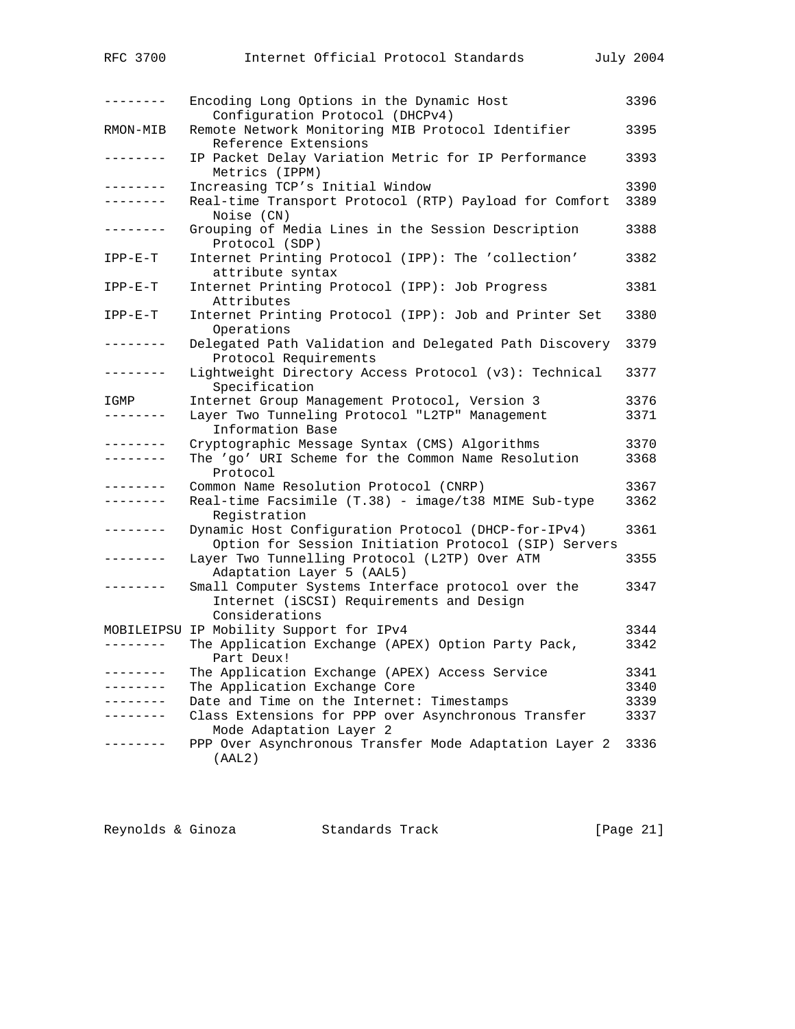| Mnemonic | Title | RFC |
| --- | --- | --- |
| -------- | Encoding Long Options in the Dynamic Host Configuration Protocol (DHCPv4) | 3396 |
| RMON-MIB | Remote Network Monitoring MIB Protocol Identifier Reference Extensions | 3395 |
| -------- | IP Packet Delay Variation Metric for IP Performance Metrics (IPPM) | 3393 |
| -------- | Increasing TCP's Initial Window | 3390 |
| -------- | Real-time Transport Protocol (RTP) Payload for Comfort Noise (CN) | 3389 |
| -------- | Grouping of Media Lines in the Session Description Protocol (SDP) | 3388 |
| IPP-E-T | Internet Printing Protocol (IPP): The 'collection' attribute syntax | 3382 |
| IPP-E-T | Internet Printing Protocol (IPP): Job Progress Attributes | 3381 |
| IPP-E-T | Internet Printing Protocol (IPP): Job and Printer Set Operations | 3380 |
| -------- | Delegated Path Validation and Delegated Path Discovery Protocol Requirements | 3379 |
| -------- | Lightweight Directory Access Protocol (v3): Technical Specification | 3377 |
| IGMP | Internet Group Management Protocol, Version 3 | 3376 |
| -------- | Layer Two Tunneling Protocol "L2TP" Management Information Base | 3371 |
| -------- | Cryptographic Message Syntax (CMS) Algorithms | 3370 |
| -------- | The 'go' URI Scheme for the Common Name Resolution Protocol | 3368 |
| -------- | Common Name Resolution Protocol (CNRP) | 3367 |
| -------- | Real-time Facsimile (T.38) - image/t38 MIME Sub-type Registration | 3362 |
| -------- | Dynamic Host Configuration Protocol (DHCP-for-IPv4) Option for Session Initiation Protocol (SIP) Servers | 3361 |
| -------- | Layer Two Tunnelling Protocol (L2TP) Over ATM Adaptation Layer 5 (AAL5) | 3355 |
| -------- | Small Computer Systems Interface protocol over the Internet (iSCSI) Requirements and Design Considerations | 3347 |
| MOBILEIPSU | IP Mobility Support for IPv4 | 3344 |
| -------- | The Application Exchange (APEX) Option Party Pack, Part Deux! | 3342 |
| -------- | The Application Exchange (APEX) Access Service | 3341 |
| -------- | The Application Exchange Core | 3340 |
| -------- | Date and Time on the Internet: Timestamps | 3339 |
| -------- | Class Extensions for PPP over Asynchronous Transfer Mode Adaptation Layer 2 | 3337 |
| -------- | PPP Over Asynchronous Transfer Mode Adaptation Layer 2 (AAL2) | 3336 |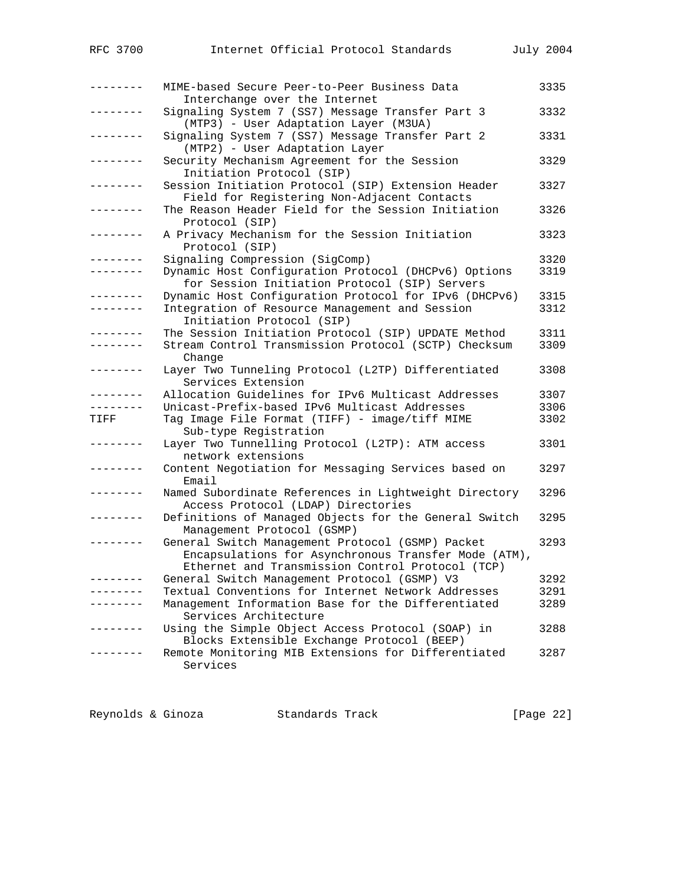| Mnemonic | Title | RFC |
| --- | --- | --- |
| -------- | MIME-based Secure Peer-to-Peer Business Data Interchange over the Internet | 3335 |
| -------- | Signaling System 7 (SS7) Message Transfer Part 3 (MTP3) - User Adaptation Layer (M3UA) | 3332 |
| -------- | Signaling System 7 (SS7) Message Transfer Part 2 (MTP2) - User Adaptation Layer | 3331 |
| -------- | Security Mechanism Agreement for the Session Initiation Protocol (SIP) | 3329 |
| -------- | Session Initiation Protocol (SIP) Extension Header Field for Registering Non-Adjacent Contacts | 3327 |
| -------- | The Reason Header Field for the Session Initiation Protocol (SIP) | 3326 |
| -------- | A Privacy Mechanism for the Session Initiation Protocol (SIP) | 3323 |
| -------- | Signaling Compression (SigComp) | 3320 |
| -------- | Dynamic Host Configuration Protocol (DHCPv6) Options for Session Initiation Protocol (SIP) Servers | 3319 |
| -------- | Dynamic Host Configuration Protocol for IPv6 (DHCPv6) | 3315 |
| -------- | Integration of Resource Management and Session Initiation Protocol (SIP) | 3312 |
| -------- | The Session Initiation Protocol (SIP) UPDATE Method | 3311 |
| -------- | Stream Control Transmission Protocol (SCTP) Checksum Change | 3309 |
| -------- | Layer Two Tunneling Protocol (L2TP) Differentiated Services Extension | 3308 |
| -------- | Allocation Guidelines for IPv6 Multicast Addresses | 3307 |
| -------- | Unicast-Prefix-based IPv6 Multicast Addresses | 3306 |
| TIFF | Tag Image File Format (TIFF) - image/tiff MIME Sub-type Registration | 3302 |
| -------- | Layer Two Tunnelling Protocol (L2TP): ATM access network extensions | 3301 |
| -------- | Content Negotiation for Messaging Services based on Email | 3297 |
| -------- | Named Subordinate References in Lightweight Directory Access Protocol (LDAP) Directories | 3296 |
| -------- | Definitions of Managed Objects for the General Switch Management Protocol (GSMP) | 3295 |
| -------- | General Switch Management Protocol (GSMP) Packet Encapsulations for Asynchronous Transfer Mode (ATM), Ethernet and Transmission Control Protocol (TCP) | 3293 |
| -------- | General Switch Management Protocol (GSMP) V3 | 3292 |
| -------- | Textual Conventions for Internet Network Addresses | 3291 |
| -------- | Management Information Base for the Differentiated Services Architecture | 3289 |
| -------- | Using the Simple Object Access Protocol (SOAP) in Blocks Extensible Exchange Protocol (BEEP) | 3288 |
| -------- | Remote Monitoring MIB Extensions for Differentiated Services | 3287 |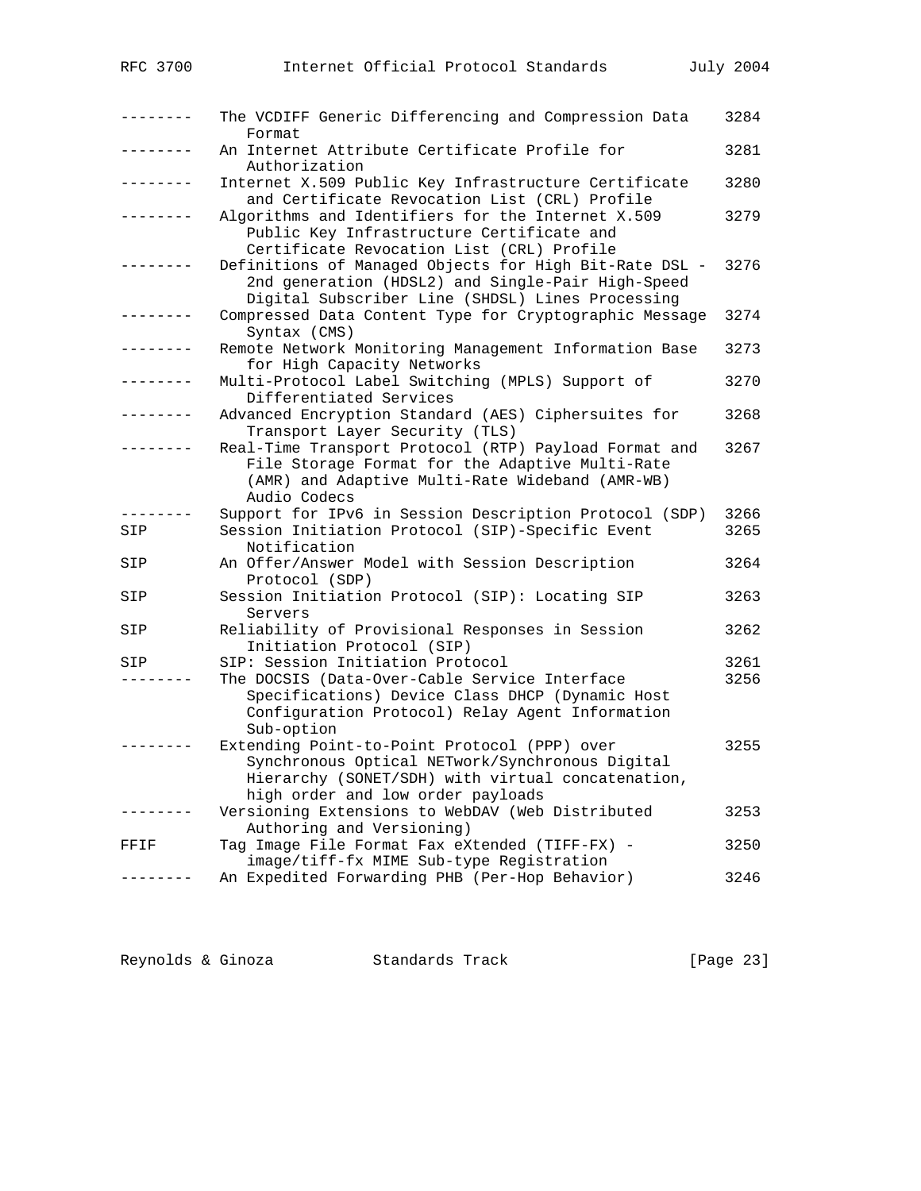| | | |
|---|---|---|
| -------- | The VCDIFF Generic Differencing and Compression Data Format | 3284 |
| -------- | An Internet Attribute Certificate Profile for Authorization | 3281 |
| -------- | Internet X.509 Public Key Infrastructure Certificate and Certificate Revocation List (CRL) Profile | 3280 |
| -------- | Algorithms and Identifiers for the Internet X.509 Public Key Infrastructure Certificate and Certificate Revocation List (CRL) Profile | 3279 |
| -------- | Definitions of Managed Objects for High Bit-Rate DSL - 2nd generation (HDSL2) and Single-Pair High-Speed Digital Subscriber Line (SHDSL) Lines Processing | 3276 |
| -------- | Compressed Data Content Type for Cryptographic Message Syntax (CMS) | 3274 |
| -------- | Remote Network Monitoring Management Information Base for High Capacity Networks | 3273 |
| -------- | Multi-Protocol Label Switching (MPLS) Support of Differentiated Services | 3270 |
| -------- | Advanced Encryption Standard (AES) Ciphersuites for Transport Layer Security (TLS) | 3268 |
| -------- | Real-Time Transport Protocol (RTP) Payload Format and File Storage Format for the Adaptive Multi-Rate (AMR) and Adaptive Multi-Rate Wideband (AMR-WB) Audio Codecs | 3267 |
| -------- | Support for IPv6 in Session Description Protocol (SDP) | 3266 |
| SIP | Session Initiation Protocol (SIP)-Specific Event Notification | 3265 |
| SIP | An Offer/Answer Model with Session Description Protocol (SDP) | 3264 |
| SIP | Session Initiation Protocol (SIP): Locating SIP Servers | 3263 |
| SIP | Reliability of Provisional Responses in Session Initiation Protocol (SIP) | 3262 |
| SIP | SIP: Session Initiation Protocol | 3261 |
| -------- | The DOCSIS (Data-Over-Cable Service Interface Specifications) Device Class DHCP (Dynamic Host Configuration Protocol) Relay Agent Information Sub-option | 3256 |
| -------- | Extending Point-to-Point Protocol (PPP) over Synchronous Optical NETwork/Synchronous Digital Hierarchy (SONET/SDH) with virtual concatenation, high order and low order payloads | 3255 |
| -------- | Versioning Extensions to WebDAV (Web Distributed Authoring and Versioning) | 3253 |
| FFIF | Tag Image File Format Fax eXtended (TIFF-FX) - image/tiff-fx MIME Sub-type Registration | 3250 |
| -------- | An Expedited Forwarding PHB (Per-Hop Behavior) | 3246 |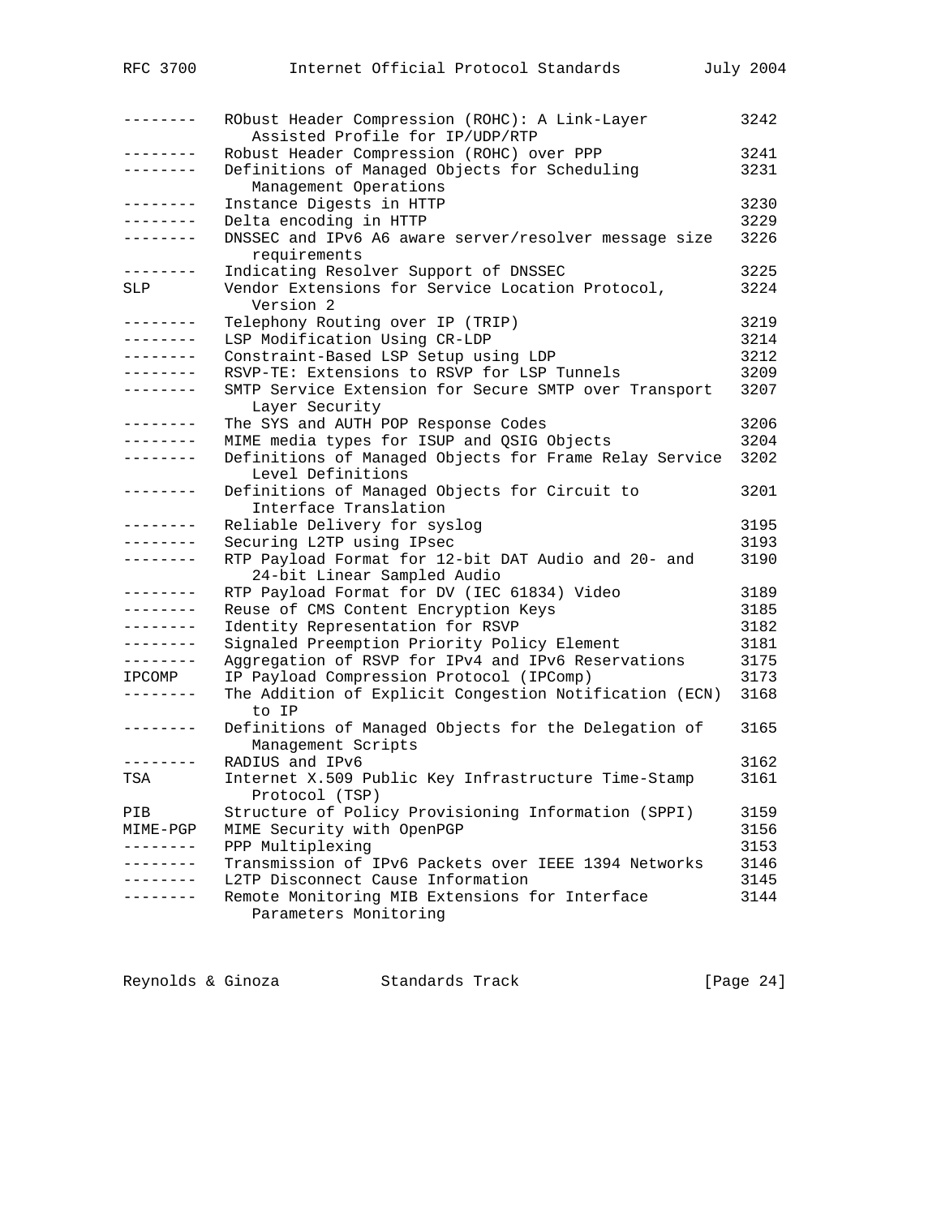| Mnemonic | Title | RFC |
| --- | --- | --- |
| -------- | RObust Header Compression (ROHC): A Link-Layer Assisted Profile for IP/UDP/RTP | 3242 |
| -------- | Robust Header Compression (ROHC) over PPP | 3241 |
| -------- | Definitions of Managed Objects for Scheduling Management Operations | 3231 |
| -------- | Instance Digests in HTTP | 3230 |
| -------- | Delta encoding in HTTP | 3229 |
| -------- | DNSSEC and IPv6 A6 aware server/resolver message size requirements | 3226 |
| -------- | Indicating Resolver Support of DNSSEC | 3225 |
| SLP | Vendor Extensions for Service Location Protocol, Version 2 | 3224 |
| -------- | Telephony Routing over IP (TRIP) | 3219 |
| -------- | LSP Modification Using CR-LDP | 3214 |
| -------- | Constraint-Based LSP Setup using LDP | 3212 |
| -------- | RSVP-TE: Extensions to RSVP for LSP Tunnels | 3209 |
| -------- | SMTP Service Extension for Secure SMTP over Transport Layer Security | 3207 |
| -------- | The SYS and AUTH POP Response Codes | 3206 |
| -------- | MIME media types for ISUP and QSIG Objects | 3204 |
| -------- | Definitions of Managed Objects for Frame Relay Service Level Definitions | 3202 |
| -------- | Definitions of Managed Objects for Circuit to Interface Translation | 3201 |
| -------- | Reliable Delivery for syslog | 3195 |
| -------- | Securing L2TP using IPsec | 3193 |
| -------- | RTP Payload Format for 12-bit DAT Audio and 20- and 24-bit Linear Sampled Audio | 3190 |
| -------- | RTP Payload Format for DV (IEC 61834) Video | 3189 |
| -------- | Reuse of CMS Content Encryption Keys | 3185 |
| -------- | Identity Representation for RSVP | 3182 |
| -------- | Signaled Preemption Priority Policy Element | 3181 |
| -------- | Aggregation of RSVP for IPv4 and IPv6 Reservations | 3175 |
| IPCOMP | IP Payload Compression Protocol (IPComp) | 3173 |
| -------- | The Addition of Explicit Congestion Notification (ECN) to IP | 3168 |
| -------- | Definitions of Managed Objects for the Delegation of Management Scripts | 3165 |
| -------- | RADIUS and IPv6 | 3162 |
| TSA | Internet X.509 Public Key Infrastructure Time-Stamp Protocol (TSP) | 3161 |
| PIB | Structure of Policy Provisioning Information (SPPI) | 3159 |
| MIME-PGP | MIME Security with OpenPGP | 3156 |
| -------- | PPP Multiplexing | 3153 |
| -------- | Transmission of IPv6 Packets over IEEE 1394 Networks | 3146 |
| -------- | L2TP Disconnect Cause Information | 3145 |
| -------- | Remote Monitoring MIB Extensions for Interface Parameters Monitoring | 3144 |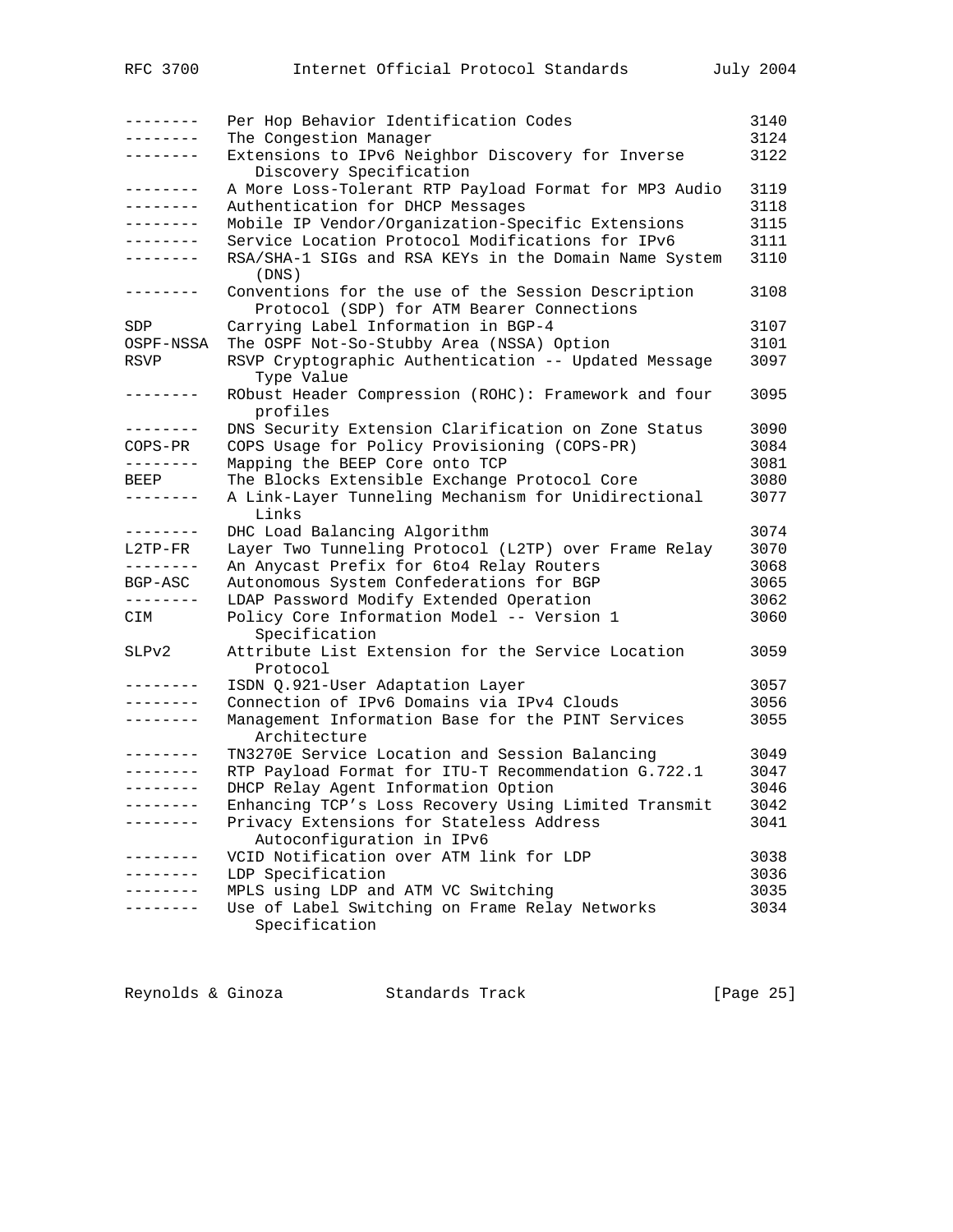```
--------   Per Hop Behavior Identification Codes                  3140
--------   The Congestion Manager                                 3124
--------   Extensions to IPv6 Neighbor Discovery for Inverse      3122
              Discovery Specification
--------   A More Loss-Tolerant RTP Payload Format for MP3 Audio  3119
--------   Authentication for DHCP Messages                       3118
--------   Mobile IP Vendor/Organization-Specific Extensions      3115
--------   Service Location Protocol Modifications for IPv6       3111
--------   RSA/SHA-1 SIGs and RSA KEYs in the Domain Name System  3110
              (DNS)
--------   Conventions for the use of the Session Description     3108
              Protocol (SDP) for ATM Bearer Connections
SDP        Carrying Label Information in BGP-4                    3107
OSPF-NSSA  The OSPF Not-So-Stubby Area (NSSA) Option              3101
RSVP       RSVP Cryptographic Authentication -- Updated Message   3097
              Type Value
--------   RObust Header Compression (ROHC): Framework and four   3095
              profiles
--------   DNS Security Extension Clarification on Zone Status    3090
COPS-PR    COPS Usage for Policy Provisioning (COPS-PR)           3084
--------   Mapping the BEEP Core onto TCP                         3081
BEEP       The Blocks Extensible Exchange Protocol Core           3080
--------   A Link-Layer Tunneling Mechanism for Unidirectional    3077
              Links
--------   DHC Load Balancing Algorithm                           3074
L2TP-FR    Layer Two Tunneling Protocol (L2TP) over Frame Relay   3070
--------   An Anycast Prefix for 6to4 Relay Routers               3068
BGP-ASC    Autonomous System Confederations for BGP               3065
--------   LDAP Password Modify Extended Operation                3062
CIM        Policy Core Information Model -- Version 1             3060
              Specification
SLPv2      Attribute List Extension for the Service Location      3059
              Protocol
--------   ISDN Q.921-User Adaptation Layer                       3057
--------   Connection of IPv6 Domains via IPv4 Clouds             3056
--------   Management Information Base for the PINT Services      3055
              Architecture
--------   TN3270E Service Location and Session Balancing         3049
--------   RTP Payload Format for ITU-T Recommendation G.722.1    3047
--------   DHCP Relay Agent Information Option                    3046
--------   Enhancing TCP's Loss Recovery Using Limited Transmit   3042
--------   Privacy Extensions for Stateless Address               3041
              Autoconfiguration in IPv6
--------   VCID Notification over ATM link for LDP                3038
--------   LDP Specification                                      3036
--------   MPLS using LDP and ATM VC Switching                    3035
--------   Use of Label Switching on Frame Relay Networks         3034
              Specification
```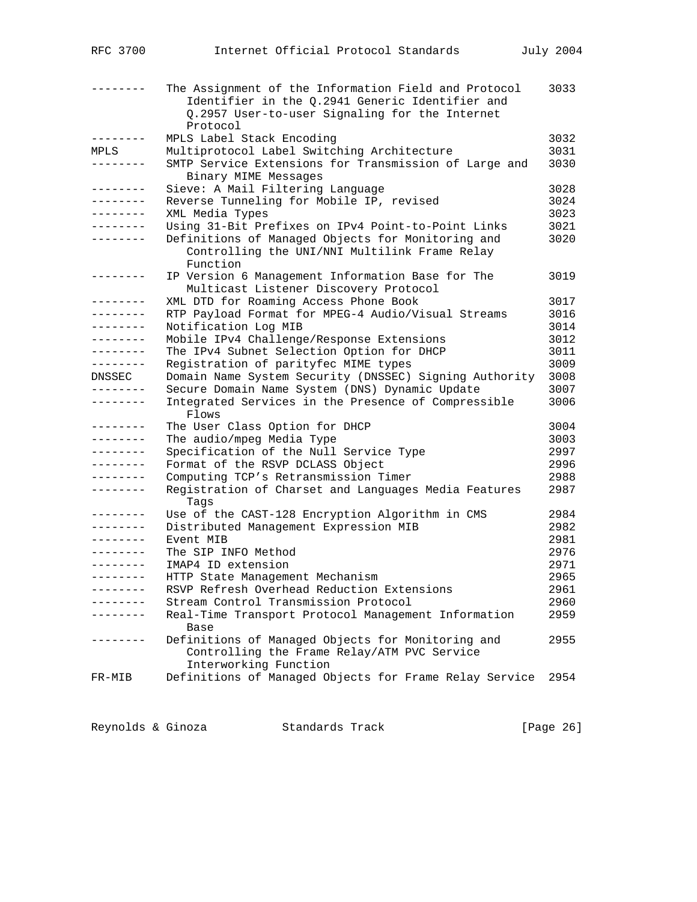| Mnemonic | Title | RFC# |
|---|---|---|
| -------- | The Assignment of the Information Field and Protocol Identifier in the Q.2941 Generic Identifier and Q.2957 User-to-user Signaling for the Internet Protocol | 3033 |
| -------- | MPLS Label Stack Encoding | 3032 |
| MPLS | Multiprotocol Label Switching Architecture | 3031 |
| -------- | SMTP Service Extensions for Transmission of Large and Binary MIME Messages | 3030 |
| -------- | Sieve: A Mail Filtering Language | 3028 |
| -------- | Reverse Tunneling for Mobile IP, revised | 3024 |
| -------- | XML Media Types | 3023 |
| -------- | Using 31-Bit Prefixes on IPv4 Point-to-Point Links | 3021 |
| -------- | Definitions of Managed Objects for Monitoring and Controlling the UNI/NNI Multilink Frame Relay Function | 3020 |
| -------- | IP Version 6 Management Information Base for The Multicast Listener Discovery Protocol | 3019 |
| -------- | XML DTD for Roaming Access Phone Book | 3017 |
| -------- | RTP Payload Format for MPEG-4 Audio/Visual Streams | 3016 |
| -------- | Notification Log MIB | 3014 |
| -------- | Mobile IPv4 Challenge/Response Extensions | 3012 |
| -------- | The IPv4 Subnet Selection Option for DHCP | 3011 |
| -------- | Registration of parityfec MIME types | 3009 |
| DNSSEC | Domain Name System Security (DNSSEC) Signing Authority | 3008 |
| -------- | Secure Domain Name System (DNS) Dynamic Update | 3007 |
| -------- | Integrated Services in the Presence of Compressible Flows | 3006 |
| -------- | The User Class Option for DHCP | 3004 |
| -------- | The audio/mpeg Media Type | 3003 |
| -------- | Specification of the Null Service Type | 2997 |
| -------- | Format of the RSVP DCLASS Object | 2996 |
| -------- | Computing TCP's Retransmission Timer | 2988 |
| -------- | Registration of Charset and Languages Media Features Tags | 2987 |
| -------- | Use of the CAST-128 Encryption Algorithm in CMS | 2984 |
| -------- | Distributed Management Expression MIB | 2982 |
| -------- | Event MIB | 2981 |
| -------- | The SIP INFO Method | 2976 |
| -------- | IMAP4 ID extension | 2971 |
| -------- | HTTP State Management Mechanism | 2965 |
| -------- | RSVP Refresh Overhead Reduction Extensions | 2961 |
| -------- | Stream Control Transmission Protocol | 2960 |
| -------- | Real-Time Transport Protocol Management Information Base | 2959 |
| -------- | Definitions of Managed Objects for Monitoring and Controlling the Frame Relay/ATM PVC Service Interworking Function | 2955 |
| FR-MIB | Definitions of Managed Objects for Frame Relay Service | 2954 |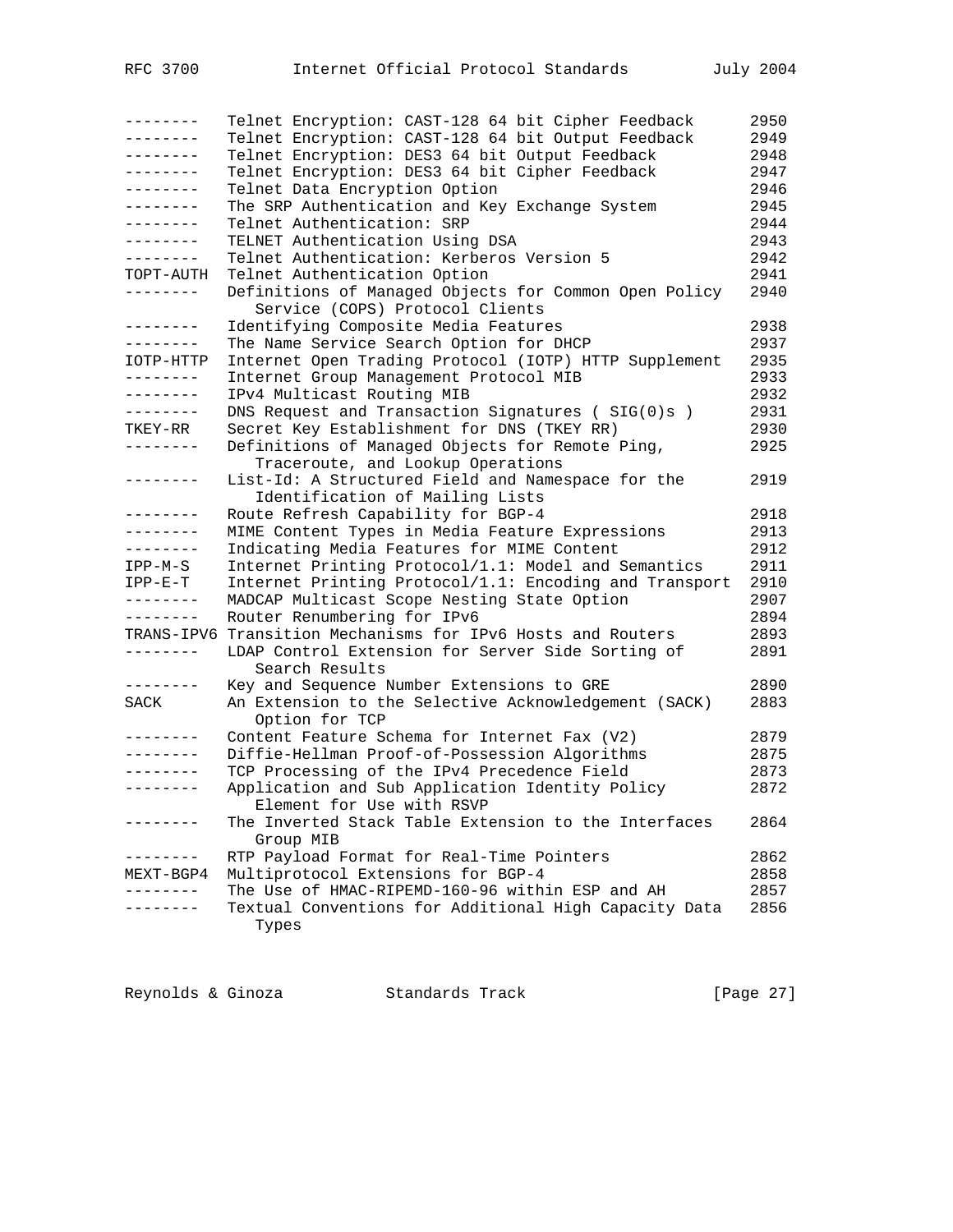| Mnemonic | Title | RFC |
|---|---|---|
| -------- | Telnet Encryption: CAST-128 64 bit Cipher Feedback | 2950 |
| -------- | Telnet Encryption: CAST-128 64 bit Output Feedback | 2949 |
| -------- | Telnet Encryption: DES3 64 bit Output Feedback | 2948 |
| -------- | Telnet Encryption: DES3 64 bit Cipher Feedback | 2947 |
| -------- | Telnet Data Encryption Option | 2946 |
| -------- | The SRP Authentication and Key Exchange System | 2945 |
| -------- | Telnet Authentication: SRP | 2944 |
| -------- | TELNET Authentication Using DSA | 2943 |
| -------- | Telnet Authentication: Kerberos Version 5 | 2942 |
| TOPT-AUTH | Telnet Authentication Option | 2941 |
| -------- | Definitions of Managed Objects for Common Open Policy Service (COPS) Protocol Clients | 2940 |
| -------- | Identifying Composite Media Features | 2938 |
| -------- | The Name Service Search Option for DHCP | 2937 |
| IOTP-HTTP | Internet Open Trading Protocol (IOTP) HTTP Supplement | 2935 |
| -------- | Internet Group Management Protocol MIB | 2933 |
| -------- | IPv4 Multicast Routing MIB | 2932 |
| -------- | DNS Request and Transaction Signatures ( SIG(0)s ) | 2931 |
| TKEY-RR | Secret Key Establishment for DNS (TKEY RR) | 2930 |
| -------- | Definitions of Managed Objects for Remote Ping, Traceroute, and Lookup Operations | 2925 |
| -------- | List-Id: A Structured Field and Namespace for the Identification of Mailing Lists | 2919 |
| -------- | Route Refresh Capability for BGP-4 | 2918 |
| -------- | MIME Content Types in Media Feature Expressions | 2913 |
| -------- | Indicating Media Features for MIME Content | 2912 |
| IPP-M-S | Internet Printing Protocol/1.1: Model and Semantics | 2911 |
| IPP-E-T | Internet Printing Protocol/1.1: Encoding and Transport | 2910 |
| -------- | MADCAP Multicast Scope Nesting State Option | 2907 |
| -------- | Router Renumbering for IPv6 | 2894 |
| TRANS-IPV6 | Transition Mechanisms for IPv6 Hosts and Routers | 2893 |
| -------- | LDAP Control Extension for Server Side Sorting of Search Results | 2891 |
| -------- | Key and Sequence Number Extensions to GRE | 2890 |
| SACK | An Extension to the Selective Acknowledgement (SACK) Option for TCP | 2883 |
| -------- | Content Feature Schema for Internet Fax (V2) | 2879 |
| -------- | Diffie-Hellman Proof-of-Possession Algorithms | 2875 |
| -------- | TCP Processing of the IPv4 Precedence Field | 2873 |
| -------- | Application and Sub Application Identity Policy Element for Use with RSVP | 2872 |
| -------- | The Inverted Stack Table Extension to the Interfaces Group MIB | 2864 |
| -------- | RTP Payload Format for Real-Time Pointers | 2862 |
| MEXT-BGP4 | Multiprotocol Extensions for BGP-4 | 2858 |
| -------- | The Use of HMAC-RIPEMD-160-96 within ESP and AH | 2857 |
| -------- | Textual Conventions for Additional High Capacity Data Types | 2856 |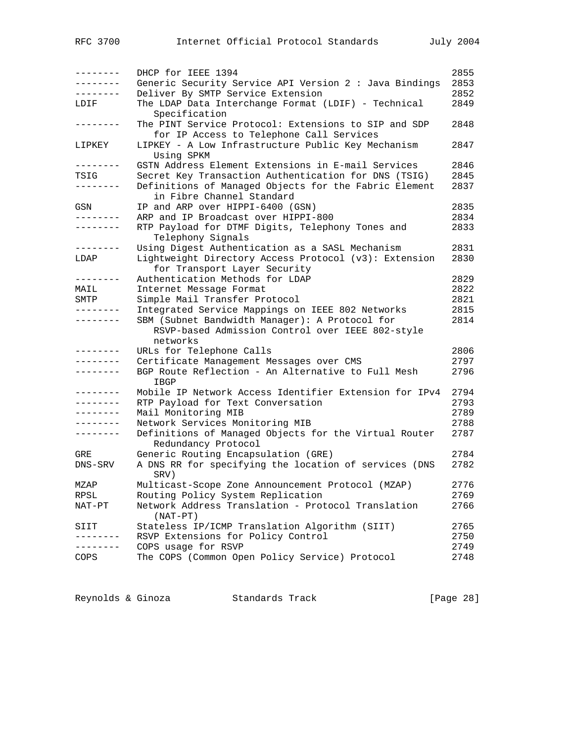| Mnemonic | Title | RFC# |
|---|---|---|
| -------- | DHCP for IEEE 1394 | 2855 |
| -------- | Generic Security Service API Version 2 : Java Bindings | 2853 |
| -------- | Deliver By SMTP Service Extension | 2852 |
| LDIF | The LDAP Data Interchange Format (LDIF) - Technical Specification | 2849 |
| -------- | The PINT Service Protocol: Extensions to SIP and SDP for IP Access to Telephone Call Services | 2848 |
| LIPKEY | LIPKEY - A Low Infrastructure Public Key Mechanism Using SPKM | 2847 |
| -------- | GSTN Address Element Extensions in E-mail Services | 2846 |
| TSIG | Secret Key Transaction Authentication for DNS (TSIG) | 2845 |
| -------- | Definitions of Managed Objects for the Fabric Element in Fibre Channel Standard | 2837 |
| GSN | IP and ARP over HIPPI-6400 (GSN) | 2835 |
| -------- | ARP and IP Broadcast over HIPPI-800 | 2834 |
| -------- | RTP Payload for DTMF Digits, Telephony Tones and Telephony Signals | 2833 |
| -------- | Using Digest Authentication as a SASL Mechanism | 2831 |
| LDAP | Lightweight Directory Access Protocol (v3): Extension for Transport Layer Security | 2830 |
| -------- | Authentication Methods for LDAP | 2829 |
| MAIL | Internet Message Format | 2822 |
| SMTP | Simple Mail Transfer Protocol | 2821 |
| -------- | Integrated Service Mappings on IEEE 802 Networks | 2815 |
| -------- | SBM (Subnet Bandwidth Manager): A Protocol for RSVP-based Admission Control over IEEE 802-style networks | 2814 |
| -------- | URLs for Telephone Calls | 2806 |
| -------- | Certificate Management Messages over CMS | 2797 |
| -------- | BGP Route Reflection - An Alternative to Full Mesh IBGP | 2796 |
| -------- | Mobile IP Network Access Identifier Extension for IPv4 | 2794 |
| -------- | RTP Payload for Text Conversation | 2793 |
| -------- | Mail Monitoring MIB | 2789 |
| -------- | Network Services Monitoring MIB | 2788 |
| -------- | Definitions of Managed Objects for the Virtual Router Redundancy Protocol | 2787 |
| GRE | Generic Routing Encapsulation (GRE) | 2784 |
| DNS-SRV | A DNS RR for specifying the location of services (DNS SRV) | 2782 |
| MZAP | Multicast-Scope Zone Announcement Protocol (MZAP) | 2776 |
| RPSL | Routing Policy System Replication | 2769 |
| NAT-PT | Network Address Translation - Protocol Translation (NAT-PT) | 2766 |
| SIIT | Stateless IP/ICMP Translation Algorithm (SIIT) | 2765 |
| -------- | RSVP Extensions for Policy Control | 2750 |
| -------- | COPS usage for RSVP | 2749 |
| COPS | The COPS (Common Open Policy Service) Protocol | 2748 |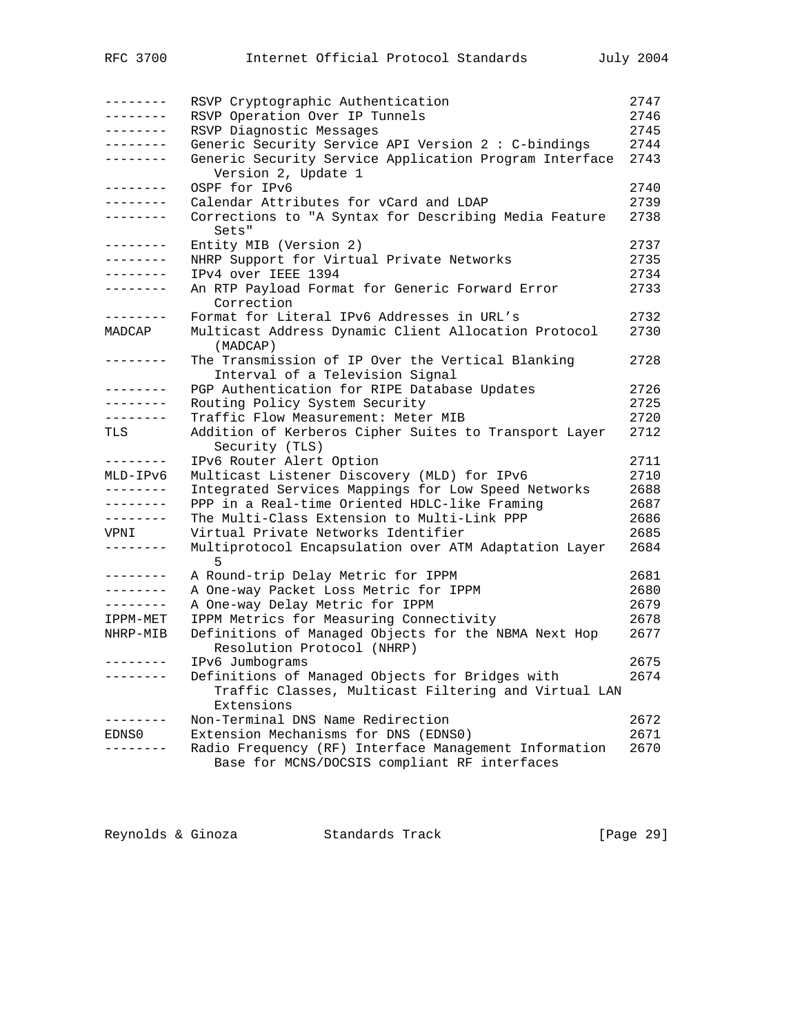| Mnemonic | Title | RFC |
| --- | --- | --- |
| -------- | RSVP Cryptographic Authentication | 2747 |
| -------- | RSVP Operation Over IP Tunnels | 2746 |
| -------- | RSVP Diagnostic Messages | 2745 |
| -------- | Generic Security Service API Version 2 : C-bindings | 2744 |
| -------- | Generic Security Service Application Program Interface Version 2, Update 1 | 2743 |
| -------- | OSPF for IPv6 | 2740 |
| -------- | Calendar Attributes for vCard and LDAP | 2739 |
| -------- | Corrections to "A Syntax for Describing Media Feature Sets" | 2738 |
| -------- | Entity MIB (Version 2) | 2737 |
| -------- | NHRP Support for Virtual Private Networks | 2735 |
| -------- | IPv4 over IEEE 1394 | 2734 |
| -------- | An RTP Payload Format for Generic Forward Error Correction | 2733 |
| -------- | Format for Literal IPv6 Addresses in URL's | 2732 |
| MADCAP | Multicast Address Dynamic Client Allocation Protocol (MADCAP) | 2730 |
| -------- | The Transmission of IP Over the Vertical Blanking Interval of a Television Signal | 2728 |
| -------- | PGP Authentication for RIPE Database Updates | 2726 |
| -------- | Routing Policy System Security | 2725 |
| -------- | Traffic Flow Measurement: Meter MIB | 2720 |
| TLS | Addition of Kerberos Cipher Suites to Transport Layer Security (TLS) | 2712 |
| -------- | IPv6 Router Alert Option | 2711 |
| MLD-IPv6 | Multicast Listener Discovery (MLD) for IPv6 | 2710 |
| -------- | Integrated Services Mappings for Low Speed Networks | 2688 |
| -------- | PPP in a Real-time Oriented HDLC-like Framing | 2687 |
| -------- | The Multi-Class Extension to Multi-Link PPP | 2686 |
| VPNI | Virtual Private Networks Identifier | 2685 |
| -------- | Multiprotocol Encapsulation over ATM Adaptation Layer 5 | 2684 |
| -------- | A Round-trip Delay Metric for IPPM | 2681 |
| -------- | A One-way Packet Loss Metric for IPPM | 2680 |
| -------- | A One-way Delay Metric for IPPM | 2679 |
| IPPM-MET | IPPM Metrics for Measuring Connectivity | 2678 |
| NHRP-MIB | Definitions of Managed Objects for the NBMA Next Hop Resolution Protocol (NHRP) | 2677 |
| -------- | IPv6 Jumbograms | 2675 |
| -------- | Definitions of Managed Objects for Bridges with Traffic Classes, Multicast Filtering and Virtual LAN Extensions | 2674 |
| -------- | Non-Terminal DNS Name Redirection | 2672 |
| EDNS0 | Extension Mechanisms for DNS (EDNS0) | 2671 |
| -------- | Radio Frequency (RF) Interface Management Information Base for MCNS/DOCSIS compliant RF interfaces | 2670 |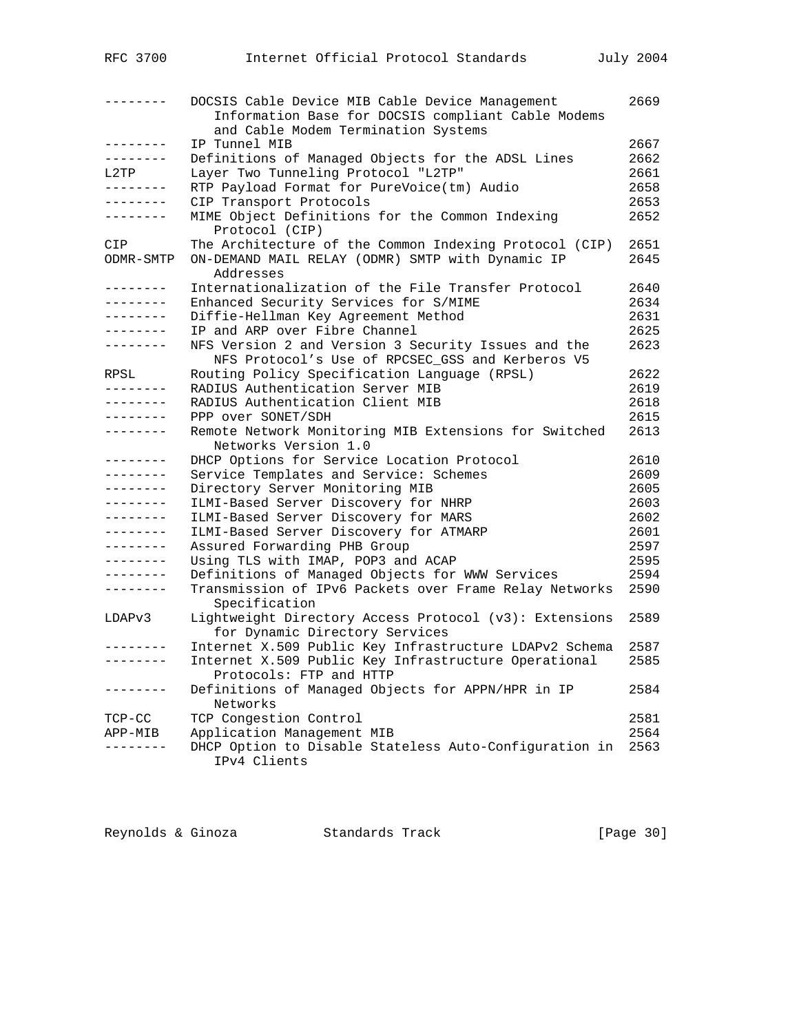| | | |
|---|---|---|
| -------- | DOCSIS Cable Device MIB Cable Device Management Information Base for DOCSIS compliant Cable Modems and Cable Modem Termination Systems | 2669 |
| -------- | IP Tunnel MIB | 2667 |
| -------- | Definitions of Managed Objects for the ADSL Lines | 2662 |
| L2TP | Layer Two Tunneling Protocol "L2TP" | 2661 |
| -------- | RTP Payload Format for PureVoice(tm) Audio | 2658 |
| -------- | CIP Transport Protocols | 2653 |
| -------- | MIME Object Definitions for the Common Indexing Protocol (CIP) | 2652 |
| CIP | The Architecture of the Common Indexing Protocol (CIP) | 2651 |
| ODMR-SMTP | ON-DEMAND MAIL RELAY (ODMR) SMTP with Dynamic IP Addresses | 2645 |
| -------- | Internationalization of the File Transfer Protocol | 2640 |
| -------- | Enhanced Security Services for S/MIME | 2634 |
| -------- | Diffie-Hellman Key Agreement Method | 2631 |
| -------- | IP and ARP over Fibre Channel | 2625 |
| -------- | NFS Version 2 and Version 3 Security Issues and the NFS Protocol's Use of RPCSEC_GSS and Kerberos V5 | 2623 |
| RPSL | Routing Policy Specification Language (RPSL) | 2622 |
| -------- | RADIUS Authentication Server MIB | 2619 |
| -------- | RADIUS Authentication Client MIB | 2618 |
| -------- | PPP over SONET/SDH | 2615 |
| -------- | Remote Network Monitoring MIB Extensions for Switched Networks Version 1.0 | 2613 |
| -------- | DHCP Options for Service Location Protocol | 2610 |
| -------- | Service Templates and Service: Schemes | 2609 |
| -------- | Directory Server Monitoring MIB | 2605 |
| -------- | ILMI-Based Server Discovery for NHRP | 2603 |
| -------- | ILMI-Based Server Discovery for MARS | 2602 |
| -------- | ILMI-Based Server Discovery for ATMARP | 2601 |
| -------- | Assured Forwarding PHB Group | 2597 |
| -------- | Using TLS with IMAP, POP3 and ACAP | 2595 |
| -------- | Definitions of Managed Objects for WWW Services | 2594 |
| -------- | Transmission of IPv6 Packets over Frame Relay Networks Specification | 2590 |
| LDAPv3 | Lightweight Directory Access Protocol (v3): Extensions for Dynamic Directory Services | 2589 |
| -------- | Internet X.509 Public Key Infrastructure LDAPv2 Schema | 2587 |
| -------- | Internet X.509 Public Key Infrastructure Operational Protocols: FTP and HTTP | 2585 |
| -------- | Definitions of Managed Objects for APPN/HPR in IP Networks | 2584 |
| TCP-CC | TCP Congestion Control | 2581 |
| APP-MIB | Application Management MIB | 2564 |
| -------- | DHCP Option to Disable Stateless Auto-Configuration in IPv4 Clients | 2563 |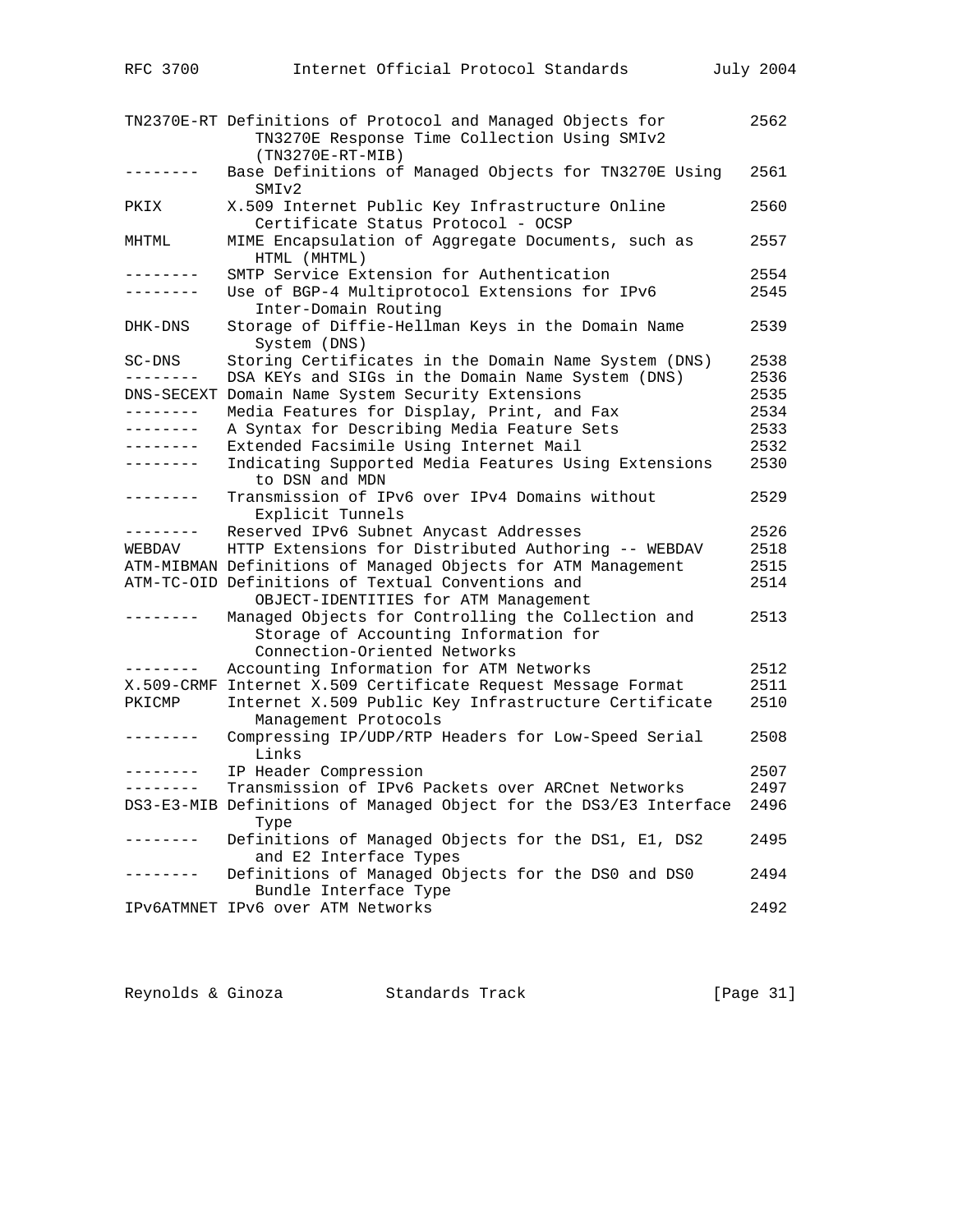| Mnemonic | Title | RFC |
| --- | --- | --- |
| TN2370E-RT | Definitions of Protocol and Managed Objects for TN3270E Response Time Collection Using SMIv2 (TN3270E-RT-MIB) | 2562 |
| -------- | Base Definitions of Managed Objects for TN3270E Using SMIv2 | 2561 |
| PKIX | X.509 Internet Public Key Infrastructure Online Certificate Status Protocol - OCSP | 2560 |
| MHTML | MIME Encapsulation of Aggregate Documents, such as HTML (MHTML) | 2557 |
| -------- | SMTP Service Extension for Authentication | 2554 |
| -------- | Use of BGP-4 Multiprotocol Extensions for IPv6 Inter-Domain Routing | 2545 |
| DHK-DNS | Storage of Diffie-Hellman Keys in the Domain Name System (DNS) | 2539 |
| SC-DNS | Storing Certificates in the Domain Name System (DNS) | 2538 |
| -------- | DSA KEYs and SIGs in the Domain Name System (DNS) | 2536 |
| DNS-SECEXT | Domain Name System Security Extensions | 2535 |
| -------- | Media Features for Display, Print, and Fax | 2534 |
| -------- | A Syntax for Describing Media Feature Sets | 2533 |
| -------- | Extended Facsimile Using Internet Mail | 2532 |
| -------- | Indicating Supported Media Features Using Extensions to DSN and MDN | 2530 |
| -------- | Transmission of IPv6 over IPv4 Domains without Explicit Tunnels | 2529 |
| -------- | Reserved IPv6 Subnet Anycast Addresses | 2526 |
| WEBDAV | HTTP Extensions for Distributed Authoring -- WEBDAV | 2518 |
| ATM-MIBMAN | Definitions of Managed Objects for ATM Management | 2515 |
| ATM-TC-OID | Definitions of Textual Conventions and OBJECT-IDENTITIES for ATM Management | 2514 |
| -------- | Managed Objects for Controlling the Collection and Storage of Accounting Information for Connection-Oriented Networks | 2513 |
| -------- | Accounting Information for ATM Networks | 2512 |
| X.509-CRMF | Internet X.509 Certificate Request Message Format | 2511 |
| PKICMP | Internet X.509 Public Key Infrastructure Certificate Management Protocols | 2510 |
| -------- | Compressing IP/UDP/RTP Headers for Low-Speed Serial Links | 2508 |
| -------- | IP Header Compression | 2507 |
| -------- | Transmission of IPv6 Packets over ARCnet Networks | 2497 |
| DS3-E3-MIB | Definitions of Managed Object for the DS3/E3 Interface Type | 2496 |
| -------- | Definitions of Managed Objects for the DS1, E1, DS2 and E2 Interface Types | 2495 |
| -------- | Definitions of Managed Objects for the DS0 and DS0 Bundle Interface Type | 2494 |
| IPv6ATMNET | IPv6 over ATM Networks | 2492 |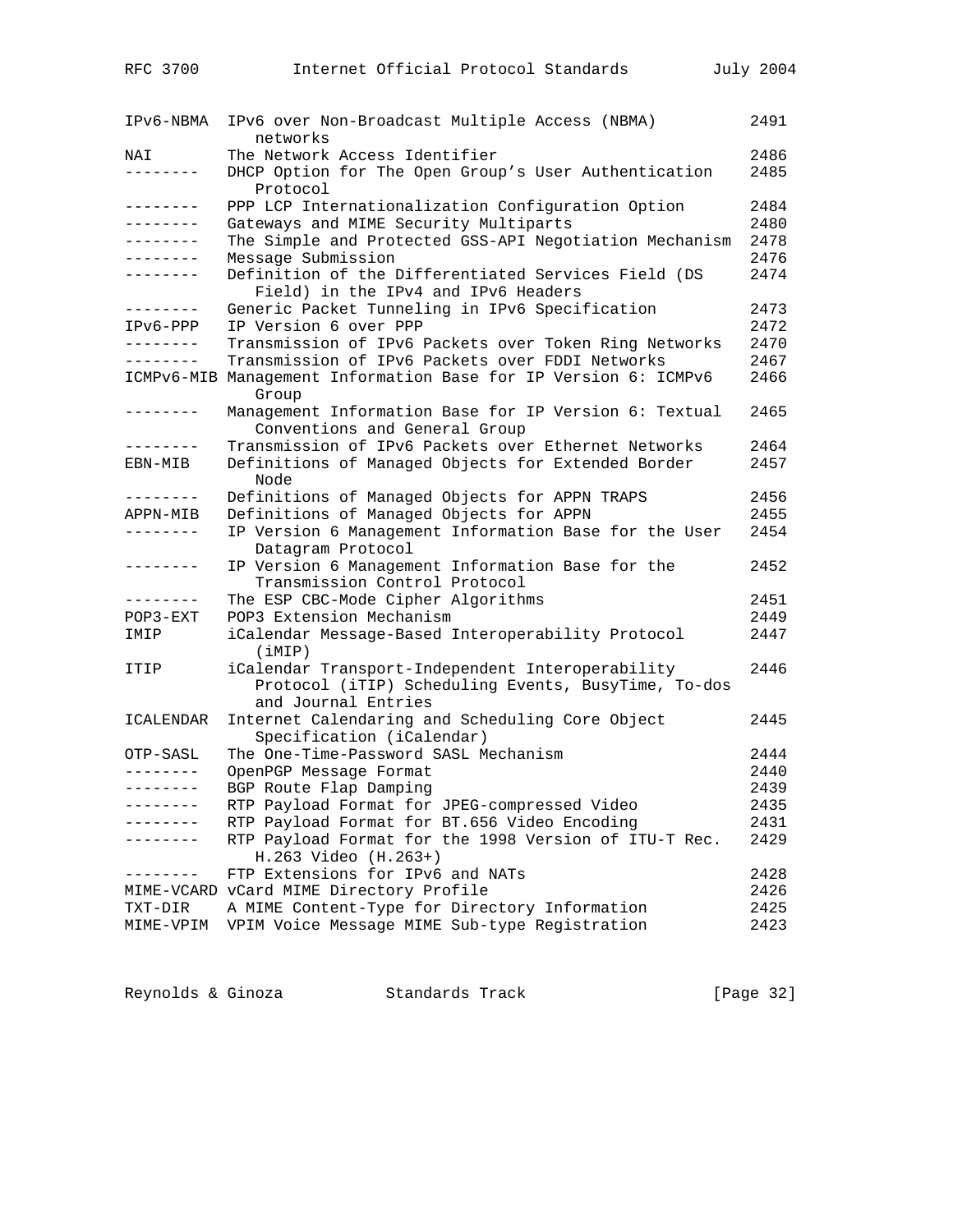| | | |
|---|---|---|
| IPv6-NBMA | IPv6 over Non-Broadcast Multiple Access (NBMA) networks | 2491 |
| NAI | The Network Access Identifier | 2486 |
| -------- | DHCP Option for The Open Group's User Authentication Protocol | 2485 |
| -------- | PPP LCP Internationalization Configuration Option | 2484 |
| -------- | Gateways and MIME Security Multiparts | 2480 |
| -------- | The Simple and Protected GSS-API Negotiation Mechanism | 2478 |
| -------- | Message Submission | 2476 |
| -------- | Definition of the Differentiated Services Field (DS Field) in the IPv4 and IPv6 Headers | 2474 |
| -------- | Generic Packet Tunneling in IPv6 Specification | 2473 |
| IPv6-PPP | IP Version 6 over PPP | 2472 |
| -------- | Transmission of IPv6 Packets over Token Ring Networks | 2470 |
| -------- | Transmission of IPv6 Packets over FDDI Networks | 2467 |
| ICMPv6-MIB | Management Information Base for IP Version 6: ICMPv6 Group | 2466 |
| -------- | Management Information Base for IP Version 6: Textual Conventions and General Group | 2465 |
| -------- | Transmission of IPv6 Packets over Ethernet Networks | 2464 |
| EBN-MIB | Definitions of Managed Objects for Extended Border Node | 2457 |
| -------- | Definitions of Managed Objects for APPN TRAPS | 2456 |
| APPN-MIB | Definitions of Managed Objects for APPN | 2455 |
| -------- | IP Version 6 Management Information Base for the User Datagram Protocol | 2454 |
| -------- | IP Version 6 Management Information Base for the Transmission Control Protocol | 2452 |
| -------- | The ESP CBC-Mode Cipher Algorithms | 2451 |
| POP3-EXT | POP3 Extension Mechanism | 2449 |
| IMIP | iCalendar Message-Based Interoperability Protocol (iMIP) | 2447 |
| ITIP | iCalendar Transport-Independent Interoperability Protocol (iTIP) Scheduling Events, BusyTime, To-dos and Journal Entries | 2446 |
| ICALENDAR | Internet Calendaring and Scheduling Core Object Specification (iCalendar) | 2445 |
| OTP-SASL | The One-Time-Password SASL Mechanism | 2444 |
| -------- | OpenPGP Message Format | 2440 |
| -------- | BGP Route Flap Damping | 2439 |
| -------- | RTP Payload Format for JPEG-compressed Video | 2435 |
| -------- | RTP Payload Format for BT.656 Video Encoding | 2431 |
| -------- | RTP Payload Format for the 1998 Version of ITU-T Rec. H.263 Video (H.263+) | 2429 |
| -------- | FTP Extensions for IPv6 and NATs | 2428 |
| MIME-VCARD | vCard MIME Directory Profile | 2426 |
| TXT-DIR | A MIME Content-Type for Directory Information | 2425 |
| MIME-VPIM | VPIM Voice Message MIME Sub-type Registration | 2423 |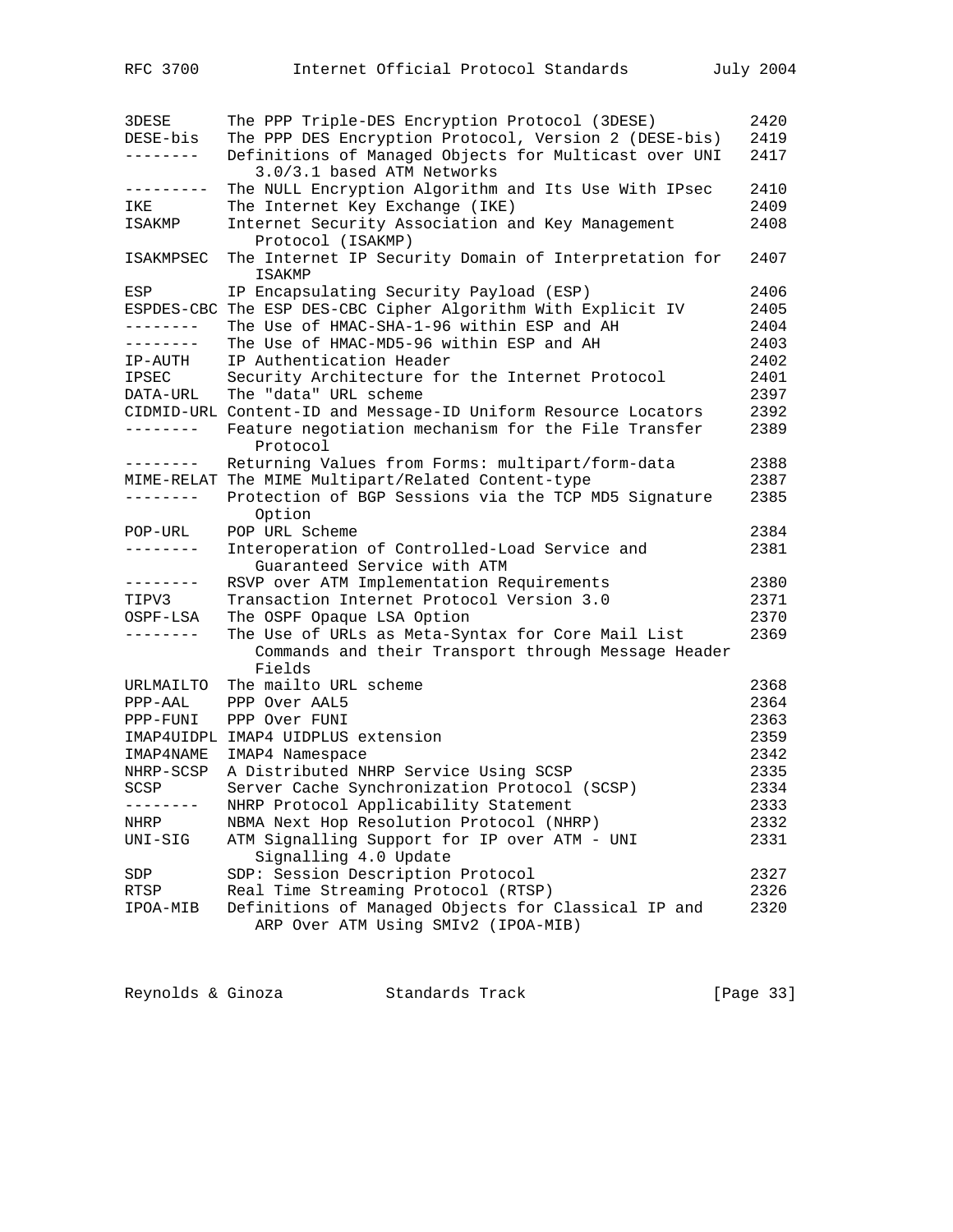| | | |
|---|---|---|
| 3DESE | The PPP Triple-DES Encryption Protocol (3DESE) | 2420 |
| DESE-bis | The PPP DES Encryption Protocol, Version 2 (DESE-bis) | 2419 |
| -------- | Definitions of Managed Objects for Multicast over UNI 3.0/3.1 based ATM Networks | 2417 |
| --------- | The NULL Encryption Algorithm and Its Use With IPsec | 2410 |
| IKE | The Internet Key Exchange (IKE) | 2409 |
| ISAKMP | Internet Security Association and Key Management Protocol (ISAKMP) | 2408 |
| ISAKMPSEC | The Internet IP Security Domain of Interpretation for ISAKMP | 2407 |
| ESP | IP Encapsulating Security Payload (ESP) | 2406 |
| ESPDES-CBC | The ESP DES-CBC Cipher Algorithm With Explicit IV | 2405 |
| -------- | The Use of HMAC-SHA-1-96 within ESP and AH | 2404 |
| -------- | The Use of HMAC-MD5-96 within ESP and AH | 2403 |
| IP-AUTH | IP Authentication Header | 2402 |
| IPSEC | Security Architecture for the Internet Protocol | 2401 |
| DATA-URL | The "data" URL scheme | 2397 |
| CIDMID-URL | Content-ID and Message-ID Uniform Resource Locators | 2392 |
| -------- | Feature negotiation mechanism for the File Transfer Protocol | 2389 |
| -------- | Returning Values from Forms: multipart/form-data | 2388 |
| MIME-RELAT | The MIME Multipart/Related Content-type | 2387 |
| -------- | Protection of BGP Sessions via the TCP MD5 Signature Option | 2385 |
| POP-URL | POP URL Scheme | 2384 |
| -------- | Interoperation of Controlled-Load Service and Guaranteed Service with ATM | 2381 |
| -------- | RSVP over ATM Implementation Requirements | 2380 |
| TIPV3 | Transaction Internet Protocol Version 3.0 | 2371 |
| OSPF-LSA | The OSPF Opaque LSA Option | 2370 |
| -------- | The Use of URLs as Meta-Syntax for Core Mail List Commands and their Transport through Message Header Fields | 2369 |
| URLMAILTO | The mailto URL scheme | 2368 |
| PPP-AAL | PPP Over AAL5 | 2364 |
| PPP-FUNI | PPP Over FUNI | 2363 |
| IMAP4UIDPL | IMAP4 UIDPLUS extension | 2359 |
| IMAP4NAME | IMAP4 Namespace | 2342 |
| NHRP-SCSP | A Distributed NHRP Service Using SCSP | 2335 |
| SCSP | Server Cache Synchronization Protocol (SCSP) | 2334 |
| -------- | NHRP Protocol Applicability Statement | 2333 |
| NHRP | NBMA Next Hop Resolution Protocol (NHRP) | 2332 |
| UNI-SIG | ATM Signalling Support for IP over ATM - UNI Signalling 4.0 Update | 2331 |
| SDP | SDP: Session Description Protocol | 2327 |
| RTSP | Real Time Streaming Protocol (RTSP) | 2326 |
| IPOA-MIB | Definitions of Managed Objects for Classical IP and ARP Over ATM Using SMIv2 (IPOA-MIB) | 2320 |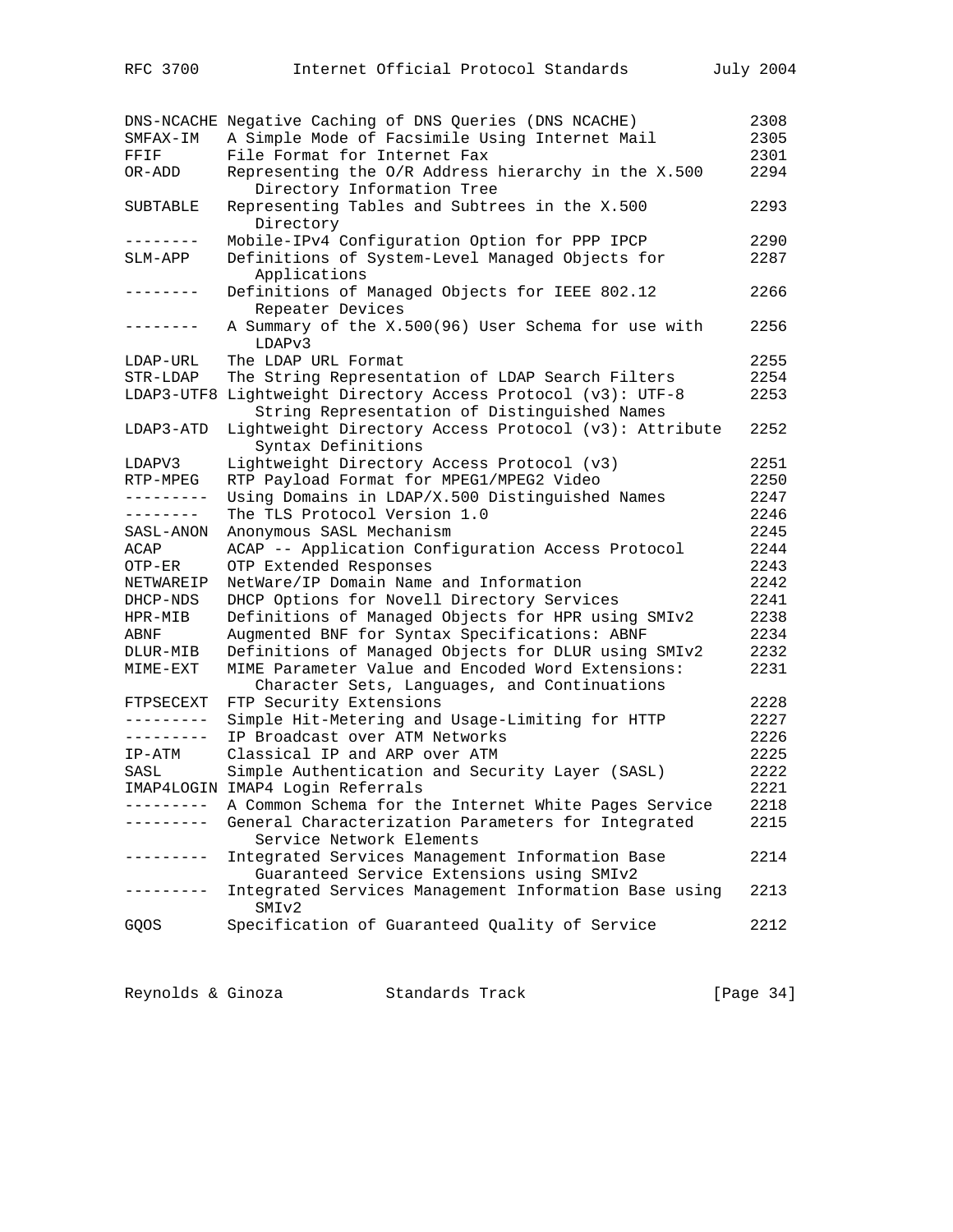| Mnemonic | Title | RFC |
|---|---|---|
| DNS-NCACHE | Negative Caching of DNS Queries (DNS NCACHE) | 2308 |
| SMFAX-IM | A Simple Mode of Facsimile Using Internet Mail | 2305 |
| FFIF | File Format for Internet Fax | 2301 |
| OR-ADD | Representing the O/R Address hierarchy in the X.500 Directory Information Tree | 2294 |
| SUBTABLE | Representing Tables and Subtrees in the X.500 Directory | 2293 |
| -------- | Mobile-IPv4 Configuration Option for PPP IPCP | 2290 |
| SLM-APP | Definitions of System-Level Managed Objects for Applications | 2287 |
| -------- | Definitions of Managed Objects for IEEE 802.12 Repeater Devices | 2266 |
| -------- | A Summary of the X.500(96) User Schema for use with LDAPv3 | 2256 |
| LDAP-URL | The LDAP URL Format | 2255 |
| STR-LDAP | The String Representation of LDAP Search Filters | 2254 |
| LDAP3-UTF8 | Lightweight Directory Access Protocol (v3): UTF-8 String Representation of Distinguished Names | 2253 |
| LDAP3-ATD | Lightweight Directory Access Protocol (v3): Attribute Syntax Definitions | 2252 |
| LDAPV3 | Lightweight Directory Access Protocol (v3) | 2251 |
| RTP-MPEG | RTP Payload Format for MPEG1/MPEG2 Video | 2250 |
| --------- | Using Domains in LDAP/X.500 Distinguished Names | 2247 |
| -------- | The TLS Protocol Version 1.0 | 2246 |
| SASL-ANON | Anonymous SASL Mechanism | 2245 |
| ACAP | ACAP -- Application Configuration Access Protocol | 2244 |
| OTP-ER | OTP Extended Responses | 2243 |
| NETWAREIP | NetWare/IP Domain Name and Information | 2242 |
| DHCP-NDS | DHCP Options for Novell Directory Services | 2241 |
| HPR-MIB | Definitions of Managed Objects for HPR using SMIv2 | 2238 |
| ABNF | Augmented BNF for Syntax Specifications: ABNF | 2234 |
| DLUR-MIB | Definitions of Managed Objects for DLUR using SMIv2 | 2232 |
| MIME-EXT | MIME Parameter Value and Encoded Word Extensions: Character Sets, Languages, and Continuations | 2231 |
| FTPSECEXT | FTP Security Extensions | 2228 |
| --------- | Simple Hit-Metering and Usage-Limiting for HTTP | 2227 |
| --------- | IP Broadcast over ATM Networks | 2226 |
| IP-ATM | Classical IP and ARP over ATM | 2225 |
| SASL | Simple Authentication and Security Layer (SASL) | 2222 |
| IMAP4LOGIN | IMAP4 Login Referrals | 2221 |
| --------- | A Common Schema for the Internet White Pages Service | 2218 |
| --------- | General Characterization Parameters for Integrated Service Network Elements | 2215 |
| --------- | Integrated Services Management Information Base Guaranteed Service Extensions using SMIv2 | 2214 |
| --------- | Integrated Services Management Information Base using SMIv2 | 2213 |
| GQOS | Specification of Guaranteed Quality of Service | 2212 |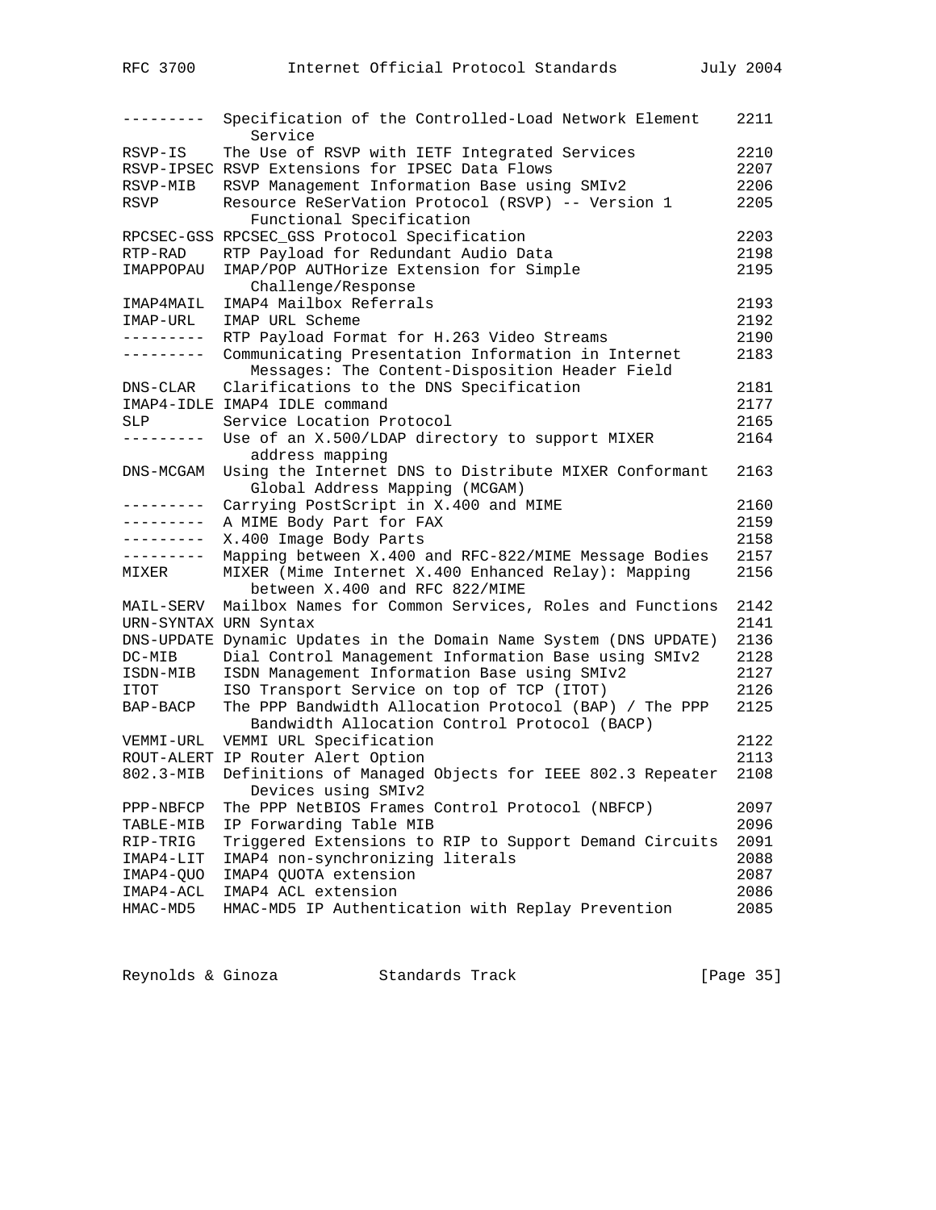```
---------  Specification of the Controlled-Load Network Element     2211
              Service
RSVP-IS    The Use of RSVP with IETF Integrated Services            2210
RSVP-IPSEC RSVP Extensions for IPSEC Data Flows                     2207
RSVP-MIB   RSVP Management Information Base using SMIv2             2206
RSVP       Resource ReSerVation Protocol (RSVP) -- Version 1        2205
              Functional Specification
RPCSEC-GSS RPCSEC_GSS Protocol Specification                        2203
RTP-RAD    RTP Payload for Redundant Audio Data                     2198
IMAPPOPAU  IMAP/POP AUTHorize Extension for Simple                  2195
              Challenge/Response
IMAP4MAIL  IMAP4 Mailbox Referrals                                  2193
IMAP-URL   IMAP URL Scheme                                          2192
---------  RTP Payload Format for H.263 Video Streams                2190
---------  Communicating Presentation Information in Internet       2183
              Messages: The Content-Disposition Header Field
DNS-CLAR   Clarifications to the DNS Specification                  2181
IMAP4-IDLE IMAP4 IDLE command                                       2177
SLP        Service Location Protocol                                2165
---------  Use of an X.500/LDAP directory to support MIXER          2164
              address mapping
DNS-MCGAM  Using the Internet DNS to Distribute MIXER Conformant    2163
              Global Address Mapping (MCGAM)
---------  Carrying PostScript in X.400 and MIME                    2160
---------  A MIME Body Part for FAX                                 2159
---------  X.400 Image Body Parts                                   2158
---------  Mapping between X.400 and RFC-822/MIME Message Bodies    2157
MIXER      MIXER (Mime Internet X.400 Enhanced Relay): Mapping      2156
              between X.400 and RFC 822/MIME
MAIL-SERV  Mailbox Names for Common Services, Roles and Functions   2142
URN-SYNTAX URN Syntax                                               2141
DNS-UPDATE Dynamic Updates in the Domain Name System (DNS UPDATE)   2136
DC-MIB     Dial Control Management Information Base using SMIv2     2128
ISDN-MIB   ISDN Management Information Base using SMIv2             2127
ITOT       ISO Transport Service on top of TCP (ITOT)               2126
BAP-BACP   The PPP Bandwidth Allocation Protocol (BAP) / The PPP    2125
              Bandwidth Allocation Control Protocol (BACP)
VEMMI-URL  VEMMI URL Specification                                  2122
ROUT-ALERT IP Router Alert Option                                   2113
802.3-MIB  Definitions of Managed Objects for IEEE 802.3 Repeater   2108
              Devices using SMIv2
PPP-NBFCP  The PPP NetBIOS Frames Control Protocol (NBFCP)          2097
TABLE-MIB  IP Forwarding Table MIB                                  2096
RIP-TRIG   Triggered Extensions to RIP to Support Demand Circuits   2091
IMAP4-LIT  IMAP4 non-synchronizing literals                         2088
IMAP4-QUO  IMAP4 QUOTA extension                                    2087
IMAP4-ACL  IMAP4 ACL extension                                      2086
HMAC-MD5   HMAC-MD5 IP Authentication with Replay Prevention        2085
```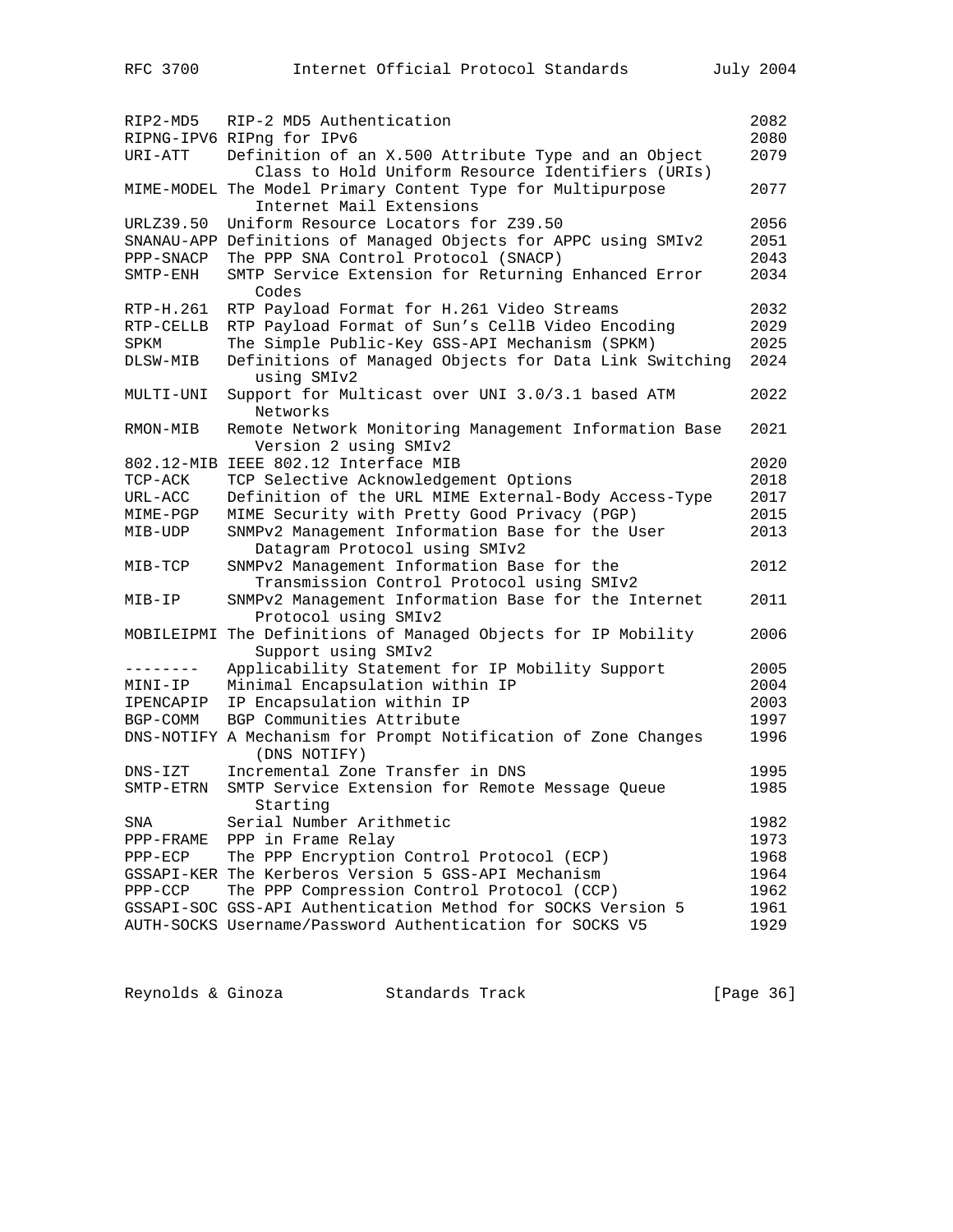| | | |
|---|---|---|
| RIP2-MD5 | RIP-2 MD5 Authentication | 2082 |
| RIPNG-IPV6 | RIPng for IPv6 | 2080 |
| URI-ATT | Definition of an X.500 Attribute Type and an Object Class to Hold Uniform Resource Identifiers (URIs) | 2079 |
| MIME-MODEL | The Model Primary Content Type for Multipurpose Internet Mail Extensions | 2077 |
| URLZ39.50 | Uniform Resource Locators for Z39.50 | 2056 |
| SNANAU-APP | Definitions of Managed Objects for APPC using SMIv2 | 2051 |
| PPP-SNACP | The PPP SNA Control Protocol (SNACP) | 2043 |
| SMTP-ENH | SMTP Service Extension for Returning Enhanced Error Codes | 2034 |
| RTP-H.261 | RTP Payload Format for H.261 Video Streams | 2032 |
| RTP-CELLB | RTP Payload Format of Sun's CellB Video Encoding | 2029 |
| SPKM | The Simple Public-Key GSS-API Mechanism (SPKM) | 2025 |
| DLSW-MIB | Definitions of Managed Objects for Data Link Switching using SMIv2 | 2024 |
| MULTI-UNI | Support for Multicast over UNI 3.0/3.1 based ATM Networks | 2022 |
| RMON-MIB | Remote Network Monitoring Management Information Base Version 2 using SMIv2 | 2021 |
| 802.12-MIB | IEEE 802.12 Interface MIB | 2020 |
| TCP-ACK | TCP Selective Acknowledgement Options | 2018 |
| URL-ACC | Definition of the URL MIME External-Body Access-Type | 2017 |
| MIME-PGP | MIME Security with Pretty Good Privacy (PGP) | 2015 |
| MIB-UDP | SNMPv2 Management Information Base for the User Datagram Protocol using SMIv2 | 2013 |
| MIB-TCP | SNMPv2 Management Information Base for the Transmission Control Protocol using SMIv2 | 2012 |
| MIB-IP | SNMPv2 Management Information Base for the Internet Protocol using SMIv2 | 2011 |
| MOBILEIPMI | The Definitions of Managed Objects for IP Mobility Support using SMIv2 | 2006 |
| -------- | Applicability Statement for IP Mobility Support | 2005 |
| MINI-IP | Minimal Encapsulation within IP | 2004 |
| IPENCAPIP | IP Encapsulation within IP | 2003 |
| BGP-COMM | BGP Communities Attribute | 1997 |
| DNS-NOTIFY | A Mechanism for Prompt Notification of Zone Changes (DNS NOTIFY) | 1996 |
| DNS-IZT | Incremental Zone Transfer in DNS | 1995 |
| SMTP-ETRN | SMTP Service Extension for Remote Message Queue Starting | 1985 |
| SNA | Serial Number Arithmetic | 1982 |
| PPP-FRAME | PPP in Frame Relay | 1973 |
| PPP-ECP | The PPP Encryption Control Protocol (ECP) | 1968 |
| GSSAPI-KER | The Kerberos Version 5 GSS-API Mechanism | 1964 |
| PPP-CCP | The PPP Compression Control Protocol (CCP) | 1962 |
| GSSAPI-SOC | GSS-API Authentication Method for SOCKS Version 5 | 1961 |
| AUTH-SOCKS | Username/Password Authentication for SOCKS V5 | 1929 |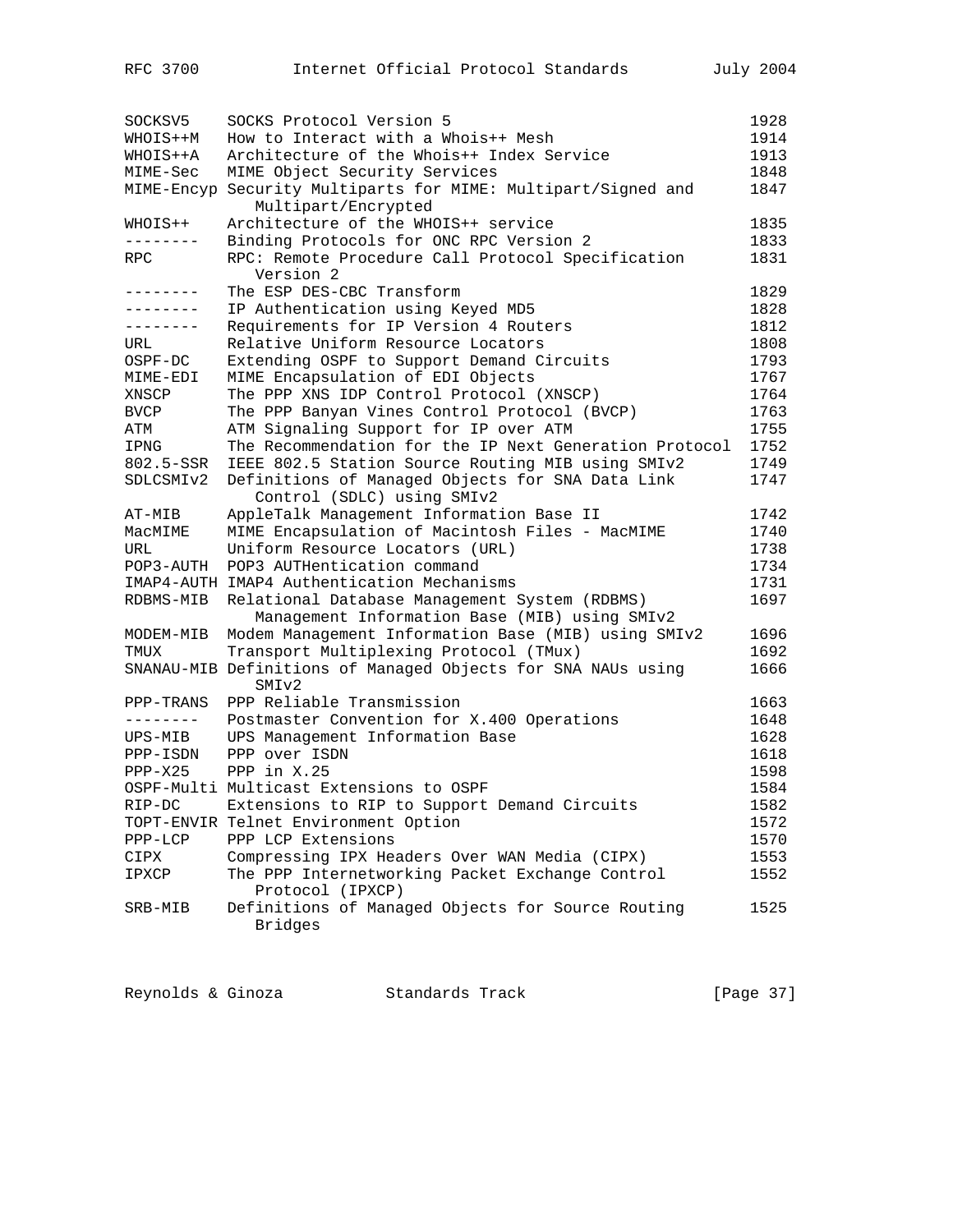```
SOCKSV5    SOCKS Protocol Version 5                                1928
WHOIS++M   How to Interact with a Whois++ Mesh                     1914
WHOIS++A   Architecture of the Whois++ Index Service               1913
MIME-Sec   MIME Object Security Services                           1848
MIME-Encyp Security Multiparts for MIME: Multipart/Signed and      1847
              Multipart/Encrypted
WHOIS++    Architecture of the WHOIS++ service                     1835
--------   Binding Protocols for ONC RPC Version 2                 1833
RPC        RPC: Remote Procedure Call Protocol Specification       1831
              Version 2
--------   The ESP DES-CBC Transform                               1829
--------   IP Authentication using Keyed MD5                       1828
--------   Requirements for IP Version 4 Routers                   1812
URL        Relative Uniform Resource Locators                      1808
OSPF-DC    Extending OSPF to Support Demand Circuits               1793
MIME-EDI   MIME Encapsulation of EDI Objects                       1767
XNSCP      The PPP XNS IDP Control Protocol (XNSCP)                1764
BVCP       The PPP Banyan Vines Control Protocol (BVCP)            1763
ATM        ATM Signaling Support for IP over ATM                   1755
IPNG       The Recommendation for the IP Next Generation Protocol  1752
802.5-SSR  IEEE 802.5 Station Source Routing MIB using SMIv2       1749
SDLCSMIv2  Definitions of Managed Objects for SNA Data Link        1747
              Control (SDLC) using SMIv2
AT-MIB     AppleTalk Management Information Base II                1742
MacMIME    MIME Encapsulation of Macintosh Files - MacMIME         1740
URL        Uniform Resource Locators (URL)                         1738
POP3-AUTH  POP3 AUTHentication command                             1734
IMAP4-AUTH IMAP4 Authentication Mechanisms                         1731
RDBMS-MIB  Relational Database Management System (RDBMS)           1697
              Management Information Base (MIB) using SMIv2
MODEM-MIB  Modem Management Information Base (MIB) using SMIv2     1696
TMUX       Transport Multiplexing Protocol (TMux)                  1692
SNANAU-MIB Definitions of Managed Objects for SNA NAUs using       1666
              SMIv2
PPP-TRANS  PPP Reliable Transmission                               1663
--------   Postmaster Convention for X.400 Operations              1648
UPS-MIB    UPS Management Information Base                         1628
PPP-ISDN   PPP over ISDN                                           1618
PPP-X25    PPP in X.25                                             1598
OSPF-Multi Multicast Extensions to OSPF                            1584
RIP-DC     Extensions to RIP to Support Demand Circuits            1582
TOPT-ENVIR Telnet Environment Option                               1572
PPP-LCP    PPP LCP Extensions                                      1570
CIPX       Compressing IPX Headers Over WAN Media (CIPX)           1553
IPXCP      The PPP Internetworking Packet Exchange Control         1552
              Protocol (IPXCP)
SRB-MIB    Definitions of Managed Objects for Source Routing       1525
              Bridges
```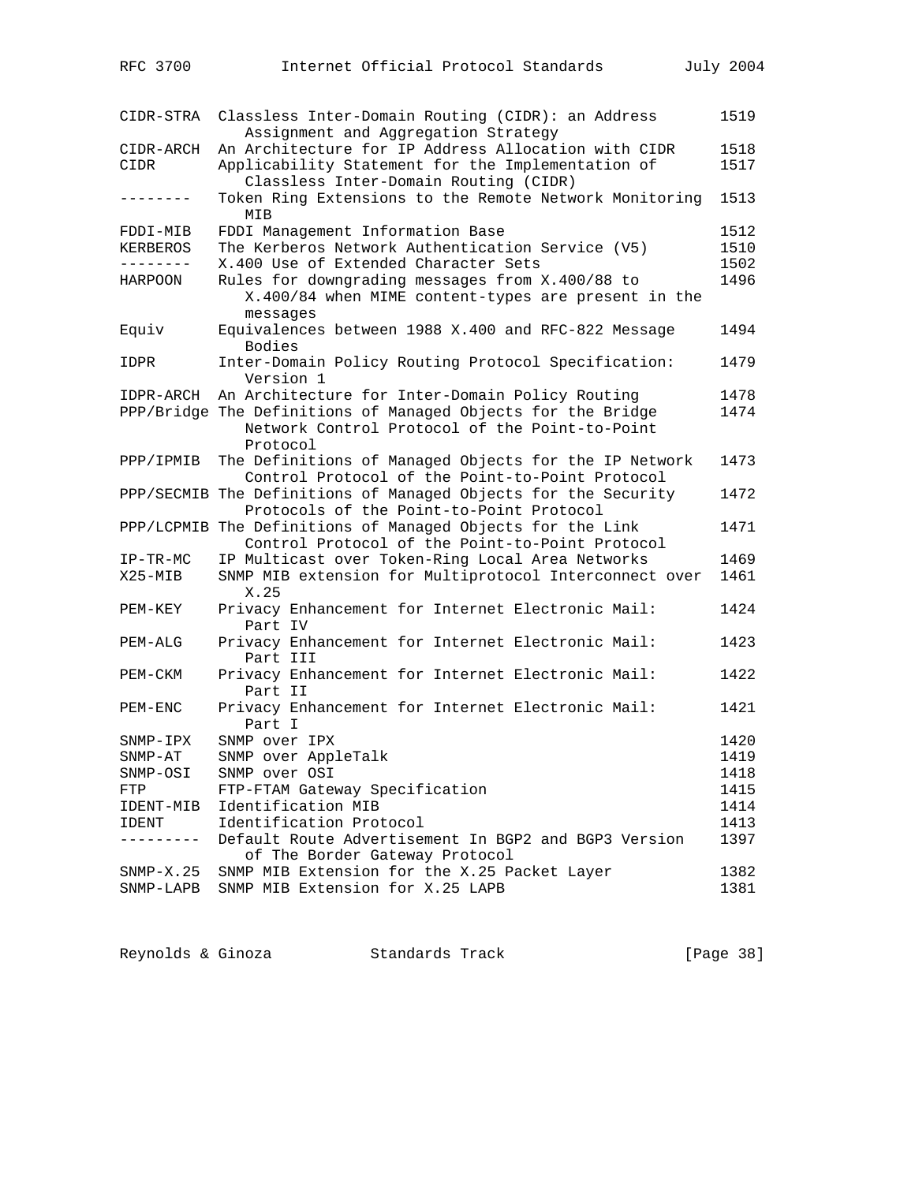| | | |
|---|---|---|
| CIDR-STRA | Classless Inter-Domain Routing (CIDR): an Address Assignment and Aggregation Strategy | 1519 |
| CIDR-ARCH | An Architecture for IP Address Allocation with CIDR | 1518 |
| CIDR | Applicability Statement for the Implementation of Classless Inter-Domain Routing (CIDR) | 1517 |
| -------- | Token Ring Extensions to the Remote Network Monitoring MIB | 1513 |
| FDDI-MIB | FDDI Management Information Base | 1512 |
| KERBEROS | The Kerberos Network Authentication Service (V5) | 1510 |
| -------- | X.400 Use of Extended Character Sets | 1502 |
| HARPOON | Rules for downgrading messages from X.400/88 to X.400/84 when MIME content-types are present in the messages | 1496 |
| Equiv | Equivalences between 1988 X.400 and RFC-822 Message Bodies | 1494 |
| IDPR | Inter-Domain Policy Routing Protocol Specification: Version 1 | 1479 |
| IDPR-ARCH | An Architecture for Inter-Domain Policy Routing | 1478 |
| PPP/Bridge | The Definitions of Managed Objects for the Bridge Network Control Protocol of the Point-to-Point Protocol | 1474 |
| PPP/IPMIB | The Definitions of Managed Objects for the IP Network Control Protocol of the Point-to-Point Protocol | 1473 |
| PPP/SECMIB | The Definitions of Managed Objects for the Security Protocols of the Point-to-Point Protocol | 1472 |
| PPP/LCPMIB | The Definitions of Managed Objects for the Link Control Protocol of the Point-to-Point Protocol | 1471 |
| IP-TR-MC | IP Multicast over Token-Ring Local Area Networks | 1469 |
| X25-MIB | SNMP MIB extension for Multiprotocol Interconnect over X.25 | 1461 |
| PEM-KEY | Privacy Enhancement for Internet Electronic Mail: Part IV | 1424 |
| PEM-ALG | Privacy Enhancement for Internet Electronic Mail: Part III | 1423 |
| PEM-CKM | Privacy Enhancement for Internet Electronic Mail: Part II | 1422 |
| PEM-ENC | Privacy Enhancement for Internet Electronic Mail: Part I | 1421 |
| SNMP-IPX | SNMP over IPX | 1420 |
| SNMP-AT | SNMP over AppleTalk | 1419 |
| SNMP-OSI | SNMP over OSI | 1418 |
| FTP | FTP-FTAM Gateway Specification | 1415 |
| IDENT-MIB | Identification MIB | 1414 |
| IDENT | Identification Protocol | 1413 |
| --------- | Default Route Advertisement In BGP2 and BGP3 Version of The Border Gateway Protocol | 1397 |
| SNMP-X.25 | SNMP MIB Extension for the X.25 Packet Layer | 1382 |
| SNMP-LAPB | SNMP MIB Extension for X.25 LAPB | 1381 |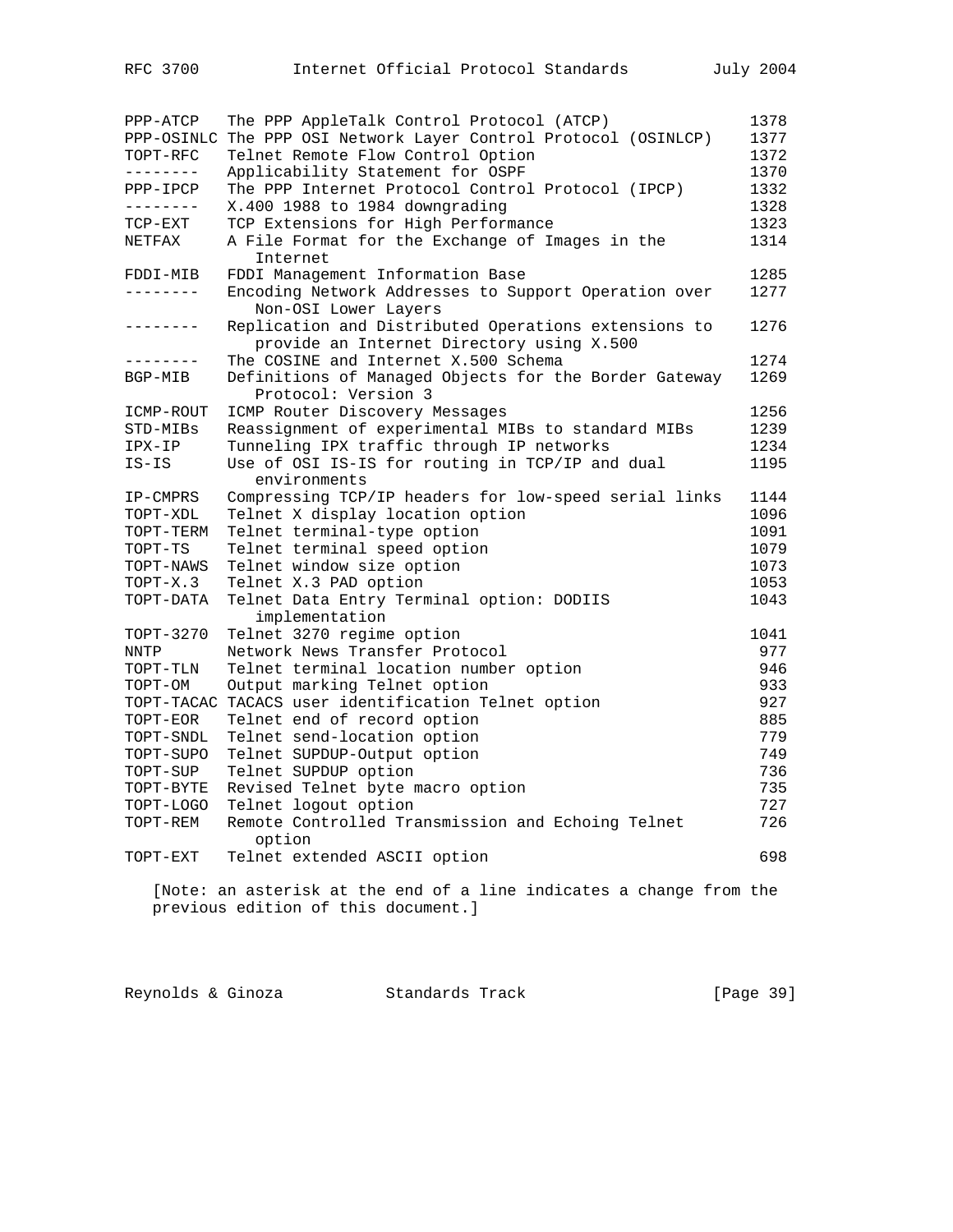| | | |
|---|---|---|
| PPP-ATCP | The PPP AppleTalk Control Protocol (ATCP) | 1378 |
| PPP-OSINLC | The PPP OSI Network Layer Control Protocol (OSINLCP) | 1377 |
| TOPT-RFC | Telnet Remote Flow Control Option | 1372 |
| -------- | Applicability Statement for OSPF | 1370 |
| PPP-IPCP | The PPP Internet Protocol Control Protocol (IPCP) | 1332 |
| -------- | X.400 1988 to 1984 downgrading | 1328 |
| TCP-EXT | TCP Extensions for High Performance | 1323 |
| NETFAX | A File Format for the Exchange of Images in the Internet | 1314 |
| FDDI-MIB | FDDI Management Information Base | 1285 |
| -------- | Encoding Network Addresses to Support Operation over Non-OSI Lower Layers | 1277 |
| -------- | Replication and Distributed Operations extensions to provide an Internet Directory using X.500 | 1276 |
| -------- | The COSINE and Internet X.500 Schema | 1274 |
| BGP-MIB | Definitions of Managed Objects for the Border Gateway Protocol: Version 3 | 1269 |
| ICMP-ROUT | ICMP Router Discovery Messages | 1256 |
| STD-MIBs | Reassignment of experimental MIBs to standard MIBs | 1239 |
| IPX-IP | Tunneling IPX traffic through IP networks | 1234 |
| IS-IS | Use of OSI IS-IS for routing in TCP/IP and dual environments | 1195 |
| IP-CMPRS | Compressing TCP/IP headers for low-speed serial links | 1144 |
| TOPT-XDL | Telnet X display location option | 1096 |
| TOPT-TERM | Telnet terminal-type option | 1091 |
| TOPT-TS | Telnet terminal speed option | 1079 |
| TOPT-NAWS | Telnet window size option | 1073 |
| TOPT-X.3 | Telnet X.3 PAD option | 1053 |
| TOPT-DATA | Telnet Data Entry Terminal option: DODIIS implementation | 1043 |
| TOPT-3270 | Telnet 3270 regime option | 1041 |
| NNTP | Network News Transfer Protocol | 977 |
| TOPT-TLN | Telnet terminal location number option | 946 |
| TOPT-OM | Output marking Telnet option | 933 |
| TOPT-TACAC | TACACS user identification Telnet option | 927 |
| TOPT-EOR | Telnet end of record option | 885 |
| TOPT-SNDL | Telnet send-location option | 779 |
| TOPT-SUPO | Telnet SUPDUP-Output option | 749 |
| TOPT-SUP | Telnet SUPDUP option | 736 |
| TOPT-BYTE | Revised Telnet byte macro option | 735 |
| TOPT-LOGO | Telnet logout option | 727 |
| TOPT-REM | Remote Controlled Transmission and Echoing Telnet option | 726 |
| TOPT-EXT | Telnet extended ASCII option | 698 |

[Note: an asterisk at the end of a line indicates a change from the previous edition of this document.]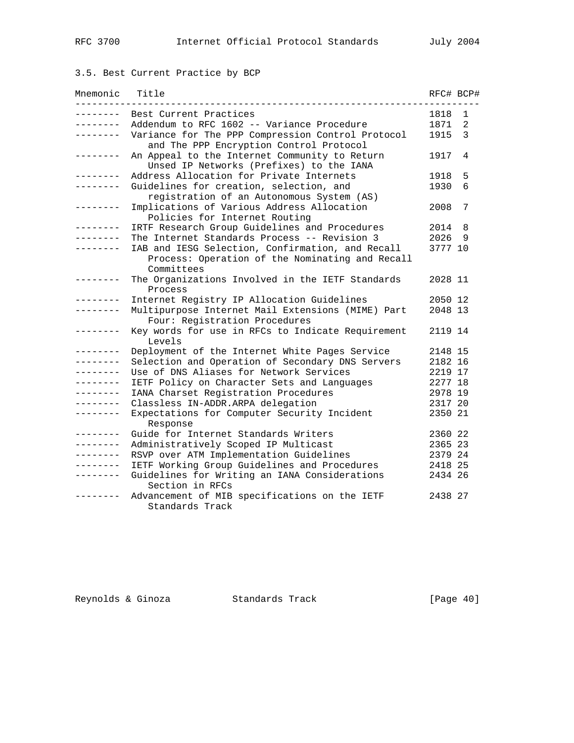### 3.5. Best Current Practice by BCP

| Mnemonic | Title | RFC# | BCP# |
|---|---|---|---|
| -------- | Best Current Practices | 1818 | 1 |
| -------- | Addendum to RFC 1602 -- Variance Procedure | 1871 | 2 |
| -------- | Variance for The PPP Compression Control Protocol and The PPP Encryption Control Protocol | 1915 | 3 |
| -------- | An Appeal to the Internet Community to Return Unsed IP Networks (Prefixes) to the IANA | 1917 | 4 |
| -------- | Address Allocation for Private Internets | 1918 | 5 |
| -------- | Guidelines for creation, selection, and registration of an Autonomous System (AS) | 1930 | 6 |
| -------- | Implications of Various Address Allocation Policies for Internet Routing | 2008 | 7 |
| -------- | IRTF Research Group Guidelines and Procedures | 2014 | 8 |
| -------- | The Internet Standards Process -- Revision 3 | 2026 | 9 |
| -------- | IAB and IESG Selection, Confirmation, and Recall Process: Operation of the Nominating and Recall Committees | 3777 | 10 |
| -------- | The Organizations Involved in the IETF Standards Process | 2028 | 11 |
| -------- | Internet Registry IP Allocation Guidelines | 2050 | 12 |
| -------- | Multipurpose Internet Mail Extensions (MIME) Part Four: Registration Procedures | 2048 | 13 |
| -------- | Key words for use in RFCs to Indicate Requirement Levels | 2119 | 14 |
| -------- | Deployment of the Internet White Pages Service | 2148 | 15 |
| -------- | Selection and Operation of Secondary DNS Servers | 2182 | 16 |
| -------- | Use of DNS Aliases for Network Services | 2219 | 17 |
| -------- | IETF Policy on Character Sets and Languages | 2277 | 18 |
| -------- | IANA Charset Registration Procedures | 2978 | 19 |
| -------- | Classless IN-ADDR.ARPA delegation | 2317 | 20 |
| -------- | Expectations for Computer Security Incident Response | 2350 | 21 |
| -------- | Guide for Internet Standards Writers | 2360 | 22 |
| -------- | Administratively Scoped IP Multicast | 2365 | 23 |
| -------- | RSVP over ATM Implementation Guidelines | 2379 | 24 |
| -------- | IETF Working Group Guidelines and Procedures | 2418 | 25 |
| -------- | Guidelines for Writing an IANA Considerations Section in RFCs | 2434 | 26 |
| -------- | Advancement of MIB specifications on the IETF Standards Track | 2438 | 27 |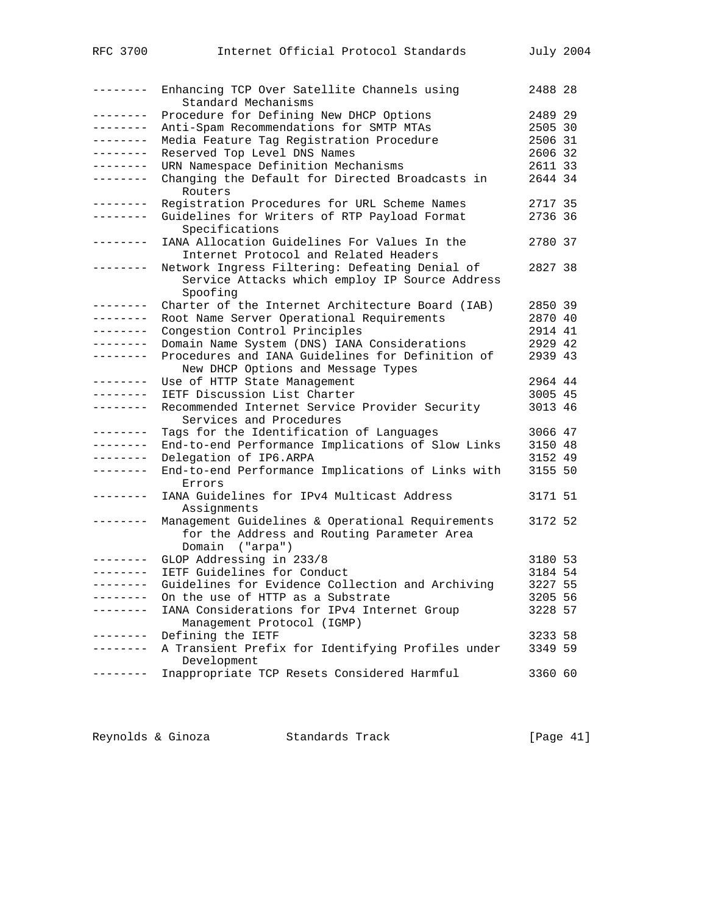```
--------  Enhancing TCP Over Satellite Channels using          2488 28
             Standard Mechanisms
--------  Procedure for Defining New DHCP Options              2489 29
--------  Anti-Spam Recommendations for SMTP MTAs              2505 30
--------  Media Feature Tag Registration Procedure             2506 31
--------  Reserved Top Level DNS Names                         2606 32
--------  URN Namespace Definition Mechanisms                  2611 33
--------  Changing the Default for Directed Broadcasts in      2644 34
             Routers
--------  Registration Procedures for URL Scheme Names         2717 35
--------  Guidelines for Writers of RTP Payload Format         2736 36
             Specifications
--------  IANA Allocation Guidelines For Values In the         2780 37
             Internet Protocol and Related Headers
--------  Network Ingress Filtering: Defeating Denial of       2827 38
             Service Attacks which employ IP Source Address
             Spoofing
--------  Charter of the Internet Architecture Board (IAB)     2850 39
--------  Root Name Server Operational Requirements            2870 40
--------  Congestion Control Principles                        2914 41
--------  Domain Name System (DNS) IANA Considerations         2929 42
--------  Procedures and IANA Guidelines for Definition of     2939 43
             New DHCP Options and Message Types
--------  Use of HTTP State Management                         2964 44
--------  IETF Discussion List Charter                         3005 45
--------  Recommended Internet Service Provider Security       3013 46
             Services and Procedures
--------  Tags for the Identification of Languages             3066 47
--------  End-to-end Performance Implications of Slow Links   3150 48
--------  Delegation of IP6.ARPA                               3152 49
--------  End-to-end Performance Implications of Links with   3155 50
             Errors
--------  IANA Guidelines for IPv4 Multicast Address           3171 51
             Assignments
--------  Management Guidelines & Operational Requirements     3172 52
             for the Address and Routing Parameter Area
             Domain  ("arpa")
--------  GLOP Addressing in 233/8                             3180 53
--------  IETF Guidelines for Conduct                          3184 54
--------  Guidelines for Evidence Collection and Archiving     3227 55
--------  On the use of HTTP as a Substrate                    3205 56
--------  IANA Considerations for IPv4 Internet Group          3228 57
             Management Protocol (IGMP)
--------  Defining the IETF                                    3233 58
--------  A Transient Prefix for Identifying Profiles under    3349 59
             Development
--------  Inappropriate TCP Resets Considered Harmful          3360 60
```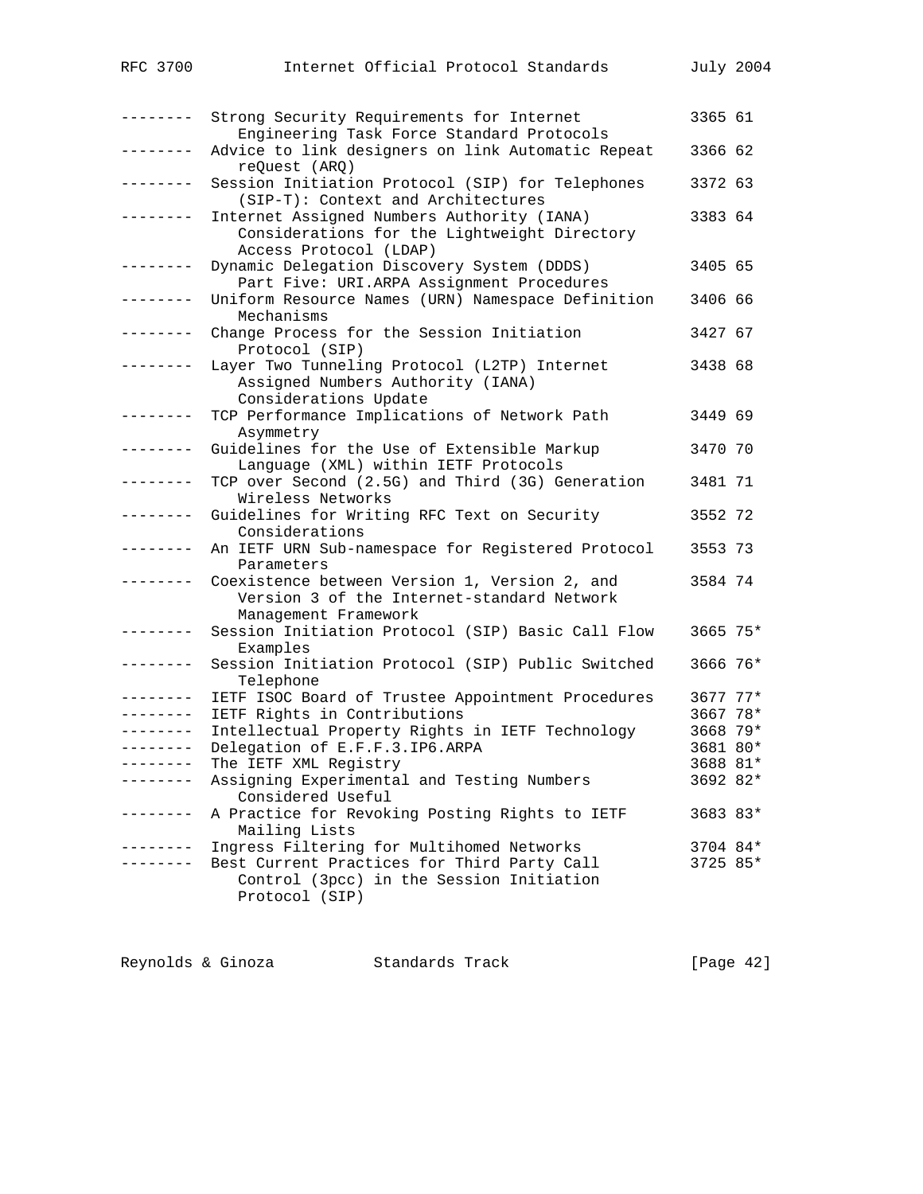| | | | |
|---|---|---|---|
| -------- | Strong Security Requirements for Internet Engineering Task Force Standard Protocols | 3365 | 61 |
| -------- | Advice to link designers on link Automatic Repeat reQuest (ARQ) | 3366 | 62 |
| -------- | Session Initiation Protocol (SIP) for Telephones (SIP-T): Context and Architectures | 3372 | 63 |
| -------- | Internet Assigned Numbers Authority (IANA) Considerations for the Lightweight Directory Access Protocol (LDAP) | 3383 | 64 |
| -------- | Dynamic Delegation Discovery System (DDDS) Part Five: URI.ARPA Assignment Procedures | 3405 | 65 |
| -------- | Uniform Resource Names (URN) Namespace Definition Mechanisms | 3406 | 66 |
| -------- | Change Process for the Session Initiation Protocol (SIP) | 3427 | 67 |
| -------- | Layer Two Tunneling Protocol (L2TP) Internet Assigned Numbers Authority (IANA) Considerations Update | 3438 | 68 |
| -------- | TCP Performance Implications of Network Path Asymmetry | 3449 | 69 |
| -------- | Guidelines for the Use of Extensible Markup Language (XML) within IETF Protocols | 3470 | 70 |
| -------- | TCP over Second (2.5G) and Third (3G) Generation Wireless Networks | 3481 | 71 |
| -------- | Guidelines for Writing RFC Text on Security Considerations | 3552 | 72 |
| -------- | An IETF URN Sub-namespace for Registered Protocol Parameters | 3553 | 73 |
| -------- | Coexistence between Version 1, Version 2, and Version 3 of the Internet-standard Network Management Framework | 3584 | 74 |
| -------- | Session Initiation Protocol (SIP) Basic Call Flow Examples | 3665 | 75* |
| -------- | Session Initiation Protocol (SIP) Public Switched Telephone | 3666 | 76* |
| -------- | IETF ISOC Board of Trustee Appointment Procedures | 3677 | 77* |
| -------- | IETF Rights in Contributions | 3667 | 78* |
| -------- | Intellectual Property Rights in IETF Technology | 3668 | 79* |
| -------- | Delegation of E.F.F.3.IP6.ARPA | 3681 | 80* |
| -------- | The IETF XML Registry | 3688 | 81* |
| -------- | Assigning Experimental and Testing Numbers Considered Useful | 3692 | 82* |
| -------- | A Practice for Revoking Posting Rights to IETF Mailing Lists | 3683 | 83* |
| -------- | Ingress Filtering for Multihomed Networks | 3704 | 84* |
| -------- | Best Current Practices for Third Party Call Control (3pcc) in the Session Initiation Protocol (SIP) | 3725 | 85* |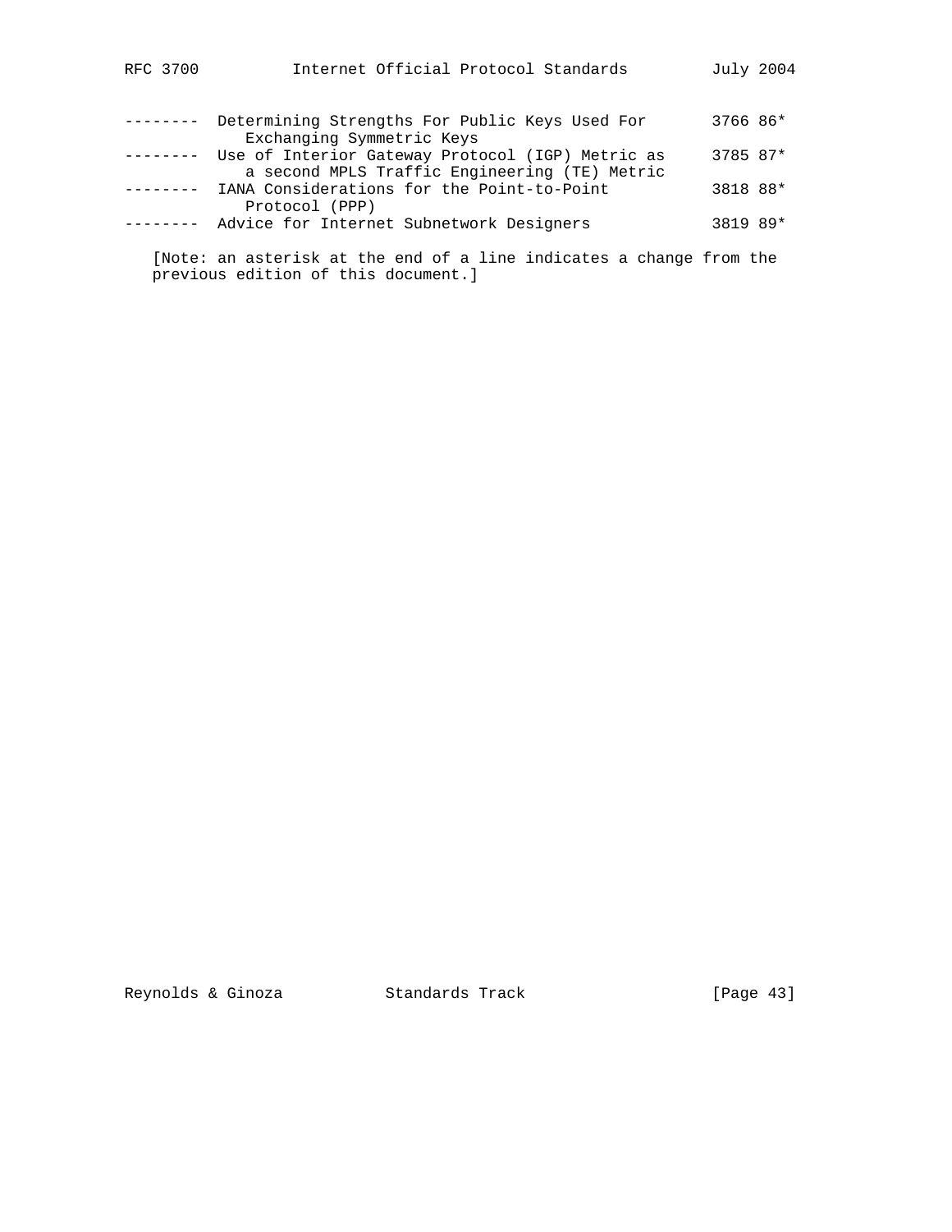| | | | |
|---|---|---|---|
| -------- | Determining Strengths For Public Keys Used For Exchanging Symmetric Keys | 3766 | 86* |
| -------- | Use of Interior Gateway Protocol (IGP) Metric as a second MPLS Traffic Engineering (TE) Metric | 3785 | 87* |
| -------- | IANA Considerations for the Point-to-Point Protocol (PPP) | 3818 | 88* |
| -------- | Advice for Internet Subnetwork Designers | 3819 | 89* |

[Note: an asterisk at the end of a line indicates a change from the previous edition of this document.]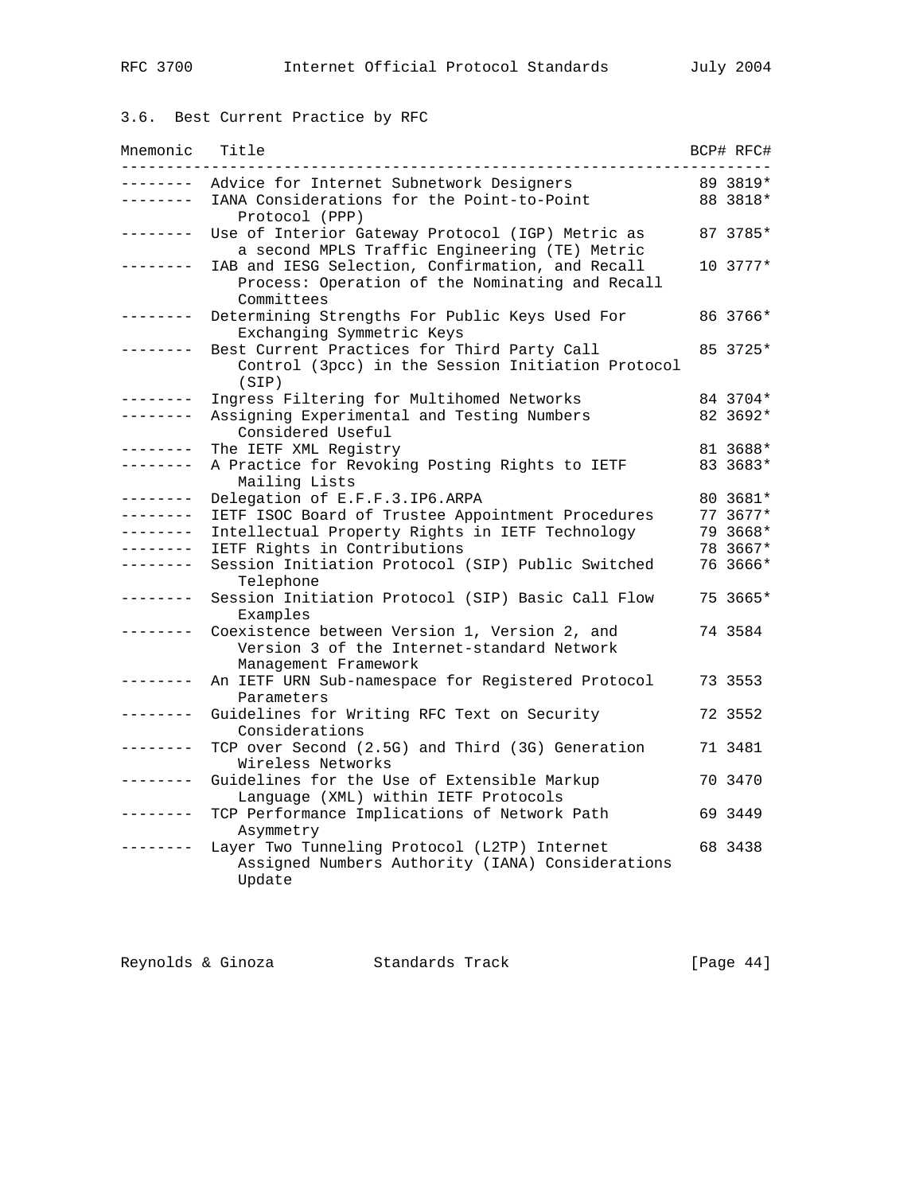### 3.6. Best Current Practice by RFC

| Mnemonic | Title | BCP# | RFC# |
| --- | --- | --- | --- |
| -------- | Advice for Internet Subnetwork Designers | 89 | 3819* |
| -------- | IANA Considerations for the Point-to-Point Protocol (PPP) | 88 | 3818* |
| -------- | Use of Interior Gateway Protocol (IGP) Metric as a second MPLS Traffic Engineering (TE) Metric | 87 | 3785* |
| -------- | IAB and IESG Selection, Confirmation, and Recall Process: Operation of the Nominating and Recall Committees | 10 | 3777* |
| -------- | Determining Strengths For Public Keys Used For Exchanging Symmetric Keys | 86 | 3766* |
| -------- | Best Current Practices for Third Party Call Control (3pcc) in the Session Initiation Protocol (SIP) | 85 | 3725* |
| -------- | Ingress Filtering for Multihomed Networks | 84 | 3704* |
| -------- | Assigning Experimental and Testing Numbers Considered Useful | 82 | 3692* |
| -------- | The IETF XML Registry | 81 | 3688* |
| -------- | A Practice for Revoking Posting Rights to IETF Mailing Lists | 83 | 3683* |
| -------- | Delegation of E.F.F.3.IP6.ARPA | 80 | 3681* |
| -------- | IETF ISOC Board of Trustee Appointment Procedures | 77 | 3677* |
| -------- | Intellectual Property Rights in IETF Technology | 79 | 3668* |
| -------- | IETF Rights in Contributions | 78 | 3667* |
| -------- | Session Initiation Protocol (SIP) Public Switched Telephone | 76 | 3666* |
| -------- | Session Initiation Protocol (SIP) Basic Call Flow Examples | 75 | 3665* |
| -------- | Coexistence between Version 1, Version 2, and Version 3 of the Internet-standard Network Management Framework | 74 | 3584 |
| -------- | An IETF URN Sub-namespace for Registered Protocol Parameters | 73 | 3553 |
| -------- | Guidelines for Writing RFC Text on Security Considerations | 72 | 3552 |
| -------- | TCP over Second (2.5G) and Third (3G) Generation Wireless Networks | 71 | 3481 |
| -------- | Guidelines for the Use of Extensible Markup Language (XML) within IETF Protocols | 70 | 3470 |
| -------- | TCP Performance Implications of Network Path Asymmetry | 69 | 3449 |
| -------- | Layer Two Tunneling Protocol (L2TP) Internet Assigned Numbers Authority (IANA) Considerations Update | 68 | 3438 |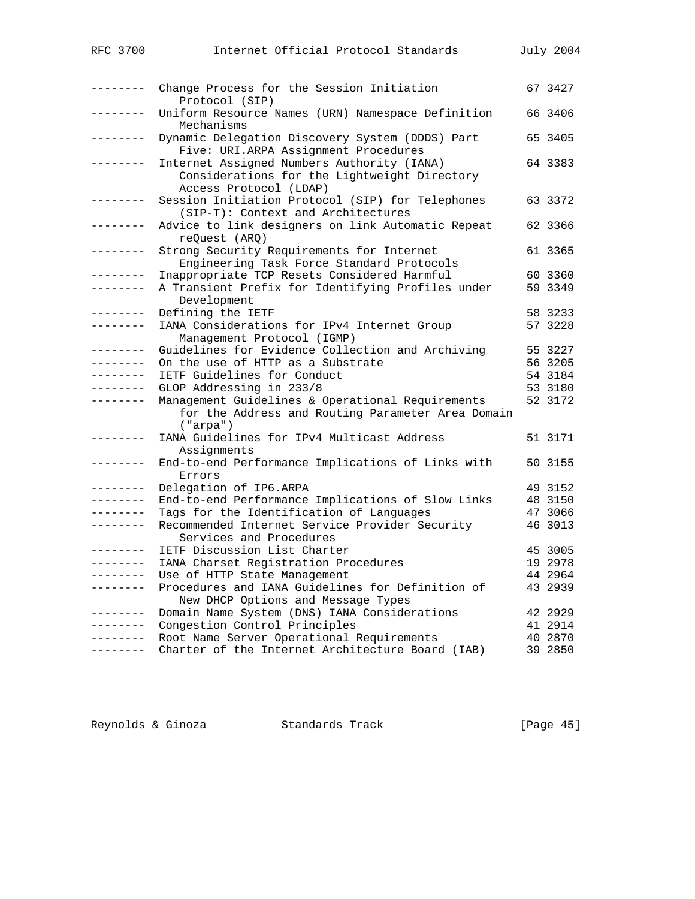| | | | |
|---|---|---|---|
| -------- | Change Process for the Session Initiation Protocol (SIP) | 67 | 3427 |
| -------- | Uniform Resource Names (URN) Namespace Definition Mechanisms | 66 | 3406 |
| -------- | Dynamic Delegation Discovery System (DDDS) Part Five: URI.ARPA Assignment Procedures | 65 | 3405 |
| -------- | Internet Assigned Numbers Authority (IANA) Considerations for the Lightweight Directory Access Protocol (LDAP) | 64 | 3383 |
| -------- | Session Initiation Protocol (SIP) for Telephones (SIP-T): Context and Architectures | 63 | 3372 |
| -------- | Advice to link designers on link Automatic Repeat reQuest (ARQ) | 62 | 3366 |
| -------- | Strong Security Requirements for Internet Engineering Task Force Standard Protocols | 61 | 3365 |
| -------- | Inappropriate TCP Resets Considered Harmful | 60 | 3360 |
| -------- | A Transient Prefix for Identifying Profiles under Development | 59 | 3349 |
| -------- | Defining the IETF | 58 | 3233 |
| -------- | IANA Considerations for IPv4 Internet Group Management Protocol (IGMP) | 57 | 3228 |
| -------- | Guidelines for Evidence Collection and Archiving | 55 | 3227 |
| -------- | On the use of HTTP as a Substrate | 56 | 3205 |
| -------- | IETF Guidelines for Conduct | 54 | 3184 |
| -------- | GLOP Addressing in 233/8 | 53 | 3180 |
| -------- | Management Guidelines & Operational Requirements for the Address and Routing Parameter Area Domain ("arpa") | 52 | 3172 |
| -------- | IANA Guidelines for IPv4 Multicast Address Assignments | 51 | 3171 |
| -------- | End-to-end Performance Implications of Links with Errors | 50 | 3155 |
| -------- | Delegation of IP6.ARPA | 49 | 3152 |
| -------- | End-to-end Performance Implications of Slow Links | 48 | 3150 |
| -------- | Tags for the Identification of Languages | 47 | 3066 |
| -------- | Recommended Internet Service Provider Security Services and Procedures | 46 | 3013 |
| -------- | IETF Discussion List Charter | 45 | 3005 |
| -------- | IANA Charset Registration Procedures | 19 | 2978 |
| -------- | Use of HTTP State Management | 44 | 2964 |
| -------- | Procedures and IANA Guidelines for Definition of New DHCP Options and Message Types | 43 | 2939 |
| -------- | Domain Name System (DNS) IANA Considerations | 42 | 2929 |
| -------- | Congestion Control Principles | 41 | 2914 |
| -------- | Root Name Server Operational Requirements | 40 | 2870 |
| -------- | Charter of the Internet Architecture Board (IAB) | 39 | 2850 |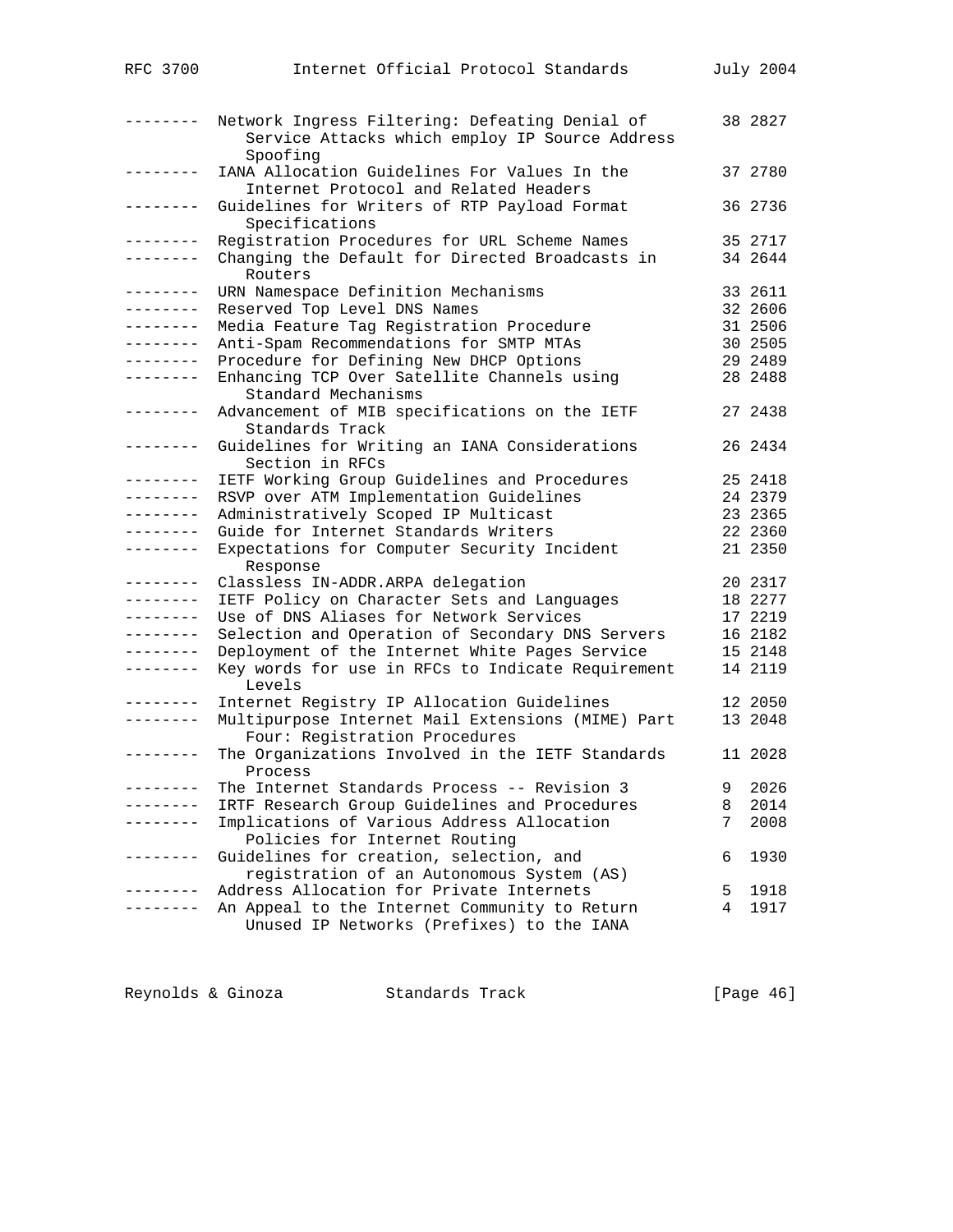```
--------  Network Ingress Filtering: Defeating Denial of      38 2827
             Service Attacks which employ IP Source Address
             Spoofing
--------  IANA Allocation Guidelines For Values In the        37 2780
             Internet Protocol and Related Headers
--------  Guidelines for Writers of RTP Payload Format        36 2736
             Specifications
--------  Registration Procedures for URL Scheme Names        35 2717
--------  Changing the Default for Directed Broadcasts in     34 2644
             Routers
--------  URN Namespace Definition Mechanisms                 33 2611
--------  Reserved Top Level DNS Names                        32 2606
--------  Media Feature Tag Registration Procedure            31 2506
--------  Anti-Spam Recommendations for SMTP MTAs             30 2505
--------  Procedure for Defining New DHCP Options             29 2489
--------  Enhancing TCP Over Satellite Channels using         28 2488
             Standard Mechanisms
--------  Advancement of MIB specifications on the IETF       27 2438
             Standards Track
--------  Guidelines for Writing an IANA Considerations       26 2434
             Section in RFCs
--------  IETF Working Group Guidelines and Procedures        25 2418
--------  RSVP over ATM Implementation Guidelines             24 2379
--------  Administratively Scoped IP Multicast                23 2365
--------  Guide for Internet Standards Writers                22 2360
--------  Expectations for Computer Security Incident         21 2350
             Response
--------  Classless IN-ADDR.ARPA delegation                   20 2317
--------  IETF Policy on Character Sets and Languages         18 2277
--------  Use of DNS Aliases for Network Services             17 2219
--------  Selection and Operation of Secondary DNS Servers    16 2182
--------  Deployment of the Internet White Pages Service      15 2148
--------  Key words for use in RFCs to Indicate Requirement   14 2119
             Levels
--------  Internet Registry IP Allocation Guidelines          12 2050
--------  Multipurpose Internet Mail Extensions (MIME) Part   13 2048
             Four: Registration Procedures
--------  The Organizations Involved in the IETF Standards    11 2028
             Process
--------  The Internet Standards Process -- Revision 3        9  2026
--------  IRTF Research Group Guidelines and Procedures       8  2014
--------  Implications of Various Address Allocation          7  2008
             Policies for Internet Routing
--------  Guidelines for creation, selection, and             6  1930
             registration of an Autonomous System (AS)
--------  Address Allocation for Private Internets            5  1918
--------  An Appeal to the Internet Community to Return       4  1917
             Unused IP Networks (Prefixes) to the IANA
```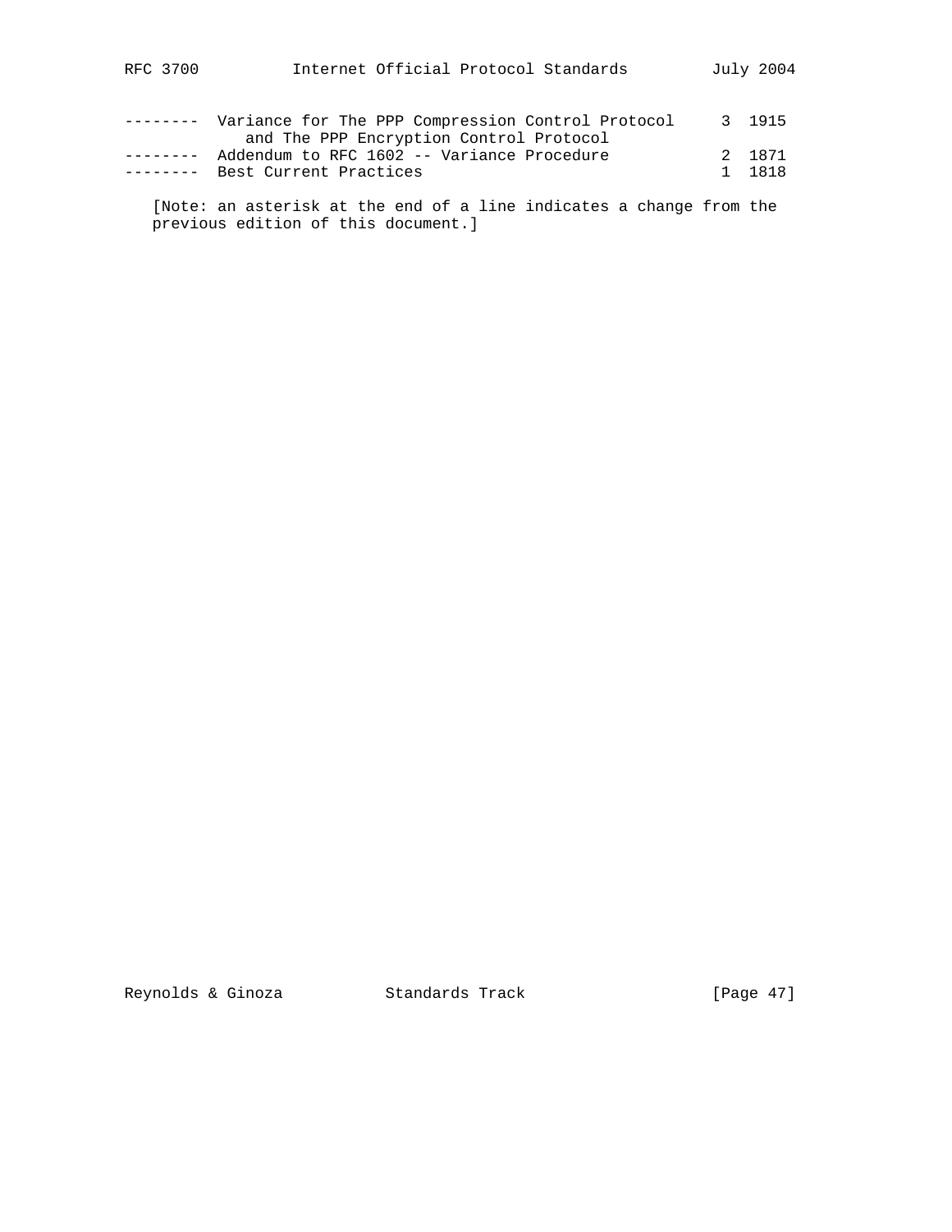```
--------  Variance for The PPP Compression Control Protocol     3  1915
             and The PPP Encryption Control Protocol
--------  Addendum to RFC 1602 -- Variance Procedure            2  1871
--------  Best Current Practices                                1  1818
```

[Note: an asterisk at the end of a line indicates a change from the previous edition of this document.]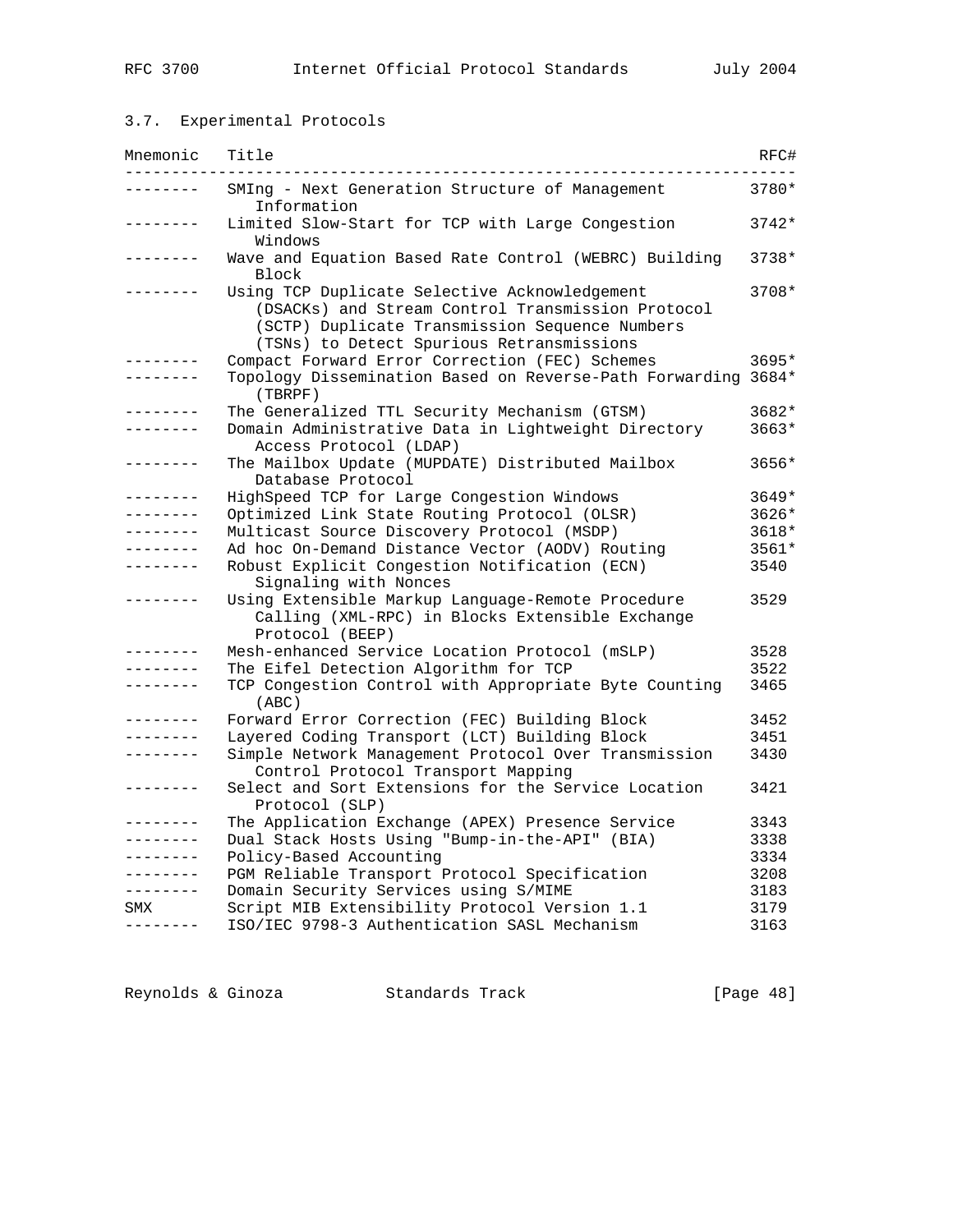### 3.7. Experimental Protocols

| Mnemonic | Title | RFC# |
|---|---|---|
| -------- | SMIng - Next Generation Structure of Management Information | 3780* |
| -------- | Limited Slow-Start for TCP with Large Congestion Windows | 3742* |
| -------- | Wave and Equation Based Rate Control (WEBRC) Building Block | 3738* |
| -------- | Using TCP Duplicate Selective Acknowledgement (DSACKs) and Stream Control Transmission Protocol (SCTP) Duplicate Transmission Sequence Numbers (TSNs) to Detect Spurious Retransmissions | 3708* |
| -------- | Compact Forward Error Correction (FEC) Schemes | 3695* |
| -------- | Topology Dissemination Based on Reverse-Path Forwarding (TBRPF) | 3684* |
| -------- | The Generalized TTL Security Mechanism (GTSM) | 3682* |
| -------- | Domain Administrative Data in Lightweight Directory Access Protocol (LDAP) | 3663* |
| -------- | The Mailbox Update (MUPDATE) Distributed Mailbox Database Protocol | 3656* |
| -------- | HighSpeed TCP for Large Congestion Windows | 3649* |
| -------- | Optimized Link State Routing Protocol (OLSR) | 3626* |
| -------- | Multicast Source Discovery Protocol (MSDP) | 3618* |
| -------- | Ad hoc On-Demand Distance Vector (AODV) Routing | 3561* |
| -------- | Robust Explicit Congestion Notification (ECN) Signaling with Nonces | 3540 |
| -------- | Using Extensible Markup Language-Remote Procedure Calling (XML-RPC) in Blocks Extensible Exchange Protocol (BEEP) | 3529 |
| -------- | Mesh-enhanced Service Location Protocol (mSLP) | 3528 |
| -------- | The Eifel Detection Algorithm for TCP | 3522 |
| -------- | TCP Congestion Control with Appropriate Byte Counting (ABC) | 3465 |
| -------- | Forward Error Correction (FEC) Building Block | 3452 |
| -------- | Layered Coding Transport (LCT) Building Block | 3451 |
| -------- | Simple Network Management Protocol Over Transmission Control Protocol Transport Mapping | 3430 |
| -------- | Select and Sort Extensions for the Service Location Protocol (SLP) | 3421 |
| -------- | The Application Exchange (APEX) Presence Service | 3343 |
| -------- | Dual Stack Hosts Using "Bump-in-the-API" (BIA) | 3338 |
| -------- | Policy-Based Accounting | 3334 |
| -------- | PGM Reliable Transport Protocol Specification | 3208 |
| -------- | Domain Security Services using S/MIME | 3183 |
| SMX | Script MIB Extensibility Protocol Version 1.1 | 3179 |
| -------- | ISO/IEC 9798-3 Authentication SASL Mechanism | 3163 |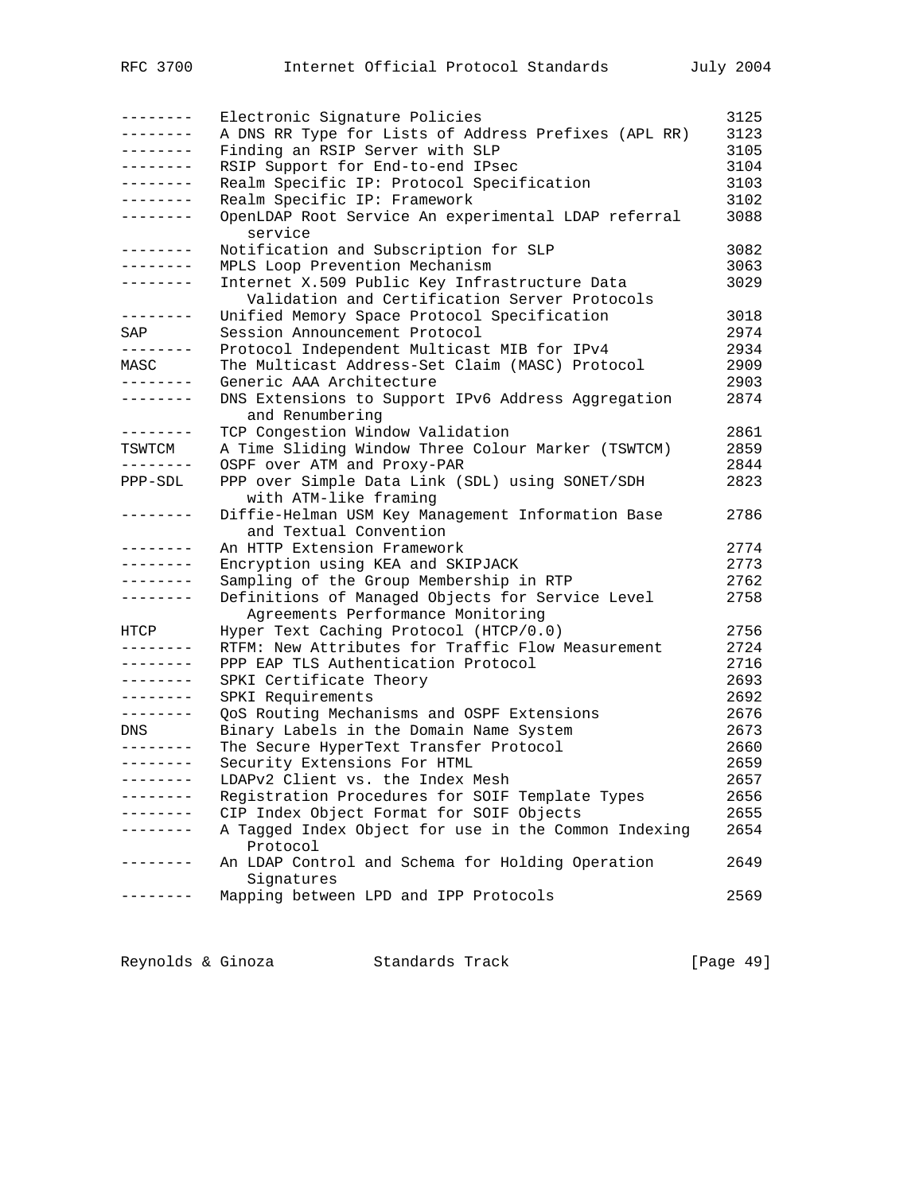| | | |
|---|---|---|
| -------- | Electronic Signature Policies | 3125 |
| -------- | A DNS RR Type for Lists of Address Prefixes (APL RR) | 3123 |
| -------- | Finding an RSIP Server with SLP | 3105 |
| -------- | RSIP Support for End-to-end IPsec | 3104 |
| -------- | Realm Specific IP: Protocol Specification | 3103 |
| -------- | Realm Specific IP: Framework | 3102 |
| -------- | OpenLDAP Root Service An experimental LDAP referral service | 3088 |
| -------- | Notification and Subscription for SLP | 3082 |
| -------- | MPLS Loop Prevention Mechanism | 3063 |
| -------- | Internet X.509 Public Key Infrastructure Data Validation and Certification Server Protocols | 3029 |
| -------- | Unified Memory Space Protocol Specification | 3018 |
| SAP | Session Announcement Protocol | 2974 |
| -------- | Protocol Independent Multicast MIB for IPv4 | 2934 |
| MASC | The Multicast Address-Set Claim (MASC) Protocol | 2909 |
| -------- | Generic AAA Architecture | 2903 |
| -------- | DNS Extensions to Support IPv6 Address Aggregation and Renumbering | 2874 |
| -------- | TCP Congestion Window Validation | 2861 |
| TSWTCM | A Time Sliding Window Three Colour Marker (TSWTCM) | 2859 |
| -------- | OSPF over ATM and Proxy-PAR | 2844 |
| PPP-SDL | PPP over Simple Data Link (SDL) using SONET/SDH with ATM-like framing | 2823 |
| -------- | Diffie-Helman USM Key Management Information Base and Textual Convention | 2786 |
| -------- | An HTTP Extension Framework | 2774 |
| -------- | Encryption using KEA and SKIPJACK | 2773 |
| -------- | Sampling of the Group Membership in RTP | 2762 |
| -------- | Definitions of Managed Objects for Service Level Agreements Performance Monitoring | 2758 |
| HTCP | Hyper Text Caching Protocol (HTCP/0.0) | 2756 |
| -------- | RTFM: New Attributes for Traffic Flow Measurement | 2724 |
| -------- | PPP EAP TLS Authentication Protocol | 2716 |
| -------- | SPKI Certificate Theory | 2693 |
| -------- | SPKI Requirements | 2692 |
| -------- | QoS Routing Mechanisms and OSPF Extensions | 2676 |
| DNS | Binary Labels in the Domain Name System | 2673 |
| -------- | The Secure HyperText Transfer Protocol | 2660 |
| -------- | Security Extensions For HTML | 2659 |
| -------- | LDAPv2 Client vs. the Index Mesh | 2657 |
| -------- | Registration Procedures for SOIF Template Types | 2656 |
| -------- | CIP Index Object Format for SOIF Objects | 2655 |
| -------- | A Tagged Index Object for use in the Common Indexing Protocol | 2654 |
| -------- | An LDAP Control and Schema for Holding Operation Signatures | 2649 |
| -------- | Mapping between LPD and IPP Protocols | 2569 |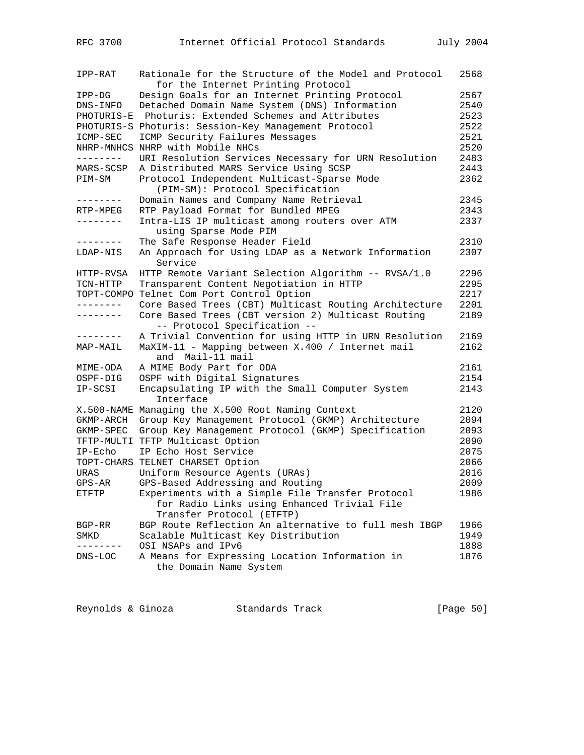| | | |
|---|---|---|
| IPP-RAT | Rationale for the Structure of the Model and Protocol for the Internet Printing Protocol | 2568 |
| IPP-DG | Design Goals for an Internet Printing Protocol | 2567 |
| DNS-INFO | Detached Domain Name System (DNS) Information | 2540 |
| PHOTURIS-E | Photuris: Extended Schemes and Attributes | 2523 |
| PHOTURIS-S | Photuris: Session-Key Management Protocol | 2522 |
| ICMP-SEC | ICMP Security Failures Messages | 2521 |
| NHRP-MNHCS | NHRP with Mobile NHCs | 2520 |
| -------- | URI Resolution Services Necessary for URN Resolution | 2483 |
| MARS-SCSP | A Distributed MARS Service Using SCSP | 2443 |
| PIM-SM | Protocol Independent Multicast-Sparse Mode (PIM-SM): Protocol Specification | 2362 |
| -------- | Domain Names and Company Name Retrieval | 2345 |
| RTP-MPEG | RTP Payload Format for Bundled MPEG | 2343 |
| -------- | Intra-LIS IP multicast among routers over ATM using Sparse Mode PIM | 2337 |
| -------- | The Safe Response Header Field | 2310 |
| LDAP-NIS | An Approach for Using LDAP as a Network Information Service | 2307 |
| HTTP-RVSA | HTTP Remote Variant Selection Algorithm -- RVSA/1.0 | 2296 |
| TCN-HTTP | Transparent Content Negotiation in HTTP | 2295 |
| TOPT-COMPO | Telnet Com Port Control Option | 2217 |
| -------- | Core Based Trees (CBT) Multicast Routing Architecture | 2201 |
| -------- | Core Based Trees (CBT version 2) Multicast Routing -- Protocol Specification -- | 2189 |
| -------- | A Trivial Convention for using HTTP in URN Resolution | 2169 |
| MAP-MAIL | MaXIM-11 - Mapping between X.400 / Internet mail and Mail-11 mail | 2162 |
| MIME-ODA | A MIME Body Part for ODA | 2161 |
| OSPF-DIG | OSPF with Digital Signatures | 2154 |
| IP-SCSI | Encapsulating IP with the Small Computer System Interface | 2143 |
| X.500-NAME | Managing the X.500 Root Naming Context | 2120 |
| GKMP-ARCH | Group Key Management Protocol (GKMP) Architecture | 2094 |
| GKMP-SPEC | Group Key Management Protocol (GKMP) Specification | 2093 |
| TFTP-MULTI | TFTP Multicast Option | 2090 |
| IP-Echo | IP Echo Host Service | 2075 |
| TOPT-CHARS | TELNET CHARSET Option | 2066 |
| URAS | Uniform Resource Agents (URAs) | 2016 |
| GPS-AR | GPS-Based Addressing and Routing | 2009 |
| ETFTP | Experiments with a Simple File Transfer Protocol for Radio Links using Enhanced Trivial File Transfer Protocol (ETFTP) | 1986 |
| BGP-RR | BGP Route Reflection An alternative to full mesh IBGP | 1966 |
| SMKD | Scalable Multicast Key Distribution | 1949 |
| -------- | OSI NSAPs and IPv6 | 1888 |
| DNS-LOC | A Means for Expressing Location Information in the Domain Name System | 1876 |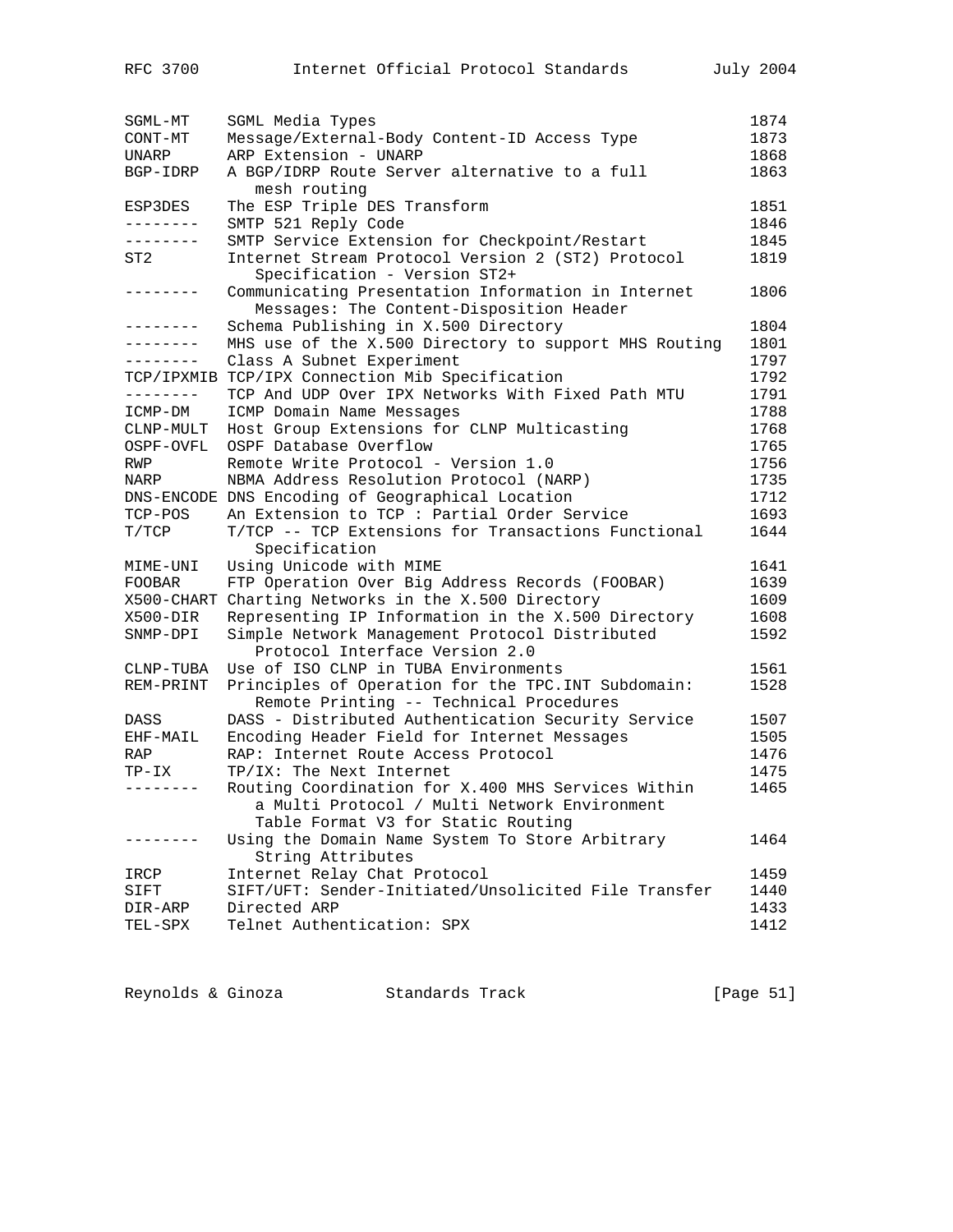| | | |
|---|---|---|
| SGML-MT | SGML Media Types | 1874 |
| CONT-MT | Message/External-Body Content-ID Access Type | 1873 |
| UNARP | ARP Extension - UNARP | 1868 |
| BGP-IDRP | A BGP/IDRP Route Server alternative to a full mesh routing | 1863 |
| ESP3DES | The ESP Triple DES Transform | 1851 |
| -------- | SMTP 521 Reply Code | 1846 |
| -------- | SMTP Service Extension for Checkpoint/Restart | 1845 |
| ST2 | Internet Stream Protocol Version 2 (ST2) Protocol Specification - Version ST2+ | 1819 |
| -------- | Communicating Presentation Information in Internet Messages: The Content-Disposition Header | 1806 |
| -------- | Schema Publishing in X.500 Directory | 1804 |
| -------- | MHS use of the X.500 Directory to support MHS Routing | 1801 |
| -------- | Class A Subnet Experiment | 1797 |
| TCP/IPXMIB | TCP/IPX Connection Mib Specification | 1792 |
| -------- | TCP And UDP Over IPX Networks With Fixed Path MTU | 1791 |
| ICMP-DM | ICMP Domain Name Messages | 1788 |
| CLNP-MULT | Host Group Extensions for CLNP Multicasting | 1768 |
| OSPF-OVFL | OSPF Database Overflow | 1765 |
| RWP | Remote Write Protocol - Version 1.0 | 1756 |
| NARP | NBMA Address Resolution Protocol (NARP) | 1735 |
| DNS-ENCODE | DNS Encoding of Geographical Location | 1712 |
| TCP-POS | An Extension to TCP : Partial Order Service | 1693 |
| T/TCP | T/TCP -- TCP Extensions for Transactions Functional Specification | 1644 |
| MIME-UNI | Using Unicode with MIME | 1641 |
| FOOBAR | FTP Operation Over Big Address Records (FOOBAR) | 1639 |
| X500-CHART | Charting Networks in the X.500 Directory | 1609 |
| X500-DIR | Representing IP Information in the X.500 Directory | 1608 |
| SNMP-DPI | Simple Network Management Protocol Distributed Protocol Interface Version 2.0 | 1592 |
| CLNP-TUBA | Use of ISO CLNP in TUBA Environments | 1561 |
| REM-PRINT | Principles of Operation for the TPC.INT Subdomain: Remote Printing -- Technical Procedures | 1528 |
| DASS | DASS - Distributed Authentication Security Service | 1507 |
| EHF-MAIL | Encoding Header Field for Internet Messages | 1505 |
| RAP | RAP: Internet Route Access Protocol | 1476 |
| TP-IX | TP/IX: The Next Internet | 1475 |
| -------- | Routing Coordination for X.400 MHS Services Within a Multi Protocol / Multi Network Environment Table Format V3 for Static Routing | 1465 |
| -------- | Using the Domain Name System To Store Arbitrary String Attributes | 1464 |
| IRCP | Internet Relay Chat Protocol | 1459 |
| SIFT | SIFT/UFT: Sender-Initiated/Unsolicited File Transfer | 1440 |
| DIR-ARP | Directed ARP | 1433 |
| TEL-SPX | Telnet Authentication: SPX | 1412 |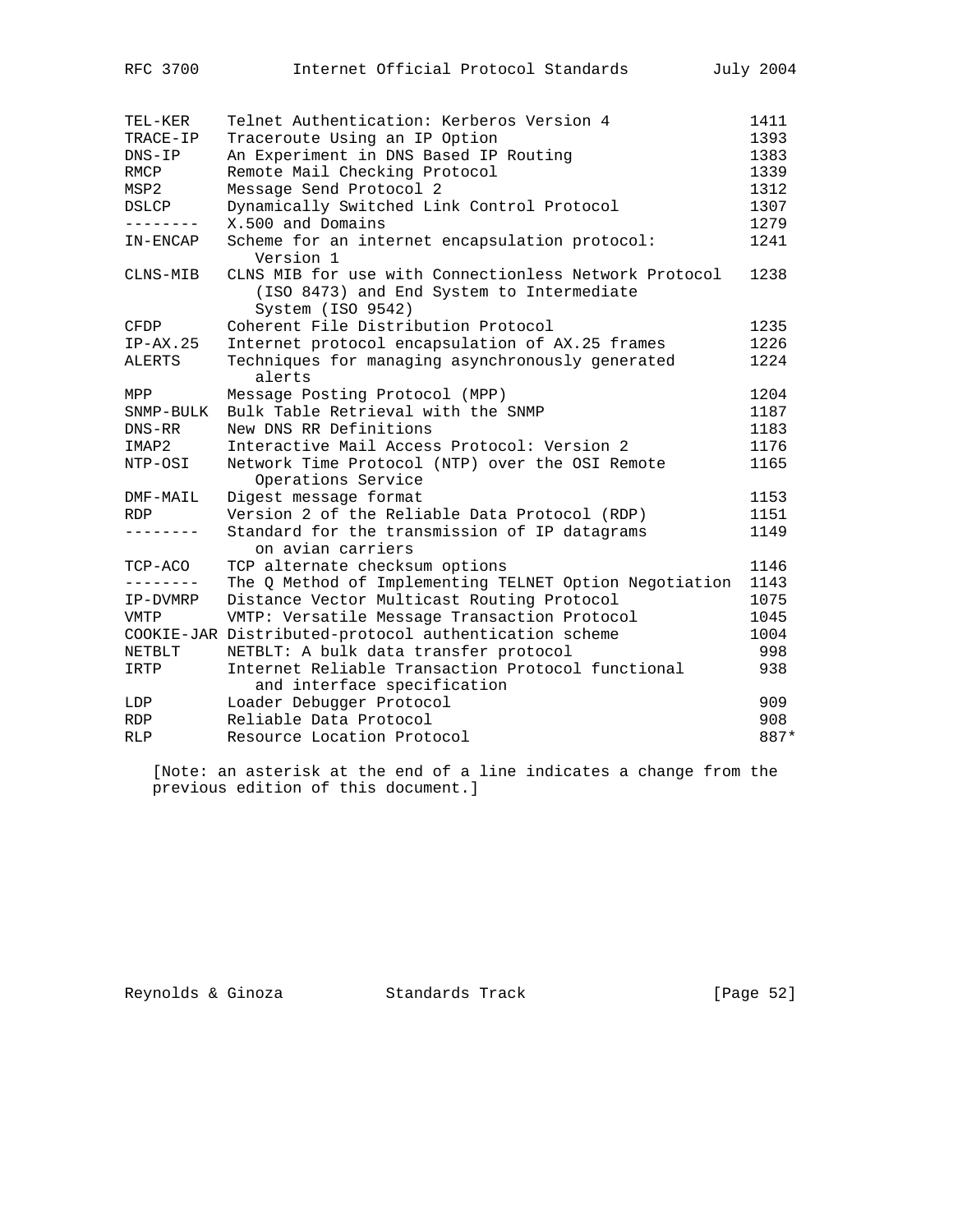| | | |
|---|---|---|
| TEL-KER | Telnet Authentication: Kerberos Version 4 | 1411 |
| TRACE-IP | Traceroute Using an IP Option | 1393 |
| DNS-IP | An Experiment in DNS Based IP Routing | 1383 |
| RMCP | Remote Mail Checking Protocol | 1339 |
| MSP2 | Message Send Protocol 2 | 1312 |
| DSLCP | Dynamically Switched Link Control Protocol | 1307 |
| -------- | X.500 and Domains | 1279 |
| IN-ENCAP | Scheme for an internet encapsulation protocol: Version 1 | 1241 |
| CLNS-MIB | CLNS MIB for use with Connectionless Network Protocol (ISO 8473) and End System to Intermediate System (ISO 9542) | 1238 |
| CFDP | Coherent File Distribution Protocol | 1235 |
| IP-AX.25 | Internet protocol encapsulation of AX.25 frames | 1226 |
| ALERTS | Techniques for managing asynchronously generated alerts | 1224 |
| MPP | Message Posting Protocol (MPP) | 1204 |
| SNMP-BULK | Bulk Table Retrieval with the SNMP | 1187 |
| DNS-RR | New DNS RR Definitions | 1183 |
| IMAP2 | Interactive Mail Access Protocol: Version 2 | 1176 |
| NTP-OSI | Network Time Protocol (NTP) over the OSI Remote Operations Service | 1165 |
| DMF-MAIL | Digest message format | 1153 |
| RDP | Version 2 of the Reliable Data Protocol (RDP) | 1151 |
| -------- | Standard for the transmission of IP datagrams on avian carriers | 1149 |
| TCP-ACO | TCP alternate checksum options | 1146 |
| -------- | The Q Method of Implementing TELNET Option Negotiation | 1143 |
| IP-DVMRP | Distance Vector Multicast Routing Protocol | 1075 |
| VMTP | VMTP: Versatile Message Transaction Protocol | 1045 |
| COOKIE-JAR | Distributed-protocol authentication scheme | 1004 |
| NETBLT | NETBLT: A bulk data transfer protocol | 998 |
| IRTP | Internet Reliable Transaction Protocol functional and interface specification | 938 |
| LDP | Loader Debugger Protocol | 909 |
| RDP | Reliable Data Protocol | 908 |
| RLP | Resource Location Protocol | 887* |

[Note: an asterisk at the end of a line indicates a change from the previous edition of this document.]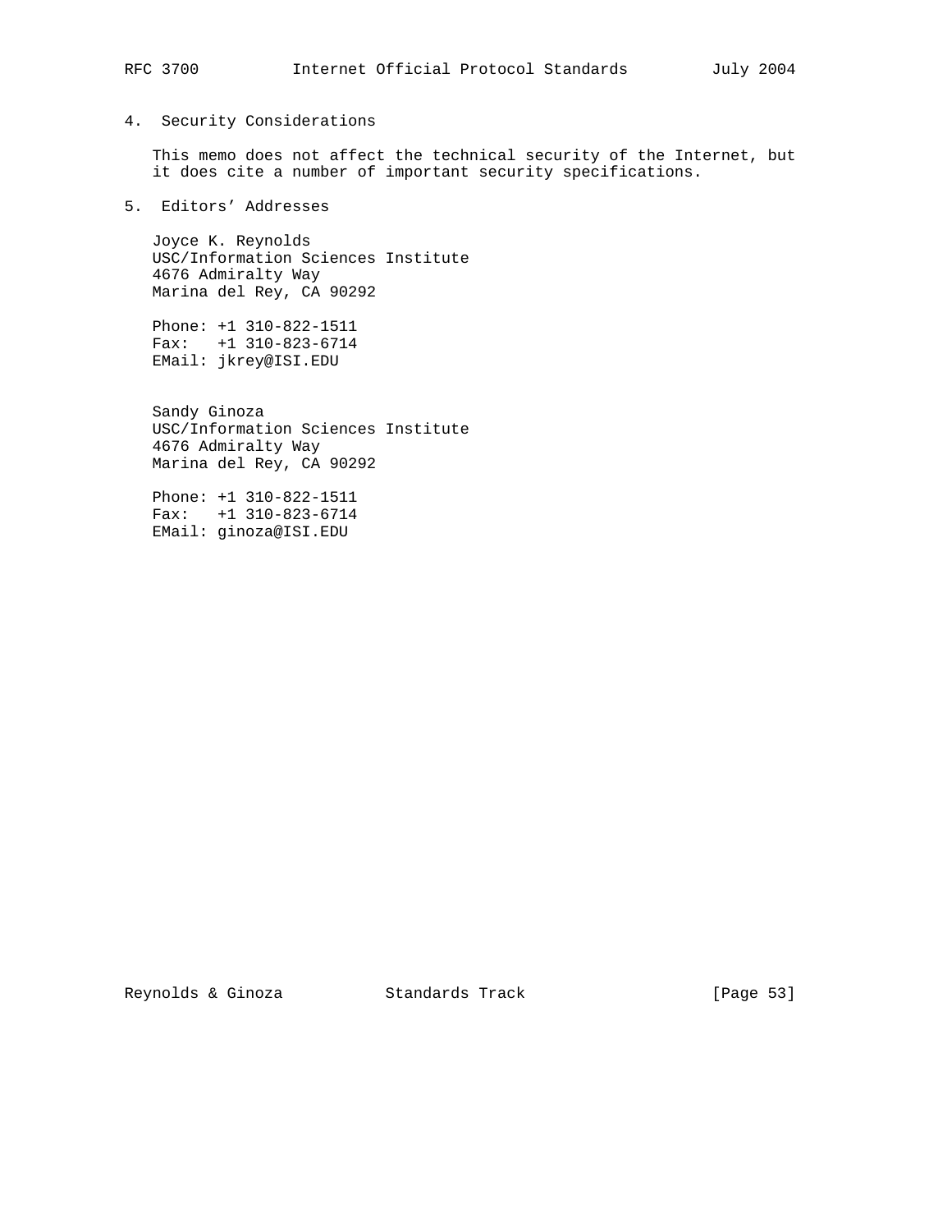## 4. Security Considerations

This memo does not affect the technical security of the Internet, but it does cite a number of important security specifications.

## 5. Editors' Addresses

Joyce K. Reynolds
USC/Information Sciences Institute
4676 Admiralty Way
Marina del Rey, CA 90292

Phone: +1 310-822-1511
Fax: +1 310-823-6714
EMail: jkrey@ISI.EDU

Sandy Ginoza
USC/Information Sciences Institute
4676 Admiralty Way
Marina del Rey, CA 90292

Phone: +1 310-822-1511
Fax: +1 310-823-6714
EMail: ginoza@ISI.EDU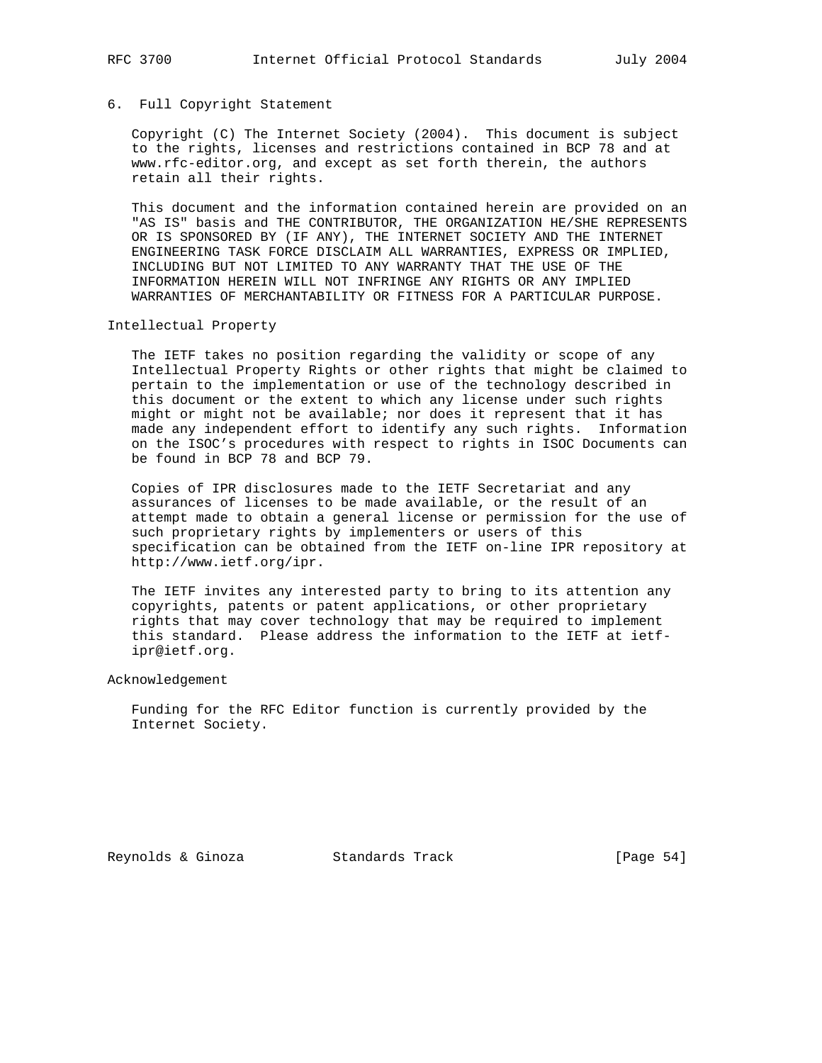## 6. Full Copyright Statement

Copyright (C) The Internet Society (2004). This document is subject to the rights, licenses and restrictions contained in BCP 78 and at www.rfc-editor.org, and except as set forth therein, the authors retain all their rights.

This document and the information contained herein are provided on an "AS IS" basis and THE CONTRIBUTOR, THE ORGANIZATION HE/SHE REPRESENTS OR IS SPONSORED BY (IF ANY), THE INTERNET SOCIETY AND THE INTERNET ENGINEERING TASK FORCE DISCLAIM ALL WARRANTIES, EXPRESS OR IMPLIED, INCLUDING BUT NOT LIMITED TO ANY WARRANTY THAT THE USE OF THE INFORMATION HEREIN WILL NOT INFRINGE ANY RIGHTS OR ANY IMPLIED WARRANTIES OF MERCHANTABILITY OR FITNESS FOR A PARTICULAR PURPOSE.

### Intellectual Property

The IETF takes no position regarding the validity or scope of any Intellectual Property Rights or other rights that might be claimed to pertain to the implementation or use of the technology described in this document or the extent to which any license under such rights might or might not be available; nor does it represent that it has made any independent effort to identify any such rights. Information on the ISOC's procedures with respect to rights in ISOC Documents can be found in BCP 78 and BCP 79.

Copies of IPR disclosures made to the IETF Secretariat and any assurances of licenses to be made available, or the result of an attempt made to obtain a general license or permission for the use of such proprietary rights by implementers or users of this specification can be obtained from the IETF on-line IPR repository at http://www.ietf.org/ipr.

The IETF invites any interested party to bring to its attention any copyrights, patents or patent applications, or other proprietary rights that may cover technology that may be required to implement this standard. Please address the information to the IETF at ietf-ipr@ietf.org.

### Acknowledgement

Funding for the RFC Editor function is currently provided by the Internet Society.